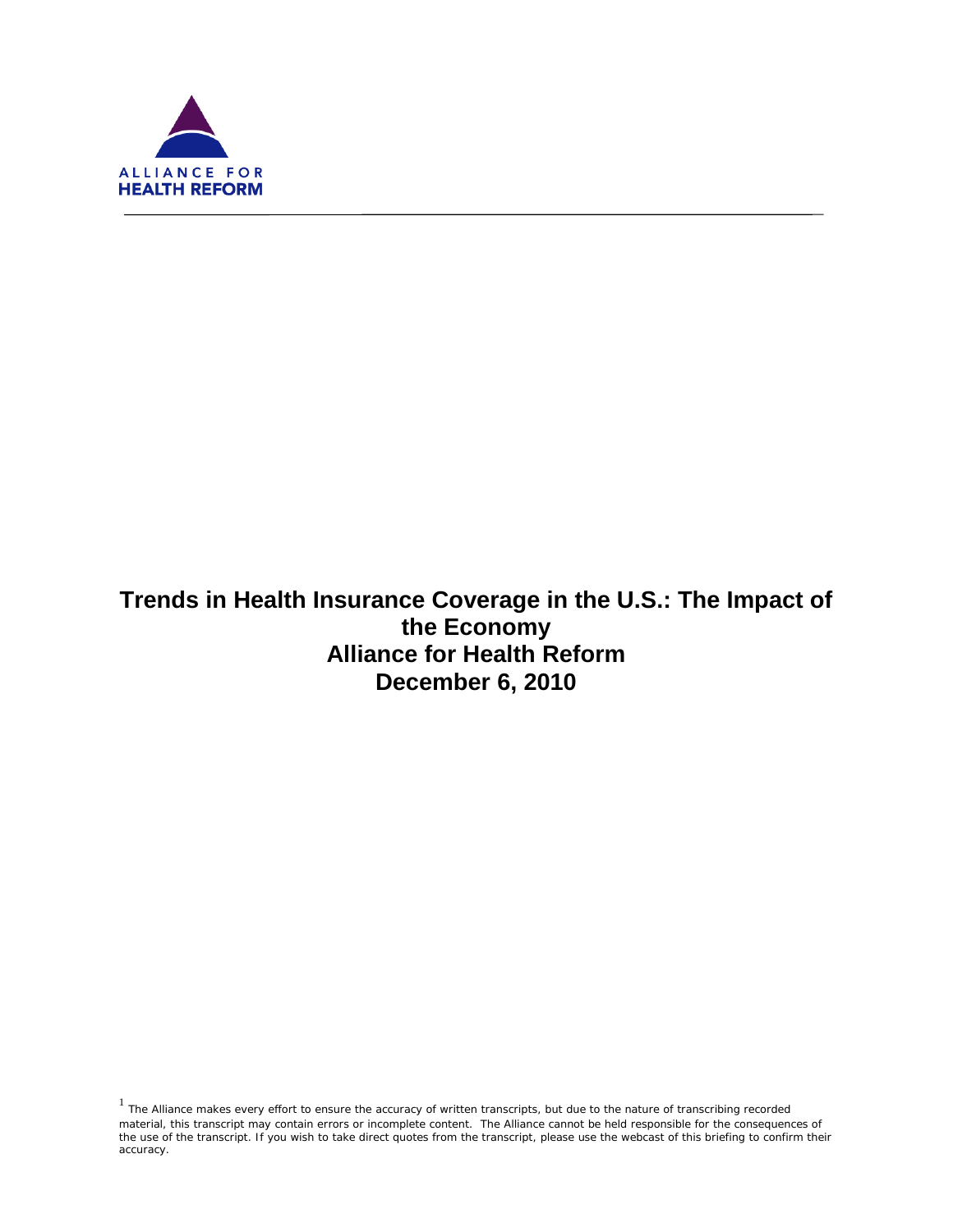ALLIANCE FOR
HEALTH REFORM

# Trends in Health Insurance Coverage in the U.S.: The Impact of the Economy
## Alliance for Health Reform
## December 6, 2010

[1] The Alliance makes every effort to ensure the accuracy of written transcripts, but due to the nature of transcribing recorded material, this transcript may contain errors or incomplete content. The Alliance cannot be held responsible for the consequences of the use of the transcript. If you wish to take direct quotes from the transcript, please use the webcast of this briefing to confirm their accuracy.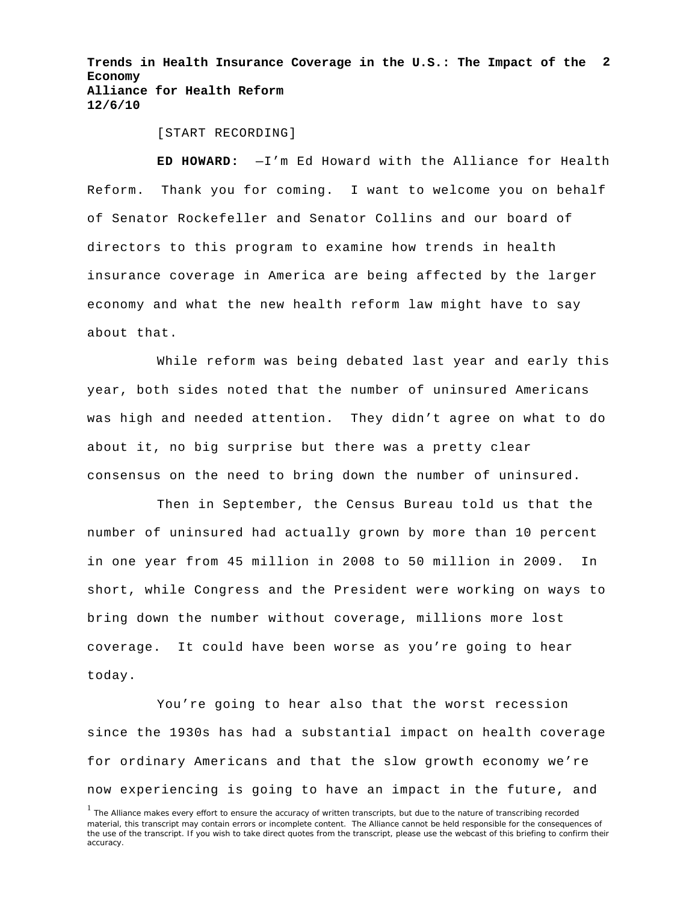[START RECORDING]

**ED HOWARD:** —I'm Ed Howard with the Alliance for Health Reform. Thank you for coming. I want to welcome you on behalf of Senator Rockefeller and Senator Collins and our board of directors to this program to examine how trends in health insurance coverage in America are being affected by the larger economy and what the new health reform law might have to say about that.

While reform was being debated last year and early this year, both sides noted that the number of uninsured Americans was high and needed attention. They didn't agree on what to do about it, no big surprise but there was a pretty clear consensus on the need to bring down the number of uninsured.

Then in September, the Census Bureau told us that the number of uninsured had actually grown by more than 10 percent in one year from 45 million in 2008 to 50 million in 2009. In short, while Congress and the President were working on ways to bring down the number without coverage, millions more lost coverage. It could have been worse as you're going to hear today.

You're going to hear also that the worst recession since the 1930s has had a substantial impact on health coverage for ordinary Americans and that the slow growth economy we're now experiencing is going to have an impact in the future, and

[1] The Alliance makes every effort to ensure the accuracy of written transcripts, but due to the nature of transcribing recorded material, this transcript may contain errors or incomplete content. The Alliance cannot be held responsible for the consequences of the use of the transcript. If you wish to take direct quotes from the transcript, please use the webcast of this briefing to confirm their accuracy.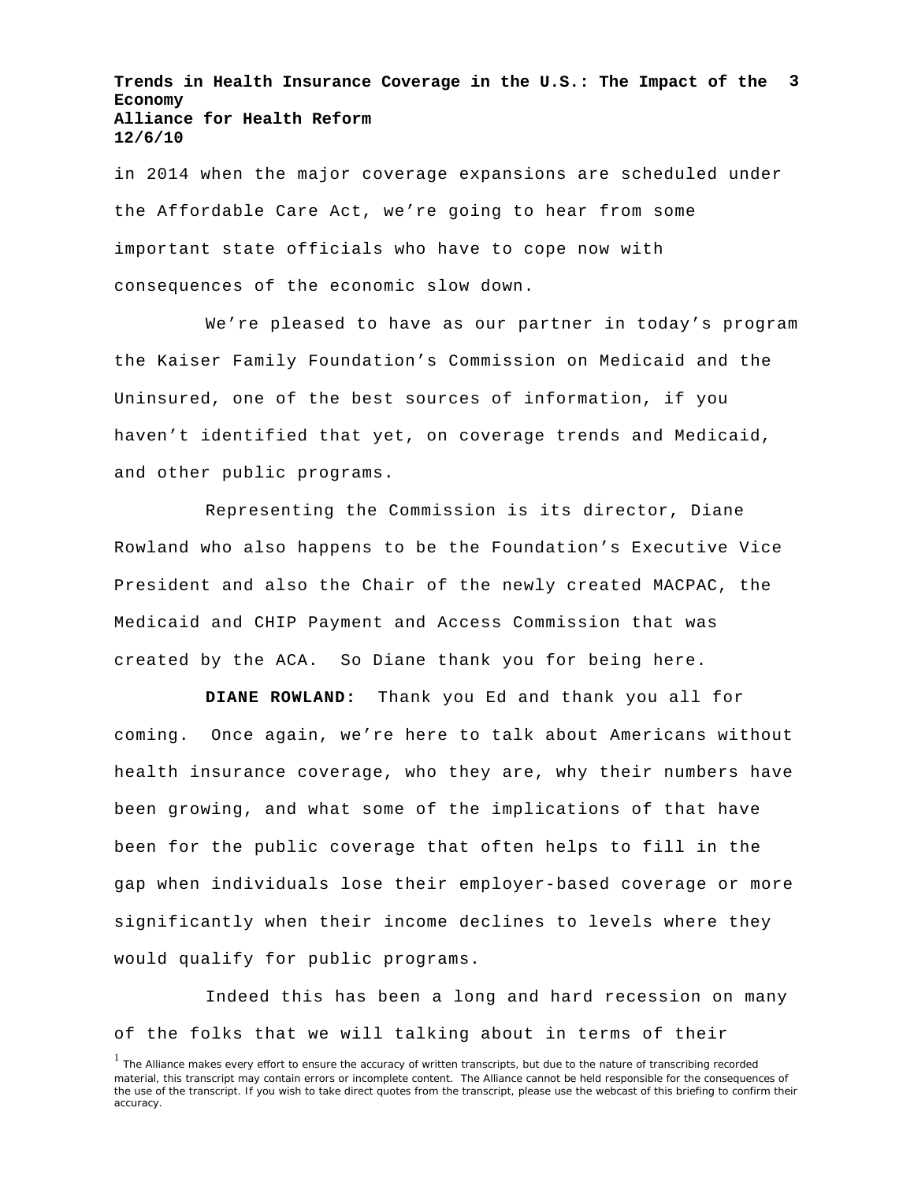in 2014 when the major coverage expansions are scheduled under the Affordable Care Act, we're going to hear from some important state officials who have to cope now with consequences of the economic slow down.

We're pleased to have as our partner in today's program the Kaiser Family Foundation's Commission on Medicaid and the Uninsured, one of the best sources of information, if you haven't identified that yet, on coverage trends and Medicaid, and other public programs.

Representing the Commission is its director, Diane Rowland who also happens to be the Foundation's Executive Vice President and also the Chair of the newly created MACPAC, the Medicaid and CHIP Payment and Access Commission that was created by the ACA. So Diane thank you for being here.

**DIANE ROWLAND:** Thank you Ed and thank you all for coming. Once again, we're here to talk about Americans without health insurance coverage, who they are, why their numbers have been growing, and what some of the implications of that have been for the public coverage that often helps to fill in the gap when individuals lose their employer-based coverage or more significantly when their income declines to levels where they would qualify for public programs.

Indeed this has been a long and hard recession on many of the folks that we will talking about in terms of their

[1] The Alliance makes every effort to ensure the accuracy of written transcripts, but due to the nature of transcribing recorded material, this transcript may contain errors or incomplete content. The Alliance cannot be held responsible for the consequences of the use of the transcript. If you wish to take direct quotes from the transcript, please use the webcast of this briefing to confirm their accuracy.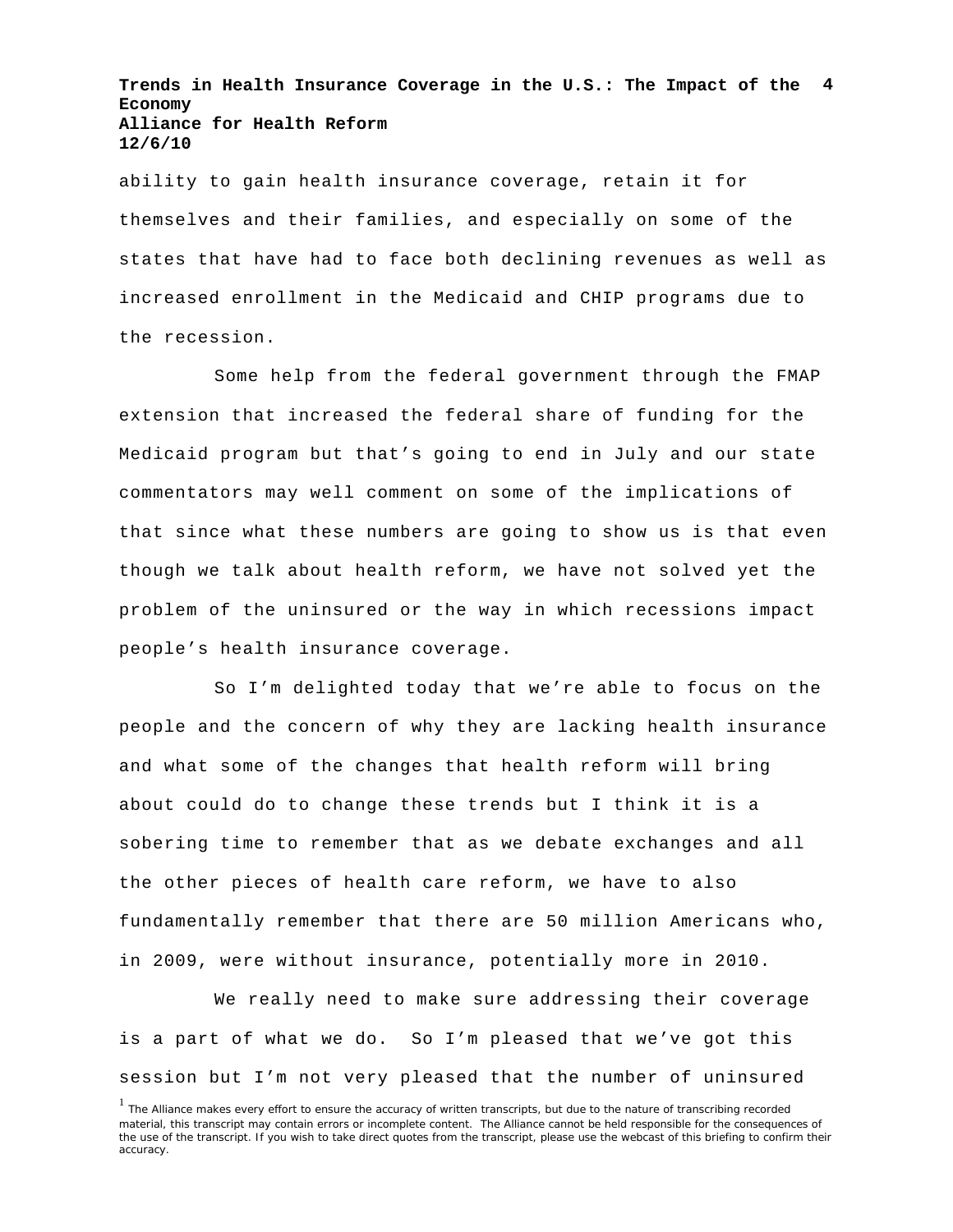ability to gain health insurance coverage, retain it for themselves and their families, and especially on some of the states that have had to face both declining revenues as well as increased enrollment in the Medicaid and CHIP programs due to the recession.

Some help from the federal government through the FMAP extension that increased the federal share of funding for the Medicaid program but that's going to end in July and our state commentators may well comment on some of the implications of that since what these numbers are going to show us is that even though we talk about health reform, we have not solved yet the problem of the uninsured or the way in which recessions impact people's health insurance coverage.

So I'm delighted today that we're able to focus on the people and the concern of why they are lacking health insurance and what some of the changes that health reform will bring about could do to change these trends but I think it is a sobering time to remember that as we debate exchanges and all the other pieces of health care reform, we have to also fundamentally remember that there are 50 million Americans who, in 2009, were without insurance, potentially more in 2010.

We really need to make sure addressing their coverage is a part of what we do. So I'm pleased that we've got this session but I'm not very pleased that the number of uninsured

[1] The Alliance makes every effort to ensure the accuracy of written transcripts, but due to the nature of transcribing recorded material, this transcript may contain errors or incomplete content. The Alliance cannot be held responsible for the consequences of the use of the transcript. If you wish to take direct quotes from the transcript, please use the webcast of this briefing to confirm their accuracy.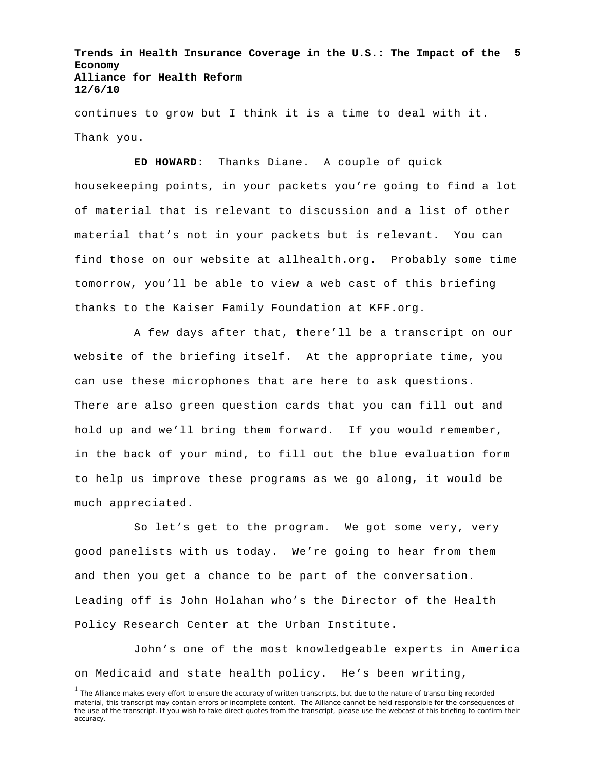continues to grow but I think it is a time to deal with it. Thank you.

**ED HOWARD:** Thanks Diane. A couple of quick housekeeping points, in your packets you're going to find a lot of material that is relevant to discussion and a list of other material that's not in your packets but is relevant. You can find those on our website at allhealth.org. Probably some time tomorrow, you'll be able to view a web cast of this briefing thanks to the Kaiser Family Foundation at KFF.org.

A few days after that, there'll be a transcript on our website of the briefing itself. At the appropriate time, you can use these microphones that are here to ask questions. There are also green question cards that you can fill out and hold up and we'll bring them forward. If you would remember, in the back of your mind, to fill out the blue evaluation form to help us improve these programs as we go along, it would be much appreciated.

So let's get to the program. We got some very, very good panelists with us today. We're going to hear from them and then you get a chance to be part of the conversation. Leading off is John Holahan who's the Director of the Health Policy Research Center at the Urban Institute.

John's one of the most knowledgeable experts in America on Medicaid and state health policy. He's been writing,

[1] The Alliance makes every effort to ensure the accuracy of written transcripts, but due to the nature of transcribing recorded material, this transcript may contain errors or incomplete content. The Alliance cannot be held responsible for the consequences of the use of the transcript. If you wish to take direct quotes from the transcript, please use the webcast of this briefing to confirm their accuracy.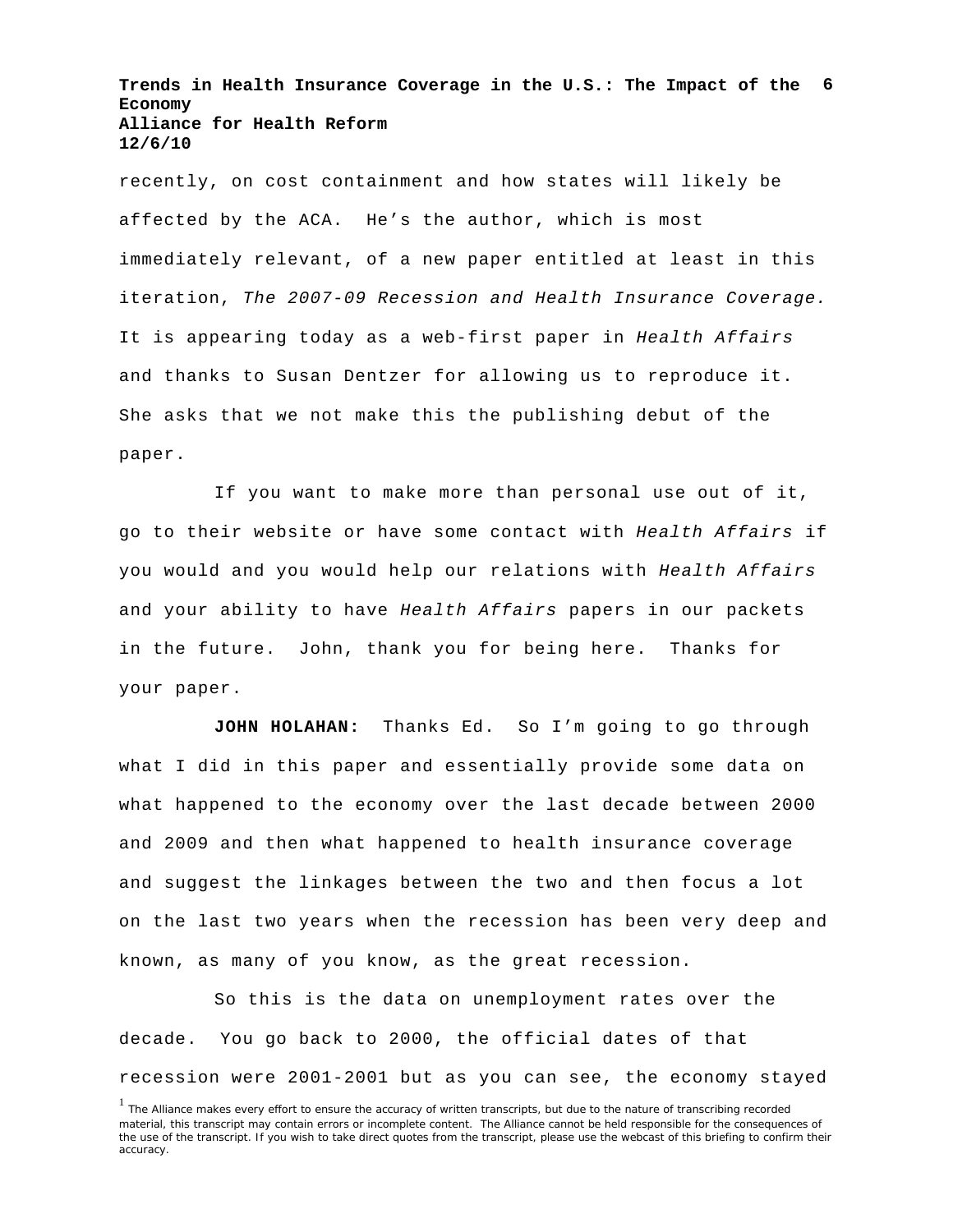recently, on cost containment and how states will likely be affected by the ACA. He's the author, which is most immediately relevant, of a new paper entitled at least in this iteration, *The 2007-09 Recession and Health Insurance Coverage.* It is appearing today as a web-first paper in *Health Affairs* and thanks to Susan Dentzer for allowing us to reproduce it. She asks that we not make this the publishing debut of the paper.

If you want to make more than personal use out of it, go to their website or have some contact with *Health Affairs* if you would and you would help our relations with *Health Affairs* and your ability to have *Health Affairs* papers in our packets in the future. John, thank you for being here. Thanks for your paper.

**JOHN HOLAHAN:** Thanks Ed. So I'm going to go through what I did in this paper and essentially provide some data on what happened to the economy over the last decade between 2000 and 2009 and then what happened to health insurance coverage and suggest the linkages between the two and then focus a lot on the last two years when the recession has been very deep and known, as many of you know, as the great recession.

So this is the data on unemployment rates over the decade. You go back to 2000, the official dates of that recession were 2001-2001 but as you can see, the economy stayed

[1] The Alliance makes every effort to ensure the accuracy of written transcripts, but due to the nature of transcribing recorded material, this transcript may contain errors or incomplete content. The Alliance cannot be held responsible for the consequences of the use of the transcript. If you wish to take direct quotes from the transcript, please use the webcast of this briefing to confirm their accuracy.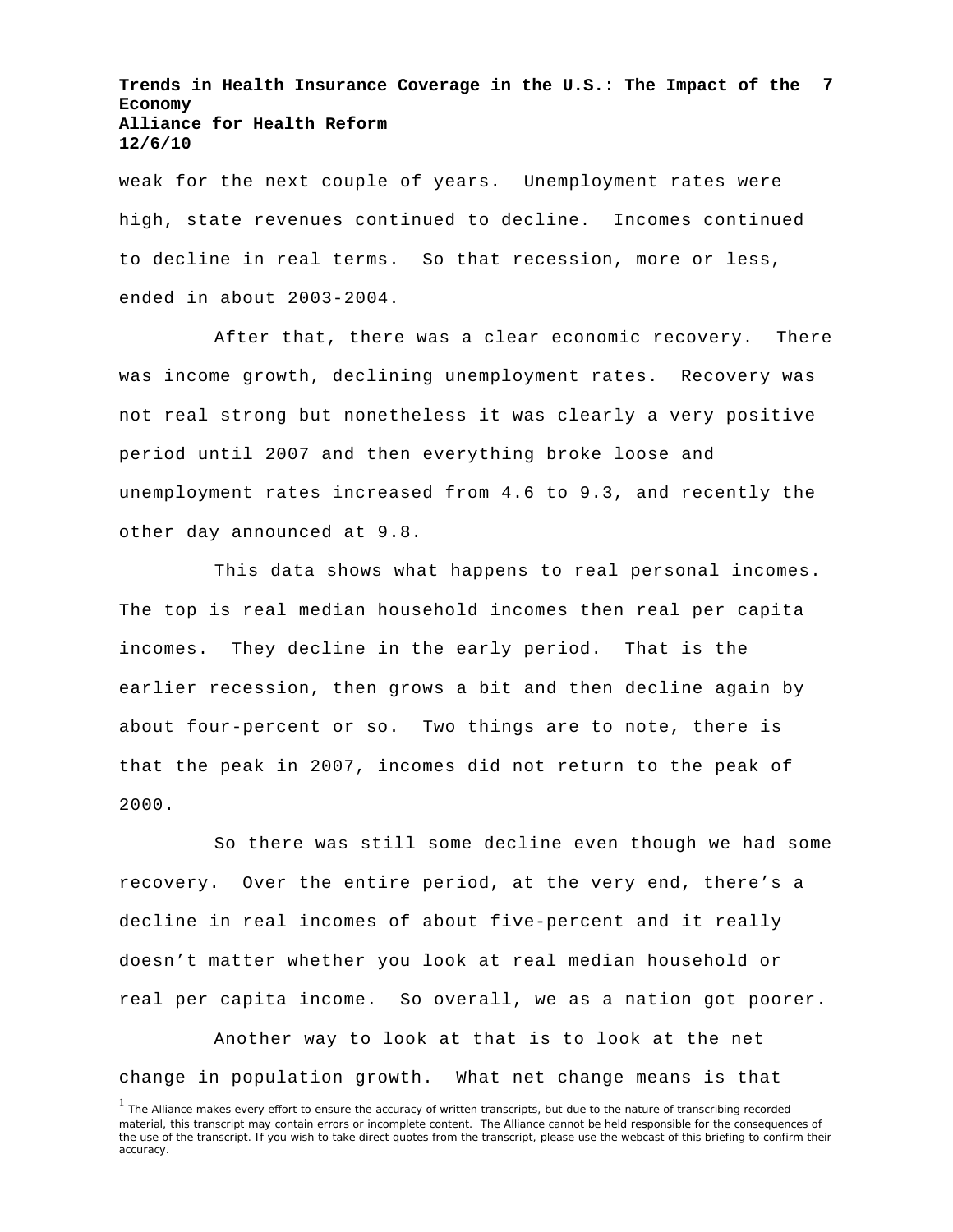weak for the next couple of years. Unemployment rates were high, state revenues continued to decline. Incomes continued to decline in real terms. So that recession, more or less, ended in about 2003-2004.

After that, there was a clear economic recovery. There was income growth, declining unemployment rates. Recovery was not real strong but nonetheless it was clearly a very positive period until 2007 and then everything broke loose and unemployment rates increased from 4.6 to 9.3, and recently the other day announced at 9.8.

This data shows what happens to real personal incomes. The top is real median household incomes then real per capita incomes. They decline in the early period. That is the earlier recession, then grows a bit and then decline again by about four-percent or so. Two things are to note, there is that the peak in 2007, incomes did not return to the peak of 2000.

So there was still some decline even though we had some recovery. Over the entire period, at the very end, there's a decline in real incomes of about five-percent and it really doesn't matter whether you look at real median household or real per capita income. So overall, we as a nation got poorer.

Another way to look at that is to look at the net change in population growth. What net change means is that

[1] The Alliance makes every effort to ensure the accuracy of written transcripts, but due to the nature of transcribing recorded material, this transcript may contain errors or incomplete content. The Alliance cannot be held responsible for the consequences of the use of the transcript. If you wish to take direct quotes from the transcript, please use the webcast of this briefing to confirm their accuracy.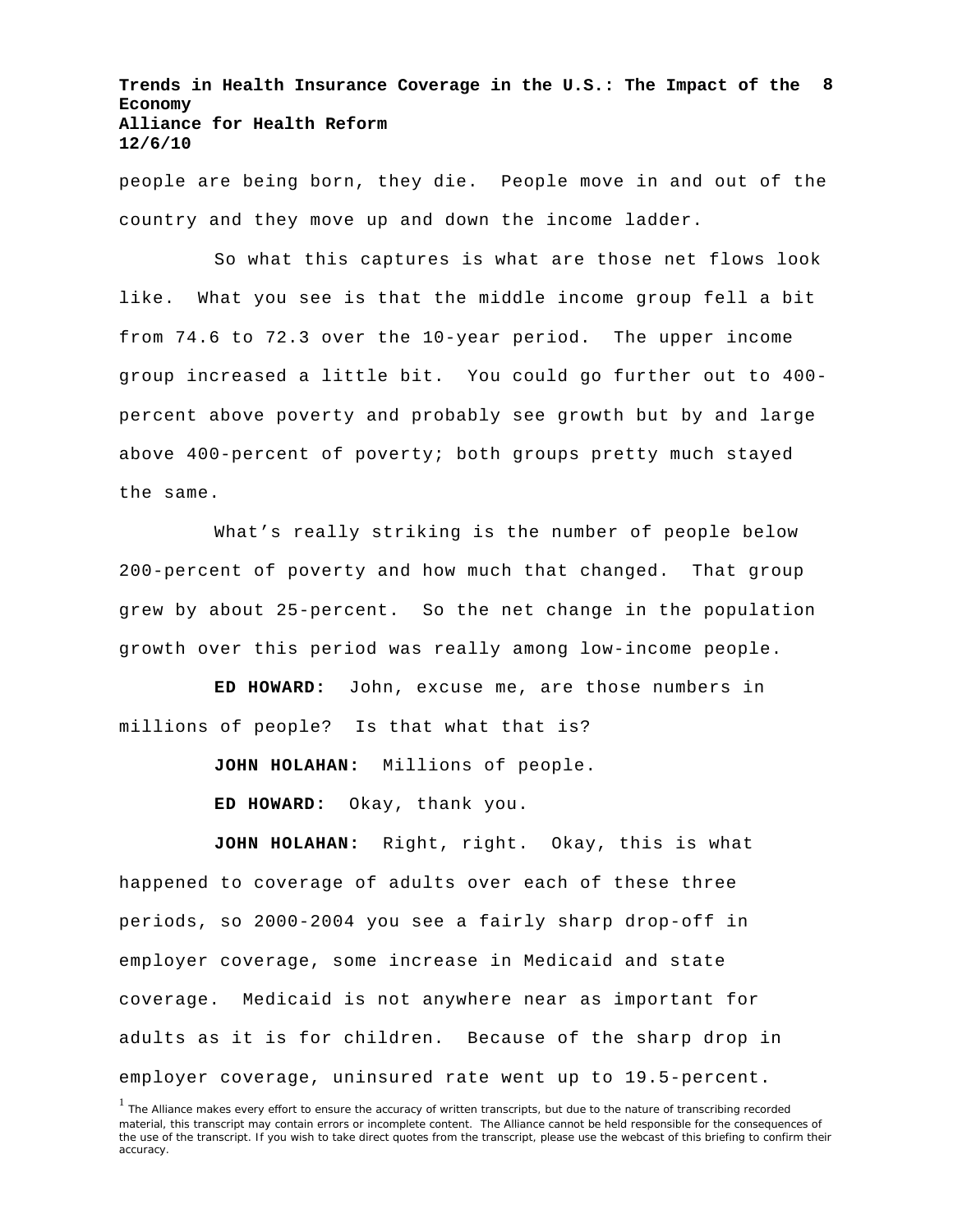people are being born, they die. People move in and out of the country and they move up and down the income ladder.

So what this captures is what are those net flows look like. What you see is that the middle income group fell a bit from 74.6 to 72.3 over the 10-year period. The upper income group increased a little bit. You could go further out to 400-percent above poverty and probably see growth but by and large above 400-percent of poverty; both groups pretty much stayed the same.

What's really striking is the number of people below 200-percent of poverty and how much that changed. That group grew by about 25-percent. So the net change in the population growth over this period was really among low-income people.

**ED HOWARD:** John, excuse me, are those numbers in millions of people? Is that what that is?

**JOHN HOLAHAN:** Millions of people.

**ED HOWARD:** Okay, thank you.

**JOHN HOLAHAN:** Right, right. Okay, this is what happened to coverage of adults over each of these three periods, so 2000-2004 you see a fairly sharp drop-off in employer coverage, some increase in Medicaid and state coverage. Medicaid is not anywhere near as important for adults as it is for children. Because of the sharp drop in employer coverage, uninsured rate went up to 19.5-percent.

[1] The Alliance makes every effort to ensure the accuracy of written transcripts, but due to the nature of transcribing recorded material, this transcript may contain errors or incomplete content. The Alliance cannot be held responsible for the consequences of the use of the transcript. If you wish to take direct quotes from the transcript, please use the webcast of this briefing to confirm their accuracy.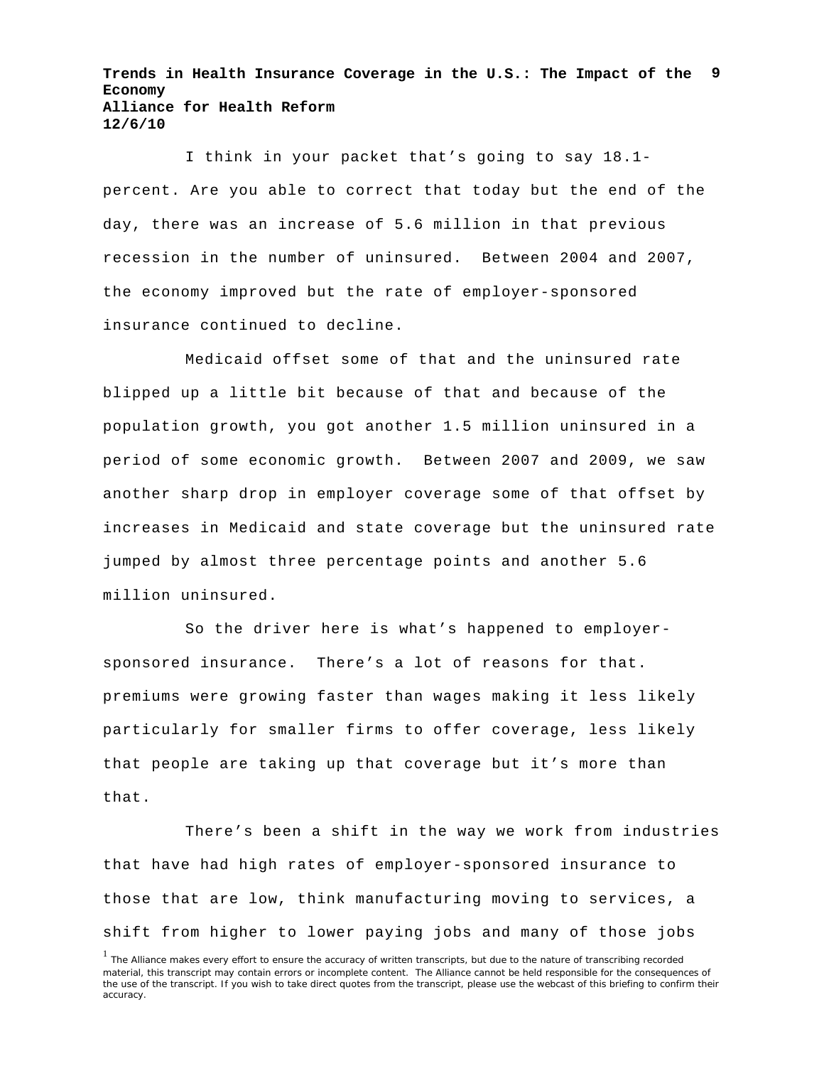I think in your packet that's going to say 18.1-percent. Are you able to correct that today but the end of the day, there was an increase of 5.6 million in that previous recession in the number of uninsured. Between 2004 and 2007, the economy improved but the rate of employer-sponsored insurance continued to decline.

Medicaid offset some of that and the uninsured rate blipped up a little bit because of that and because of the population growth, you got another 1.5 million uninsured in a period of some economic growth. Between 2007 and 2009, we saw another sharp drop in employer coverage some of that offset by increases in Medicaid and state coverage but the uninsured rate jumped by almost three percentage points and another 5.6 million uninsured.

So the driver here is what's happened to employer-sponsored insurance. There's a lot of reasons for that. premiums were growing faster than wages making it less likely particularly for smaller firms to offer coverage, less likely that people are taking up that coverage but it's more than that.

There's been a shift in the way we work from industries that have had high rates of employer-sponsored insurance to those that are low, think manufacturing moving to services, a shift from higher to lower paying jobs and many of those jobs

[1] The Alliance makes every effort to ensure the accuracy of written transcripts, but due to the nature of transcribing recorded material, this transcript may contain errors or incomplete content. The Alliance cannot be held responsible for the consequences of the use of the transcript. If you wish to take direct quotes from the transcript, please use the webcast of this briefing to confirm their accuracy.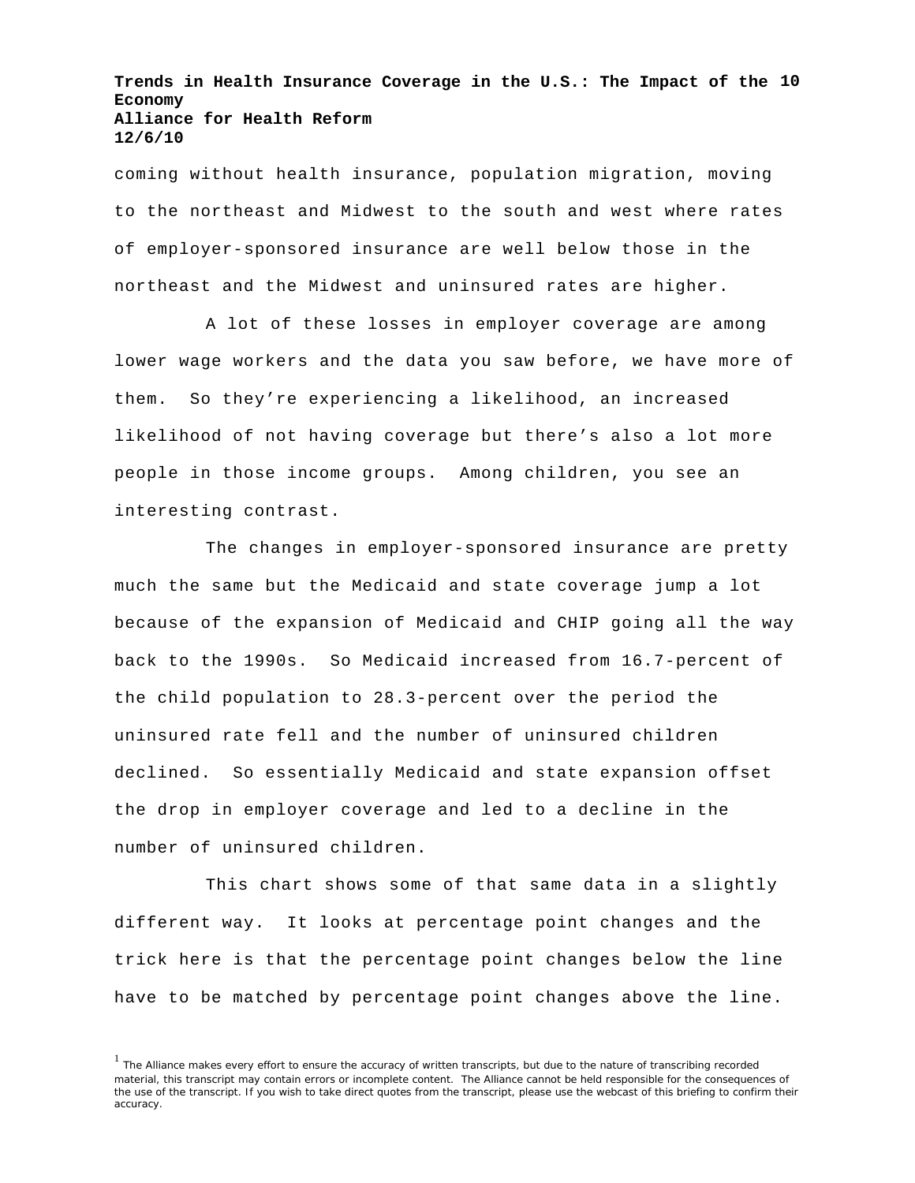coming without health insurance, population migration, moving to the northeast and Midwest to the south and west where rates of employer-sponsored insurance are well below those in the northeast and the Midwest and uninsured rates are higher.

A lot of these losses in employer coverage are among lower wage workers and the data you saw before, we have more of them. So they're experiencing a likelihood, an increased likelihood of not having coverage but there's also a lot more people in those income groups. Among children, you see an interesting contrast.

The changes in employer-sponsored insurance are pretty much the same but the Medicaid and state coverage jump a lot because of the expansion of Medicaid and CHIP going all the way back to the 1990s. So Medicaid increased from 16.7-percent of the child population to 28.3-percent over the period the uninsured rate fell and the number of uninsured children declined. So essentially Medicaid and state expansion offset the drop in employer coverage and led to a decline in the number of uninsured children.

This chart shows some of that same data in a slightly different way. It looks at percentage point changes and the trick here is that the percentage point changes below the line have to be matched by percentage point changes above the line.

[1] The Alliance makes every effort to ensure the accuracy of written transcripts, but due to the nature of transcribing recorded material, this transcript may contain errors or incomplete content. The Alliance cannot be held responsible for the consequences of the use of the transcript. If you wish to take direct quotes from the transcript, please use the webcast of this briefing to confirm their accuracy.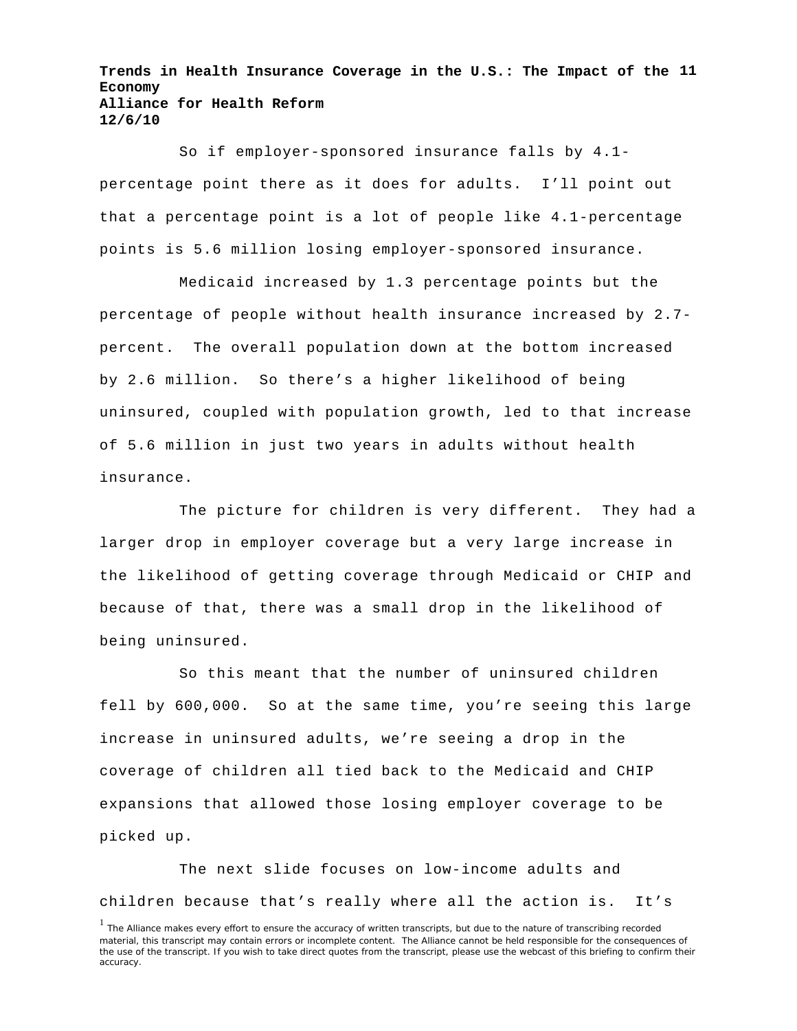So if employer-sponsored insurance falls by 4.1-percentage point there as it does for adults. I'll point out that a percentage point is a lot of people like 4.1-percentage points is 5.6 million losing employer-sponsored insurance.

Medicaid increased by 1.3 percentage points but the percentage of people without health insurance increased by 2.7-percent. The overall population down at the bottom increased by 2.6 million. So there's a higher likelihood of being uninsured, coupled with population growth, led to that increase of 5.6 million in just two years in adults without health insurance.

The picture for children is very different. They had a larger drop in employer coverage but a very large increase in the likelihood of getting coverage through Medicaid or CHIP and because of that, there was a small drop in the likelihood of being uninsured.

So this meant that the number of uninsured children fell by 600,000. So at the same time, you're seeing this large increase in uninsured adults, we're seeing a drop in the coverage of children all tied back to the Medicaid and CHIP expansions that allowed those losing employer coverage to be picked up.

The next slide focuses on low-income adults and children because that's really where all the action is. It's

[1] The Alliance makes every effort to ensure the accuracy of written transcripts, but due to the nature of transcribing recorded material, this transcript may contain errors or incomplete content. The Alliance cannot be held responsible for the consequences of the use of the transcript. If you wish to take direct quotes from the transcript, please use the webcast of this briefing to confirm their accuracy.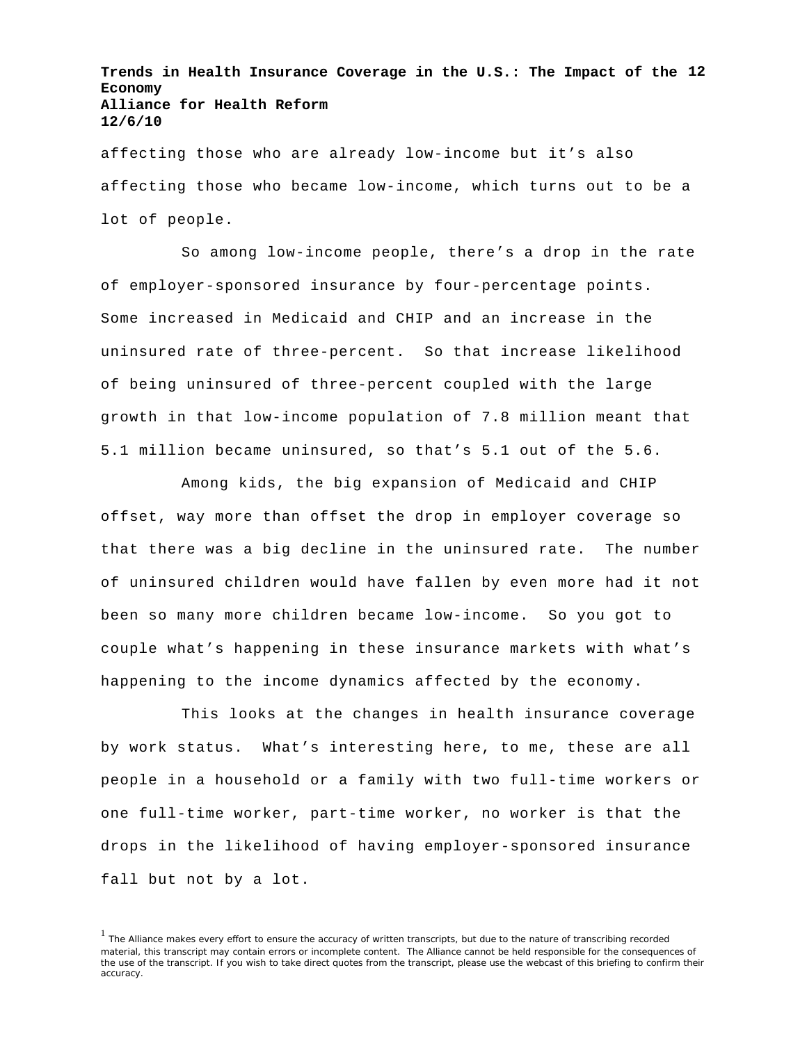affecting those who are already low-income but it's also affecting those who became low-income, which turns out to be a lot of people.

So among low-income people, there's a drop in the rate of employer-sponsored insurance by four-percentage points. Some increased in Medicaid and CHIP and an increase in the uninsured rate of three-percent. So that increase likelihood of being uninsured of three-percent coupled with the large growth in that low-income population of 7.8 million meant that 5.1 million became uninsured, so that's 5.1 out of the 5.6.

Among kids, the big expansion of Medicaid and CHIP offset, way more than offset the drop in employer coverage so that there was a big decline in the uninsured rate. The number of uninsured children would have fallen by even more had it not been so many more children became low-income. So you got to couple what's happening in these insurance markets with what's happening to the income dynamics affected by the economy.

This looks at the changes in health insurance coverage by work status. What's interesting here, to me, these are all people in a household or a family with two full-time workers or one full-time worker, part-time worker, no worker is that the drops in the likelihood of having employer-sponsored insurance fall but not by a lot.

[1] The Alliance makes every effort to ensure the accuracy of written transcripts, but due to the nature of transcribing recorded material, this transcript may contain errors or incomplete content. The Alliance cannot be held responsible for the consequences of the use of the transcript. If you wish to take direct quotes from the transcript, please use the webcast of this briefing to confirm their accuracy.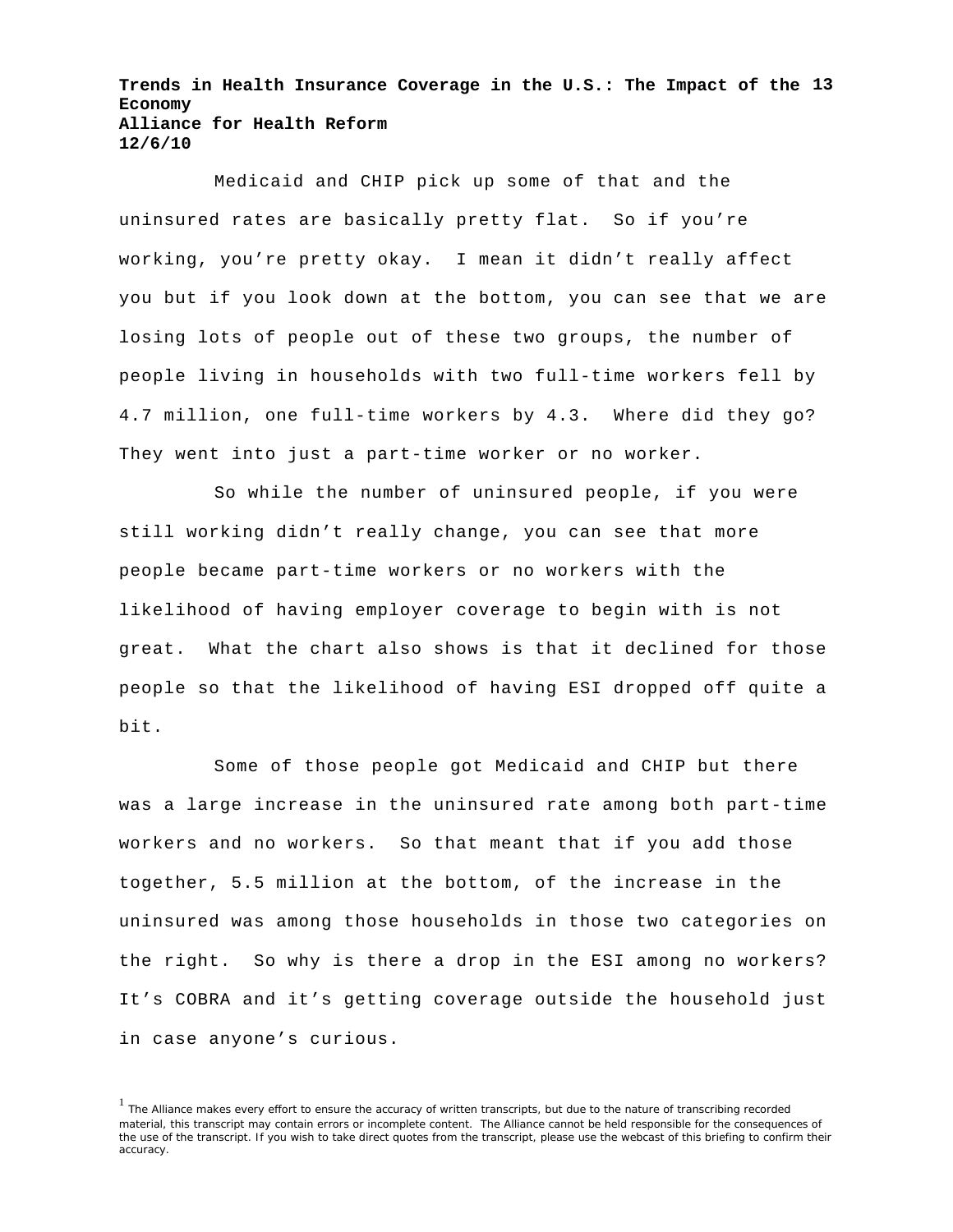Medicaid and CHIP pick up some of that and the uninsured rates are basically pretty flat. So if you're working, you're pretty okay. I mean it didn't really affect you but if you look down at the bottom, you can see that we are losing lots of people out of these two groups, the number of people living in households with two full-time workers fell by 4.7 million, one full-time workers by 4.3. Where did they go? They went into just a part-time worker or no worker.

So while the number of uninsured people, if you were still working didn't really change, you can see that more people became part-time workers or no workers with the likelihood of having employer coverage to begin with is not great. What the chart also shows is that it declined for those people so that the likelihood of having ESI dropped off quite a bit.

Some of those people got Medicaid and CHIP but there was a large increase in the uninsured rate among both part-time workers and no workers. So that meant that if you add those together, 5.5 million at the bottom, of the increase in the uninsured was among those households in those two categories on the right. So why is there a drop in the ESI among no workers? It's COBRA and it's getting coverage outside the household just in case anyone's curious.

[1] The Alliance makes every effort to ensure the accuracy of written transcripts, but due to the nature of transcribing recorded material, this transcript may contain errors or incomplete content. The Alliance cannot be held responsible for the consequences of the use of the transcript. If you wish to take direct quotes from the transcript, please use the webcast of this briefing to confirm their accuracy.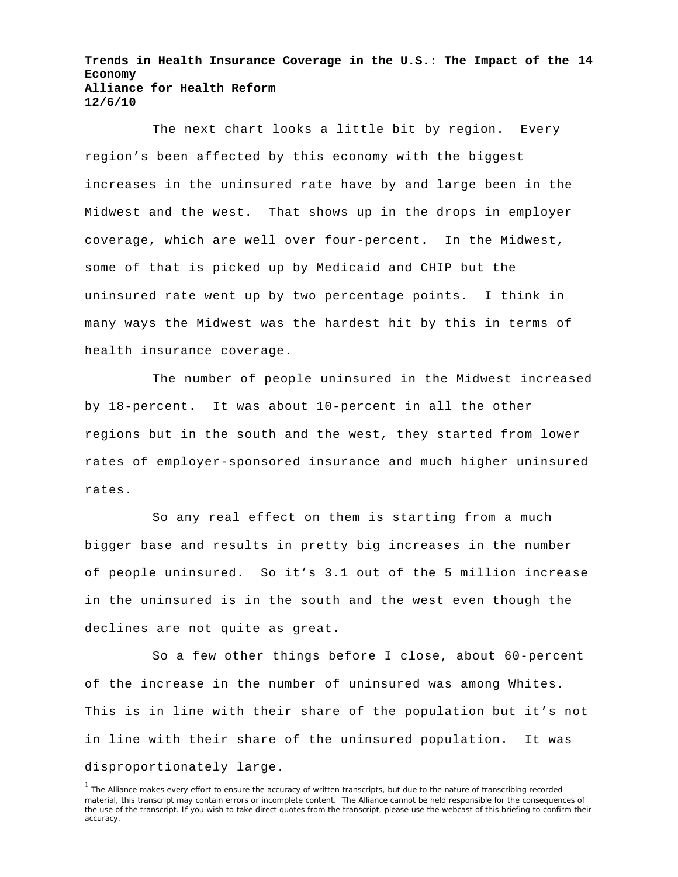The next chart looks a little bit by region. Every region's been affected by this economy with the biggest increases in the uninsured rate have by and large been in the Midwest and the west. That shows up in the drops in employer coverage, which are well over four-percent. In the Midwest, some of that is picked up by Medicaid and CHIP but the uninsured rate went up by two percentage points. I think in many ways the Midwest was the hardest hit by this in terms of health insurance coverage.

The number of people uninsured in the Midwest increased by 18-percent. It was about 10-percent in all the other regions but in the south and the west, they started from lower rates of employer-sponsored insurance and much higher uninsured rates.

So any real effect on them is starting from a much bigger base and results in pretty big increases in the number of people uninsured. So it's 3.1 out of the 5 million increase in the uninsured is in the south and the west even though the declines are not quite as great.

So a few other things before I close, about 60-percent of the increase in the number of uninsured was among Whites. This is in line with their share of the population but it's not in line with their share of the uninsured population. It was disproportionately large.

[1] The Alliance makes every effort to ensure the accuracy of written transcripts, but due to the nature of transcribing recorded material, this transcript may contain errors or incomplete content. The Alliance cannot be held responsible for the consequences of the use of the transcript. If you wish to take direct quotes from the transcript, please use the webcast of this briefing to confirm their accuracy.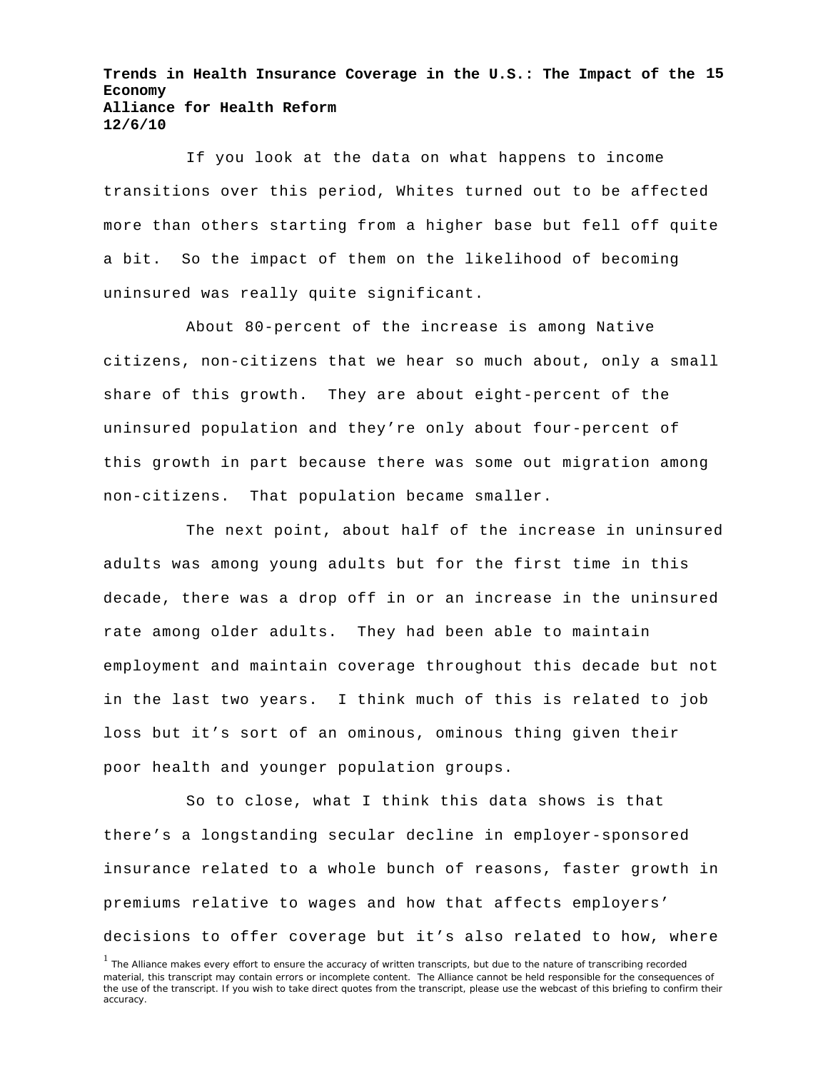If you look at the data on what happens to income transitions over this period, Whites turned out to be affected more than others starting from a higher base but fell off quite a bit. So the impact of them on the likelihood of becoming uninsured was really quite significant.

About 80-percent of the increase is among Native citizens, non-citizens that we hear so much about, only a small share of this growth. They are about eight-percent of the uninsured population and they're only about four-percent of this growth in part because there was some out migration among non-citizens. That population became smaller.

The next point, about half of the increase in uninsured adults was among young adults but for the first time in this decade, there was a drop off in or an increase in the uninsured rate among older adults. They had been able to maintain employment and maintain coverage throughout this decade but not in the last two years. I think much of this is related to job loss but it's sort of an ominous, ominous thing given their poor health and younger population groups.

So to close, what I think this data shows is that there's a longstanding secular decline in employer-sponsored insurance related to a whole bunch of reasons, faster growth in premiums relative to wages and how that affects employers' decisions to offer coverage but it's also related to how, where

[1] The Alliance makes every effort to ensure the accuracy of written transcripts, but due to the nature of transcribing recorded material, this transcript may contain errors or incomplete content. The Alliance cannot be held responsible for the consequences of the use of the transcript. If you wish to take direct quotes from the transcript, please use the webcast of this briefing to confirm their accuracy.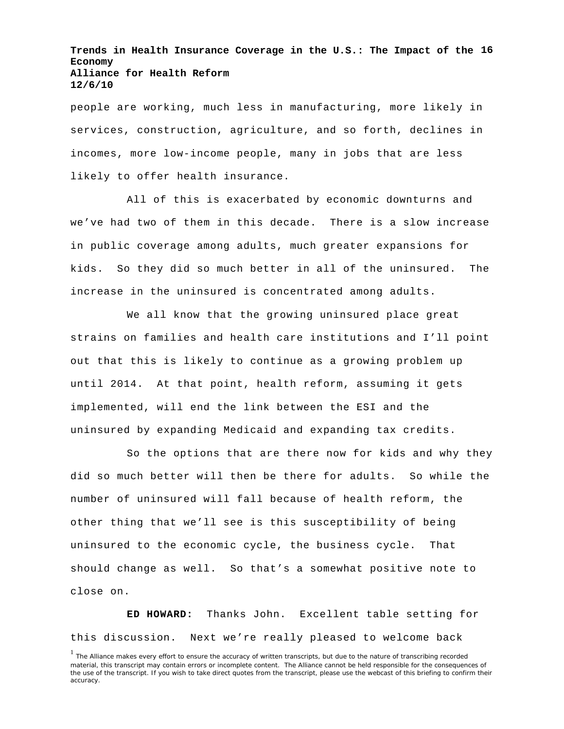people are working, much less in manufacturing, more likely in services, construction, agriculture, and so forth, declines in incomes, more low-income people, many in jobs that are less likely to offer health insurance.

All of this is exacerbated by economic downturns and we've had two of them in this decade. There is a slow increase in public coverage among adults, much greater expansions for kids. So they did so much better in all of the uninsured. The increase in the uninsured is concentrated among adults.

We all know that the growing uninsured place great strains on families and health care institutions and I'll point out that this is likely to continue as a growing problem up until 2014. At that point, health reform, assuming it gets implemented, will end the link between the ESI and the uninsured by expanding Medicaid and expanding tax credits.

So the options that are there now for kids and why they did so much better will then be there for adults. So while the number of uninsured will fall because of health reform, the other thing that we'll see is this susceptibility of being uninsured to the economic cycle, the business cycle. That should change as well. So that's a somewhat positive note to close on.

**ED HOWARD:** Thanks John. Excellent table setting for this discussion. Next we're really pleased to welcome back

[1] The Alliance makes every effort to ensure the accuracy of written transcripts, but due to the nature of transcribing recorded material, this transcript may contain errors or incomplete content. The Alliance cannot be held responsible for the consequences of the use of the transcript. If you wish to take direct quotes from the transcript, please use the webcast of this briefing to confirm their accuracy.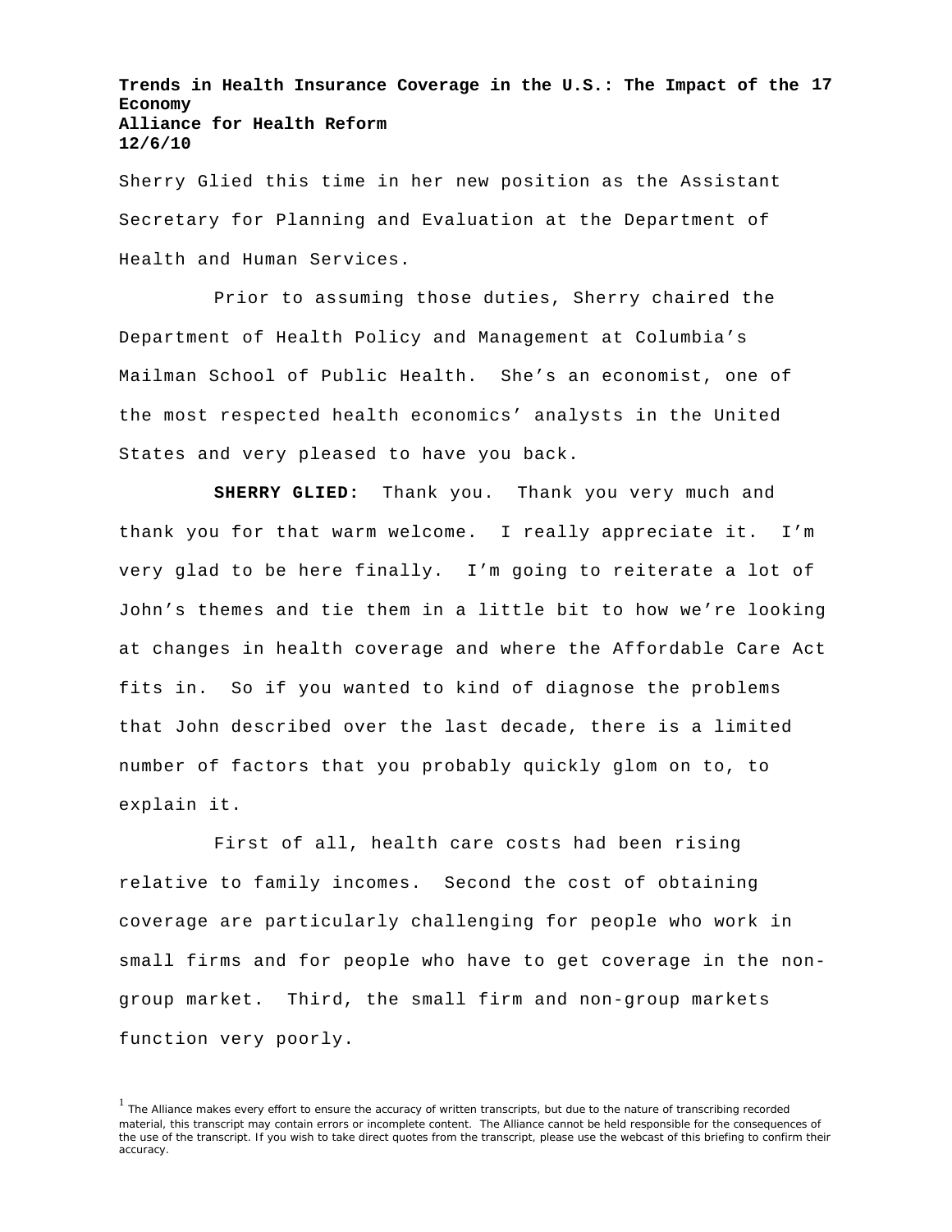Sherry Glied this time in her new position as the Assistant Secretary for Planning and Evaluation at the Department of Health and Human Services.

Prior to assuming those duties, Sherry chaired the Department of Health Policy and Management at Columbia's Mailman School of Public Health. She's an economist, one of the most respected health economics' analysts in the United States and very pleased to have you back.

**SHERRY GLIED:** Thank you. Thank you very much and thank you for that warm welcome. I really appreciate it. I'm very glad to be here finally. I'm going to reiterate a lot of John's themes and tie them in a little bit to how we're looking at changes in health coverage and where the Affordable Care Act fits in. So if you wanted to kind of diagnose the problems that John described over the last decade, there is a limited number of factors that you probably quickly glom on to, to explain it.

First of all, health care costs had been rising relative to family incomes. Second the cost of obtaining coverage are particularly challenging for people who work in small firms and for people who have to get coverage in the non-group market. Third, the small firm and non-group markets function very poorly.

[1] The Alliance makes every effort to ensure the accuracy of written transcripts, but due to the nature of transcribing recorded material, this transcript may contain errors or incomplete content. The Alliance cannot be held responsible for the consequences of the use of the transcript. If you wish to take direct quotes from the transcript, please use the webcast of this briefing to confirm their accuracy.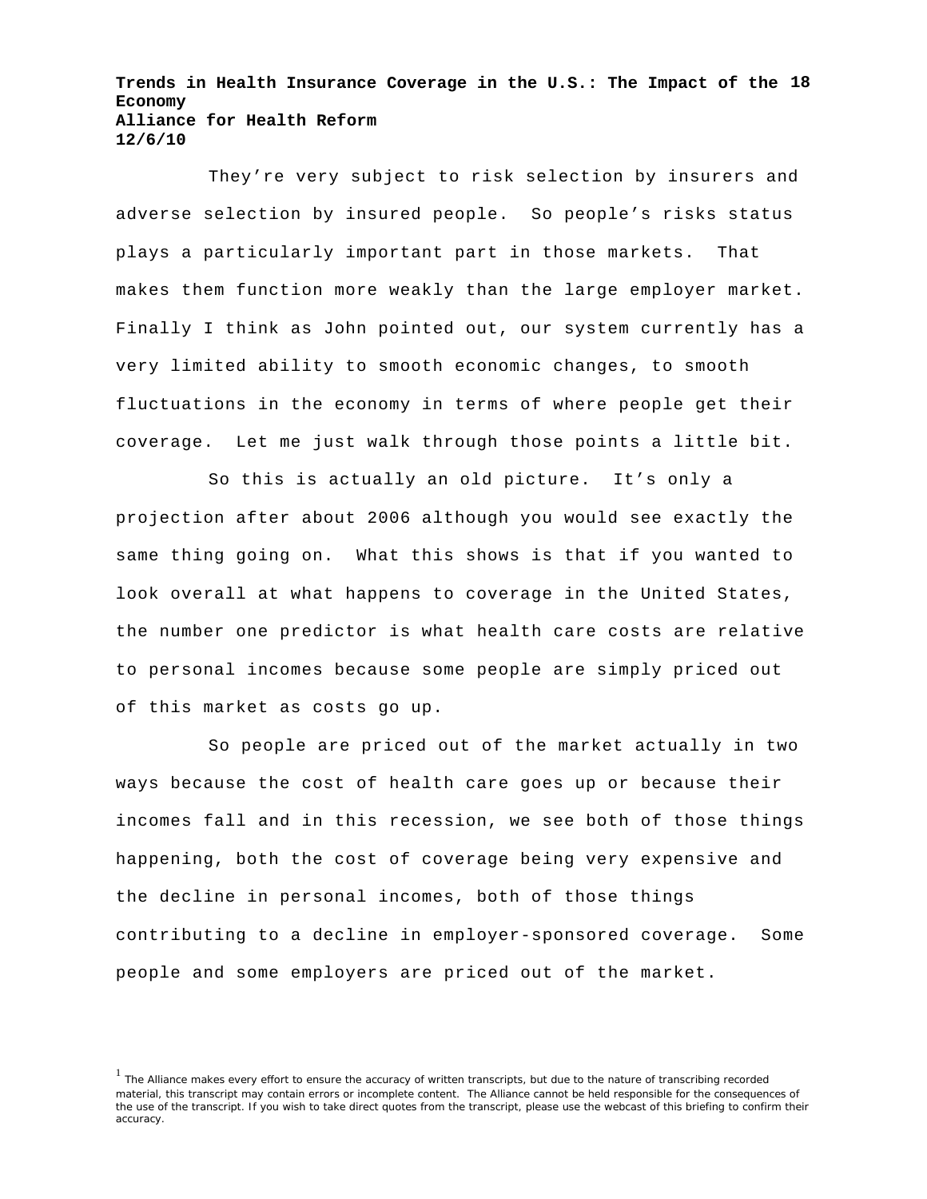They're very subject to risk selection by insurers and adverse selection by insured people. So people's risks status plays a particularly important part in those markets. That makes them function more weakly than the large employer market. Finally I think as John pointed out, our system currently has a very limited ability to smooth economic changes, to smooth fluctuations in the economy in terms of where people get their coverage. Let me just walk through those points a little bit.

So this is actually an old picture. It's only a projection after about 2006 although you would see exactly the same thing going on. What this shows is that if you wanted to look overall at what happens to coverage in the United States, the number one predictor is what health care costs are relative to personal incomes because some people are simply priced out of this market as costs go up.

So people are priced out of the market actually in two ways because the cost of health care goes up or because their incomes fall and in this recession, we see both of those things happening, both the cost of coverage being very expensive and the decline in personal incomes, both of those things contributing to a decline in employer-sponsored coverage. Some people and some employers are priced out of the market.

[1] The Alliance makes every effort to ensure the accuracy of written transcripts, but due to the nature of transcribing recorded material, this transcript may contain errors or incomplete content. The Alliance cannot be held responsible for the consequences of the use of the transcript. If you wish to take direct quotes from the transcript, please use the webcast of this briefing to confirm their accuracy.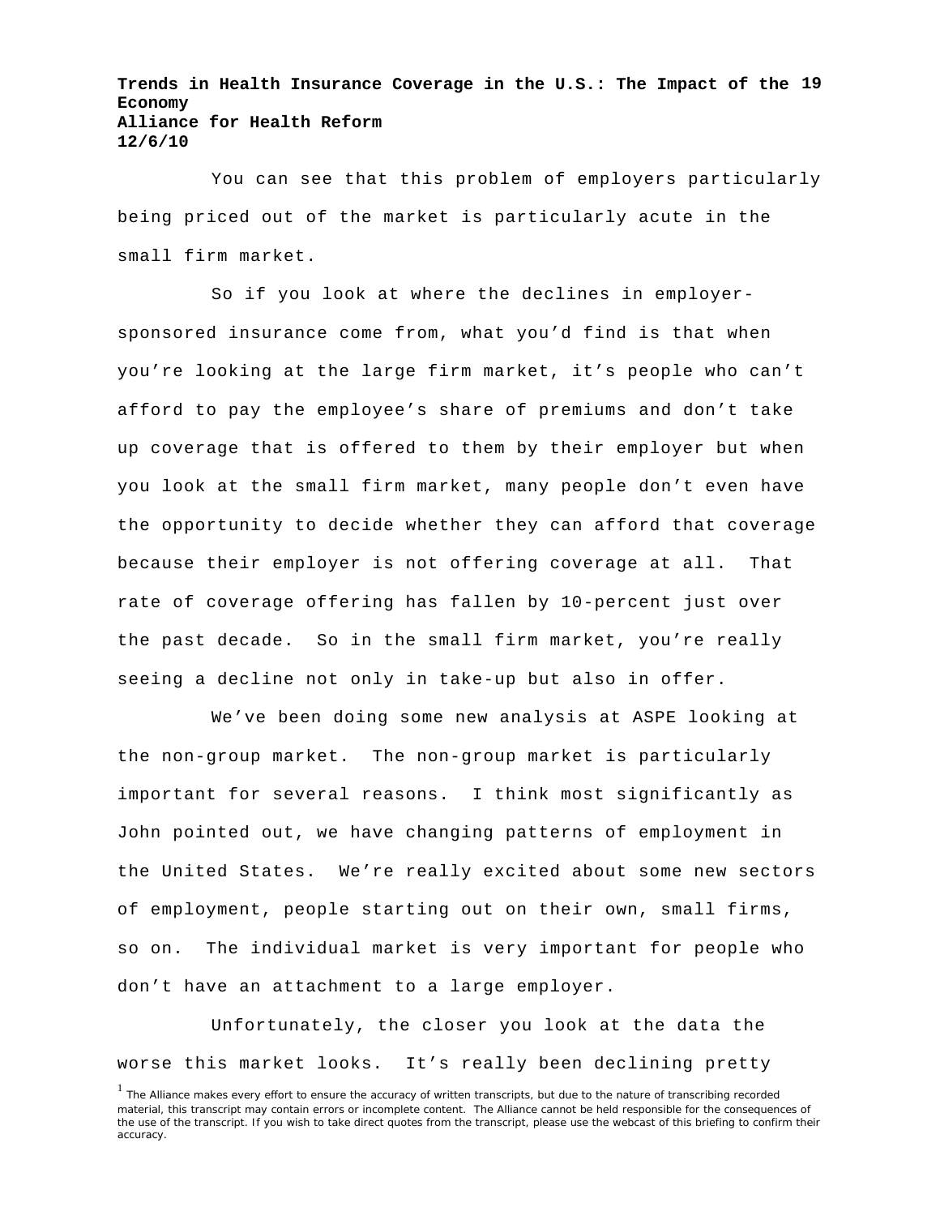You can see that this problem of employers particularly being priced out of the market is particularly acute in the small firm market.

So if you look at where the declines in employer-sponsored insurance come from, what you'd find is that when you're looking at the large firm market, it's people who can't afford to pay the employee's share of premiums and don't take up coverage that is offered to them by their employer but when you look at the small firm market, many people don't even have the opportunity to decide whether they can afford that coverage because their employer is not offering coverage at all. That rate of coverage offering has fallen by 10-percent just over the past decade. So in the small firm market, you're really seeing a decline not only in take-up but also in offer.

We've been doing some new analysis at ASPE looking at the non-group market. The non-group market is particularly important for several reasons. I think most significantly as John pointed out, we have changing patterns of employment in the United States. We're really excited about some new sectors of employment, people starting out on their own, small firms, so on. The individual market is very important for people who don't have an attachment to a large employer.

Unfortunately, the closer you look at the data the worse this market looks. It's really been declining pretty

[1] The Alliance makes every effort to ensure the accuracy of written transcripts, but due to the nature of transcribing recorded material, this transcript may contain errors or incomplete content. The Alliance cannot be held responsible for the consequences of the use of the transcript. If you wish to take direct quotes from the transcript, please use the webcast of this briefing to confirm their accuracy.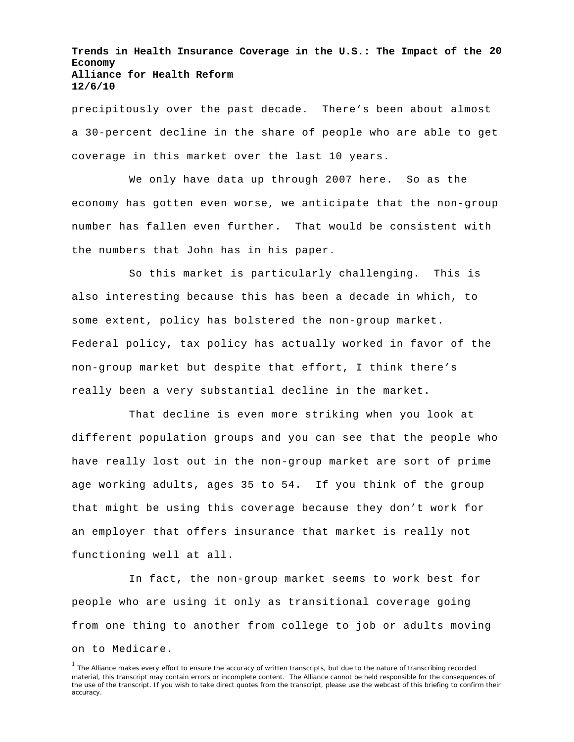precipitously over the past decade. There's been about almost a 30-percent decline in the share of people who are able to get coverage in this market over the last 10 years.

We only have data up through 2007 here. So as the economy has gotten even worse, we anticipate that the non-group number has fallen even further. That would be consistent with the numbers that John has in his paper.

So this market is particularly challenging. This is also interesting because this has been a decade in which, to some extent, policy has bolstered the non-group market. Federal policy, tax policy has actually worked in favor of the non-group market but despite that effort, I think there's really been a very substantial decline in the market.

That decline is even more striking when you look at different population groups and you can see that the people who have really lost out in the non-group market are sort of prime age working adults, ages 35 to 54. If you think of the group that might be using this coverage because they don't work for an employer that offers insurance that market is really not functioning well at all.

In fact, the non-group market seems to work best for people who are using it only as transitional coverage going from one thing to another from college to job or adults moving on to Medicare.

[1] The Alliance makes every effort to ensure the accuracy of written transcripts, but due to the nature of transcribing recorded material, this transcript may contain errors or incomplete content. The Alliance cannot be held responsible for the consequences of the use of the transcript. If you wish to take direct quotes from the transcript, please use the webcast of this briefing to confirm their accuracy.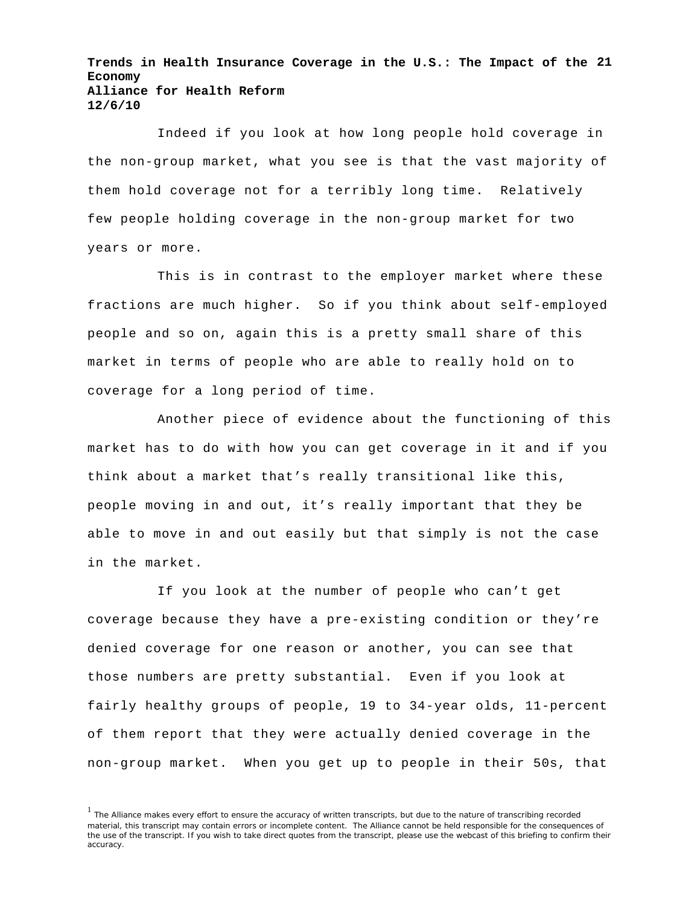Indeed if you look at how long people hold coverage in the non-group market, what you see is that the vast majority of them hold coverage not for a terribly long time. Relatively few people holding coverage in the non-group market for two years or more.

This is in contrast to the employer market where these fractions are much higher. So if you think about self-employed people and so on, again this is a pretty small share of this market in terms of people who are able to really hold on to coverage for a long period of time.

Another piece of evidence about the functioning of this market has to do with how you can get coverage in it and if you think about a market that's really transitional like this, people moving in and out, it's really important that they be able to move in and out easily but that simply is not the case in the market.

If you look at the number of people who can't get coverage because they have a pre-existing condition or they're denied coverage for one reason or another, you can see that those numbers are pretty substantial. Even if you look at fairly healthy groups of people, 19 to 34-year olds, 11-percent of them report that they were actually denied coverage in the non-group market. When you get up to people in their 50s, that

[1] The Alliance makes every effort to ensure the accuracy of written transcripts, but due to the nature of transcribing recorded material, this transcript may contain errors or incomplete content. The Alliance cannot be held responsible for the consequences of the use of the transcript. If you wish to take direct quotes from the transcript, please use the webcast of this briefing to confirm their accuracy.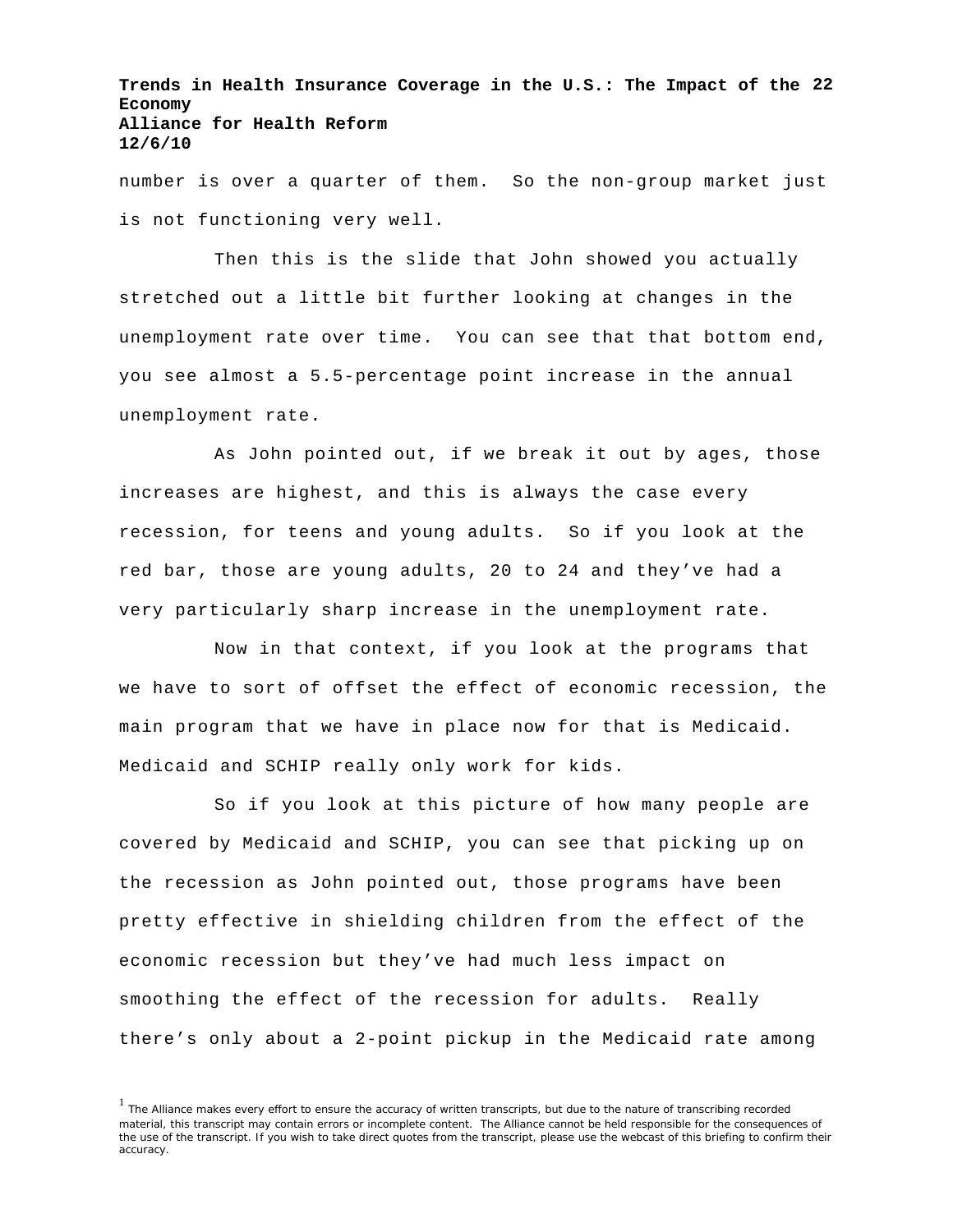number is over a quarter of them.  So the non-group market just is not functioning very well.

Then this is the slide that John showed you actually stretched out a little bit further looking at changes in the unemployment rate over time.  You can see that that bottom end, you see almost a 5.5-percentage point increase in the annual unemployment rate.

As John pointed out, if we break it out by ages, those increases are highest, and this is always the case every recession, for teens and young adults.  So if you look at the red bar, those are young adults, 20 to 24 and they've had a very particularly sharp increase in the unemployment rate.

Now in that context, if you look at the programs that we have to sort of offset the effect of economic recession, the main program that we have in place now for that is Medicaid. Medicaid and SCHIP really only work for kids.

So if you look at this picture of how many people are covered by Medicaid and SCHIP, you can see that picking up on the recession as John pointed out, those programs have been pretty effective in shielding children from the effect of the economic recession but they've had much less impact on smoothing the effect of the recession for adults.  Really there's only about a 2-point pickup in the Medicaid rate among

[1] The Alliance makes every effort to ensure the accuracy of written transcripts, but due to the nature of transcribing recorded material, this transcript may contain errors or incomplete content. The Alliance cannot be held responsible for the consequences of the use of the transcript. If you wish to take direct quotes from the transcript, please use the webcast of this briefing to confirm their accuracy.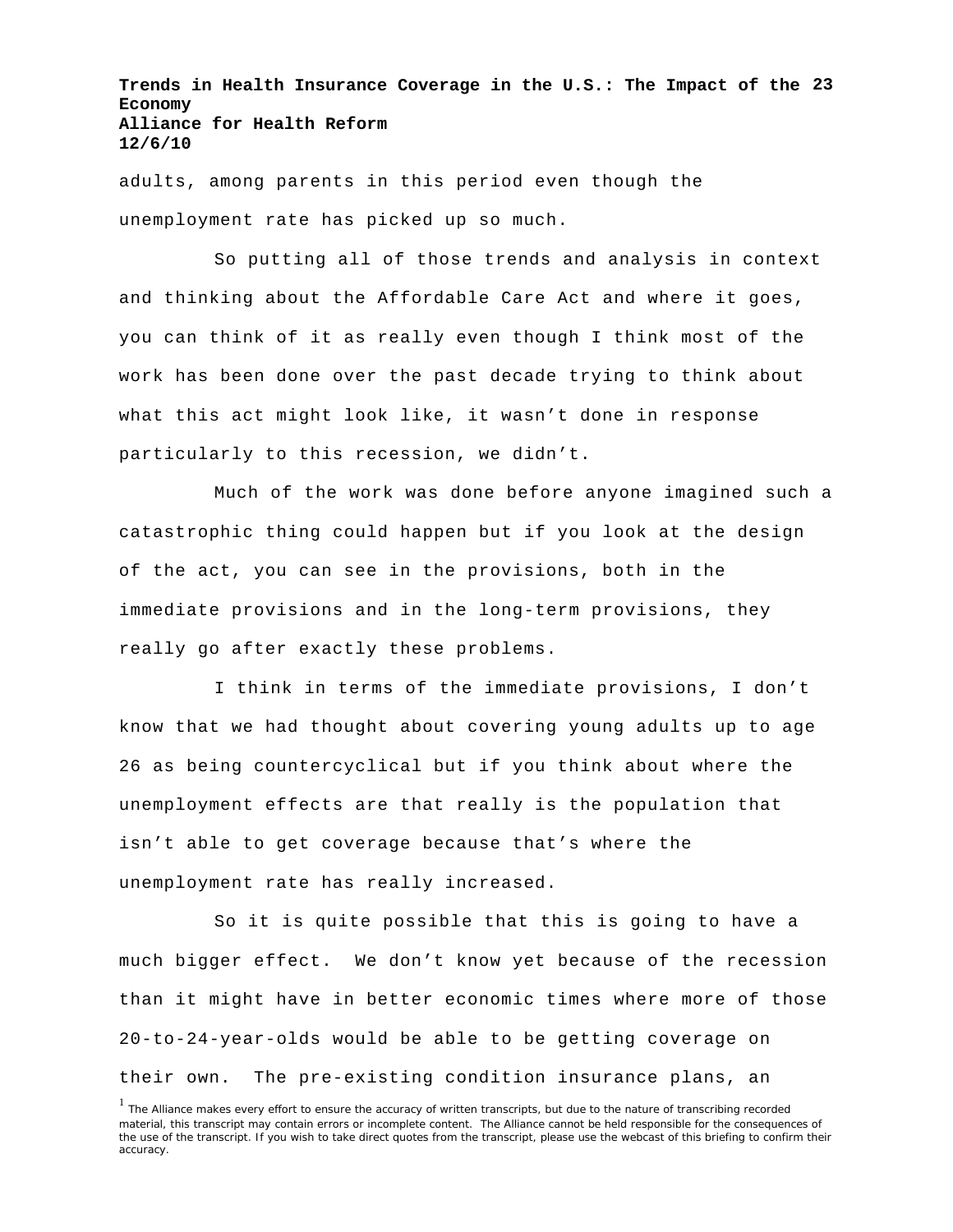adults, among parents in this period even though the unemployment rate has picked up so much.

So putting all of those trends and analysis in context and thinking about the Affordable Care Act and where it goes, you can think of it as really even though I think most of the work has been done over the past decade trying to think about what this act might look like, it wasn't done in response particularly to this recession, we didn't.

Much of the work was done before anyone imagined such a catastrophic thing could happen but if you look at the design of the act, you can see in the provisions, both in the immediate provisions and in the long-term provisions, they really go after exactly these problems.

I think in terms of the immediate provisions, I don't know that we had thought about covering young adults up to age 26 as being countercyclical but if you think about where the unemployment effects are that really is the population that isn't able to get coverage because that's where the unemployment rate has really increased.

So it is quite possible that this is going to have a much bigger effect. We don't know yet because of the recession than it might have in better economic times where more of those 20-to-24-year-olds would be able to be getting coverage on their own. The pre-existing condition insurance plans, an

[1] The Alliance makes every effort to ensure the accuracy of written transcripts, but due to the nature of transcribing recorded material, this transcript may contain errors or incomplete content. The Alliance cannot be held responsible for the consequences of the use of the transcript. If you wish to take direct quotes from the transcript, please use the webcast of this briefing to confirm their accuracy.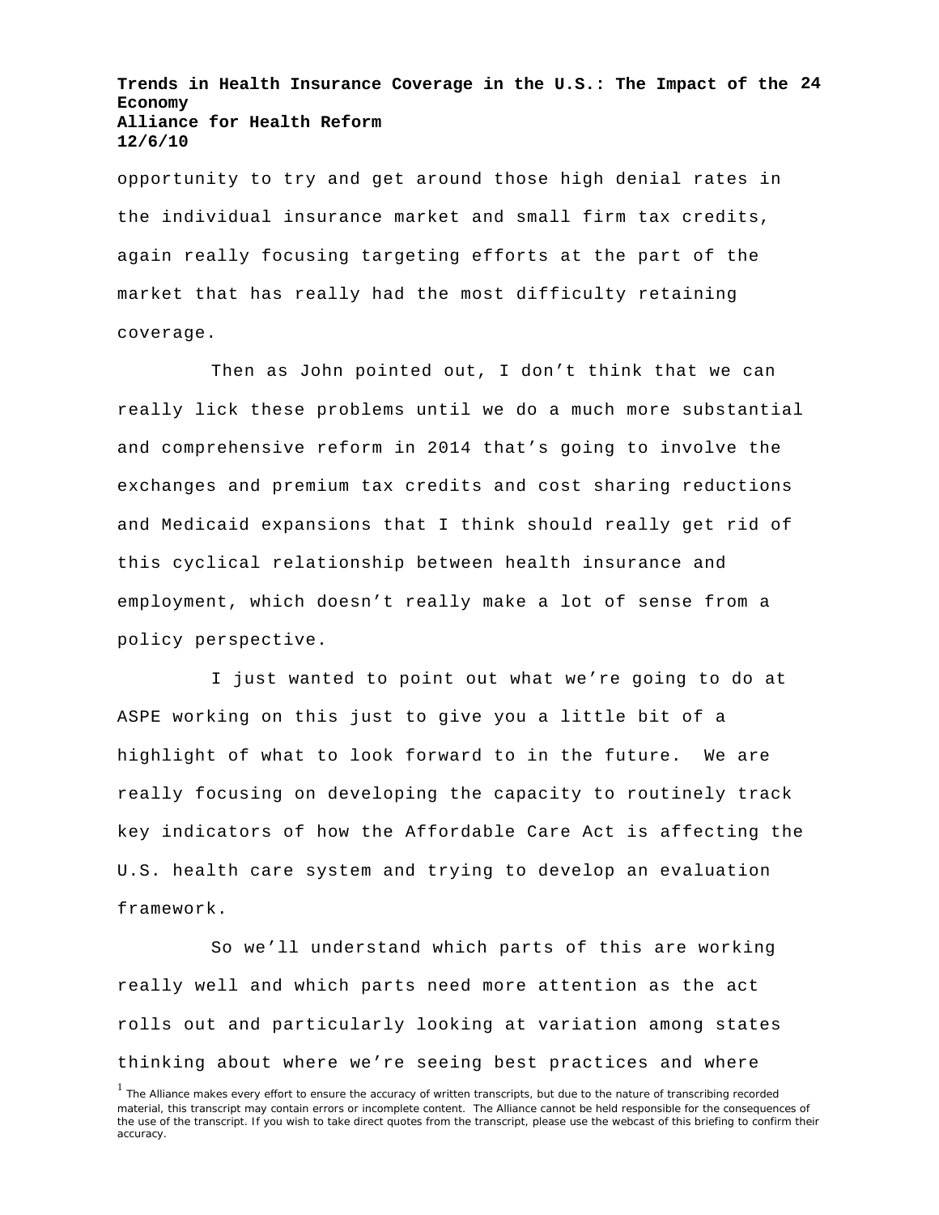opportunity to try and get around those high denial rates in the individual insurance market and small firm tax credits, again really focusing targeting efforts at the part of the market that has really had the most difficulty retaining coverage.

Then as John pointed out, I don't think that we can really lick these problems until we do a much more substantial and comprehensive reform in 2014 that's going to involve the exchanges and premium tax credits and cost sharing reductions and Medicaid expansions that I think should really get rid of this cyclical relationship between health insurance and employment, which doesn't really make a lot of sense from a policy perspective.

I just wanted to point out what we're going to do at ASPE working on this just to give you a little bit of a highlight of what to look forward to in the future. We are really focusing on developing the capacity to routinely track key indicators of how the Affordable Care Act is affecting the U.S. health care system and trying to develop an evaluation framework.

So we'll understand which parts of this are working really well and which parts need more attention as the act rolls out and particularly looking at variation among states thinking about where we're seeing best practices and where

[1] The Alliance makes every effort to ensure the accuracy of written transcripts, but due to the nature of transcribing recorded material, this transcript may contain errors or incomplete content. The Alliance cannot be held responsible for the consequences of the use of the transcript. If you wish to take direct quotes from the transcript, please use the webcast of this briefing to confirm their accuracy.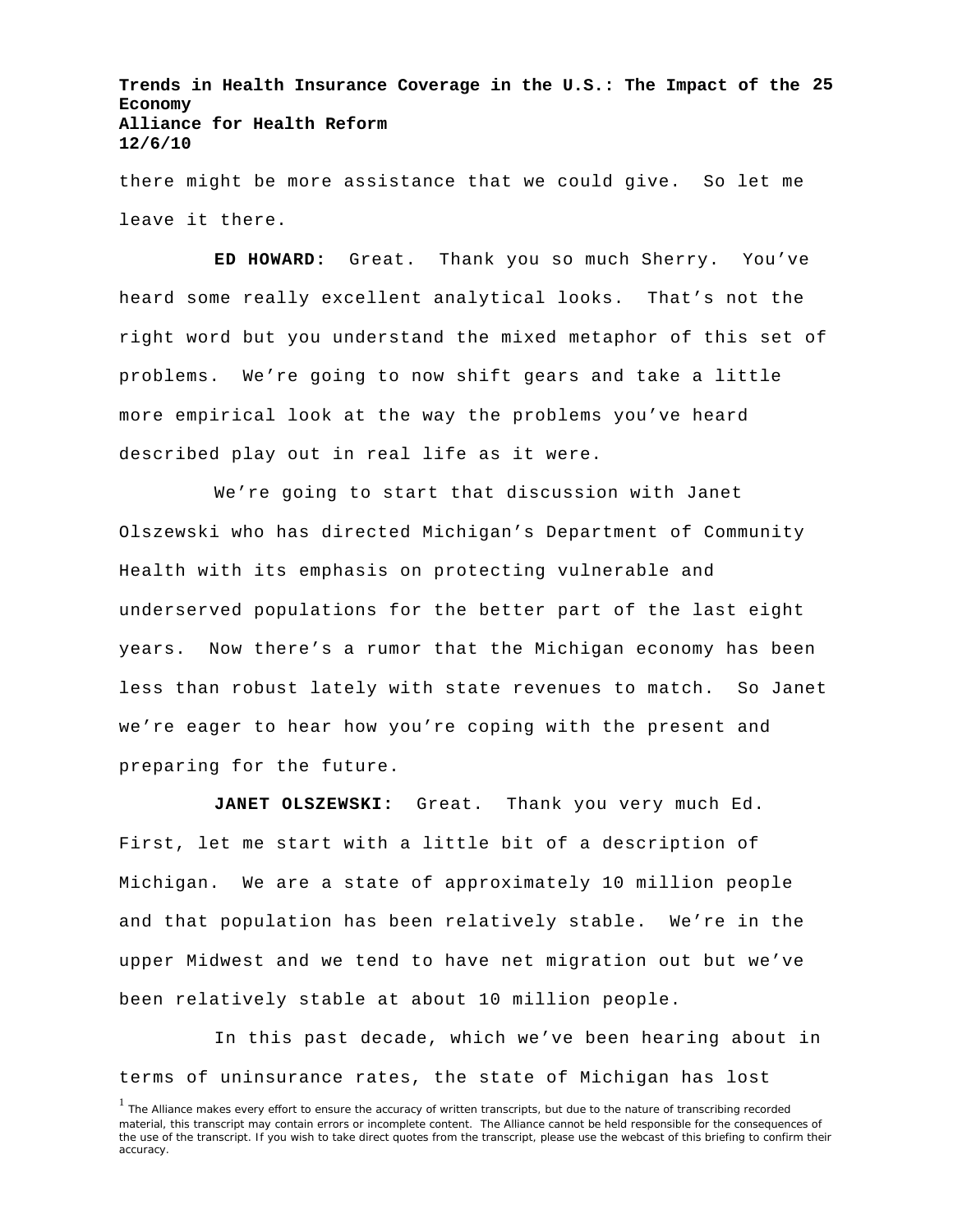there might be more assistance that we could give. So let me leave it there.

**ED HOWARD:** Great. Thank you so much Sherry. You've heard some really excellent analytical looks. That's not the right word but you understand the mixed metaphor of this set of problems. We're going to now shift gears and take a little more empirical look at the way the problems you've heard described play out in real life as it were.

We're going to start that discussion with Janet Olszewski who has directed Michigan's Department of Community Health with its emphasis on protecting vulnerable and underserved populations for the better part of the last eight years. Now there's a rumor that the Michigan economy has been less than robust lately with state revenues to match. So Janet we're eager to hear how you're coping with the present and preparing for the future.

**JANET OLSZEWSKI:** Great. Thank you very much Ed. First, let me start with a little bit of a description of Michigan. We are a state of approximately 10 million people and that population has been relatively stable. We're in the upper Midwest and we tend to have net migration out but we've been relatively stable at about 10 million people.

In this past decade, which we've been hearing about in terms of uninsurance rates, the state of Michigan has lost

[1] The Alliance makes every effort to ensure the accuracy of written transcripts, but due to the nature of transcribing recorded material, this transcript may contain errors or incomplete content. The Alliance cannot be held responsible for the consequences of the use of the transcript. If you wish to take direct quotes from the transcript, please use the webcast of this briefing to confirm their accuracy.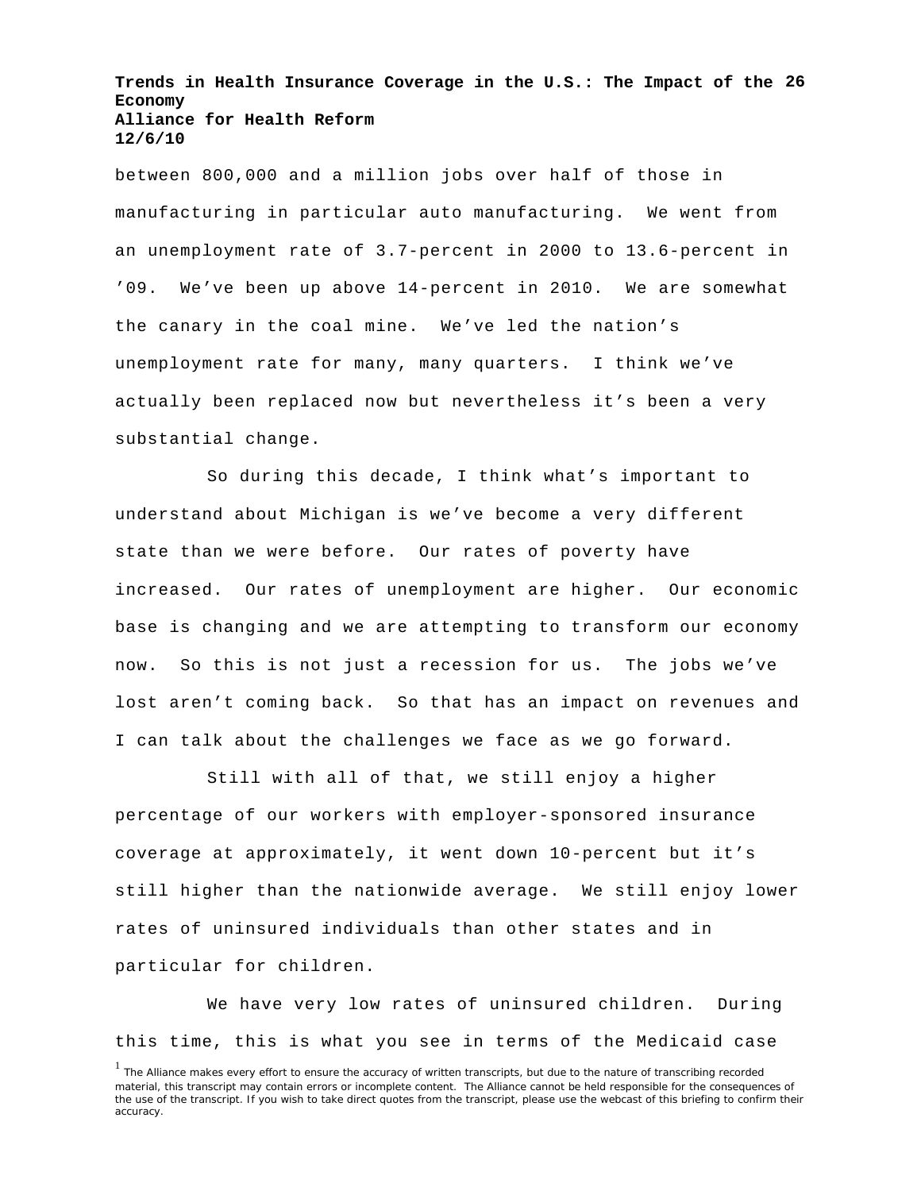between 800,000 and a million jobs over half of those in manufacturing in particular auto manufacturing. We went from an unemployment rate of 3.7-percent in 2000 to 13.6-percent in '09. We've been up above 14-percent in 2010. We are somewhat the canary in the coal mine. We've led the nation's unemployment rate for many, many quarters. I think we've actually been replaced now but nevertheless it's been a very substantial change.

So during this decade, I think what's important to understand about Michigan is we've become a very different state than we were before. Our rates of poverty have increased. Our rates of unemployment are higher. Our economic base is changing and we are attempting to transform our economy now. So this is not just a recession for us. The jobs we've lost aren't coming back. So that has an impact on revenues and I can talk about the challenges we face as we go forward.

Still with all of that, we still enjoy a higher percentage of our workers with employer-sponsored insurance coverage at approximately, it went down 10-percent but it's still higher than the nationwide average. We still enjoy lower rates of uninsured individuals than other states and in particular for children.

We have very low rates of uninsured children. During this time, this is what you see in terms of the Medicaid case

[1] The Alliance makes every effort to ensure the accuracy of written transcripts, but due to the nature of transcribing recorded material, this transcript may contain errors or incomplete content. The Alliance cannot be held responsible for the consequences of the use of the transcript. If you wish to take direct quotes from the transcript, please use the webcast of this briefing to confirm their accuracy.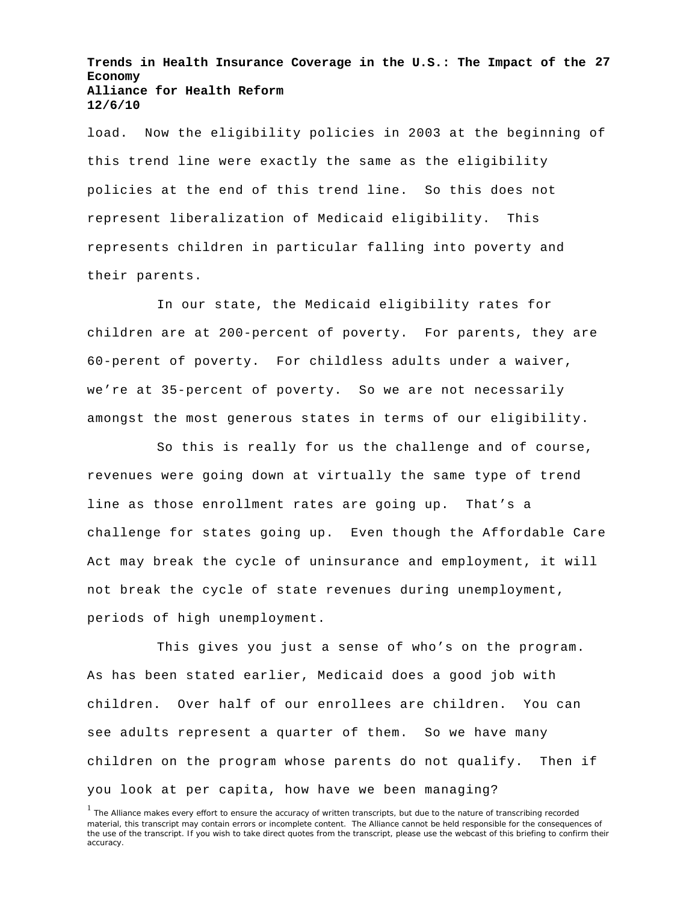load. Now the eligibility policies in 2003 at the beginning of this trend line were exactly the same as the eligibility policies at the end of this trend line. So this does not represent liberalization of Medicaid eligibility. This represents children in particular falling into poverty and their parents.

In our state, the Medicaid eligibility rates for children are at 200-percent of poverty. For parents, they are 60-perent of poverty. For childless adults under a waiver, we're at 35-percent of poverty. So we are not necessarily amongst the most generous states in terms of our eligibility.

So this is really for us the challenge and of course, revenues were going down at virtually the same type of trend line as those enrollment rates are going up. That's a challenge for states going up. Even though the Affordable Care Act may break the cycle of uninsurance and employment, it will not break the cycle of state revenues during unemployment, periods of high unemployment.

This gives you just a sense of who's on the program. As has been stated earlier, Medicaid does a good job with children. Over half of our enrollees are children. You can see adults represent a quarter of them. So we have many children on the program whose parents do not qualify. Then if you look at per capita, how have we been managing?

[1] The Alliance makes every effort to ensure the accuracy of written transcripts, but due to the nature of transcribing recorded material, this transcript may contain errors or incomplete content. The Alliance cannot be held responsible for the consequences of the use of the transcript. If you wish to take direct quotes from the transcript, please use the webcast of this briefing to confirm their accuracy.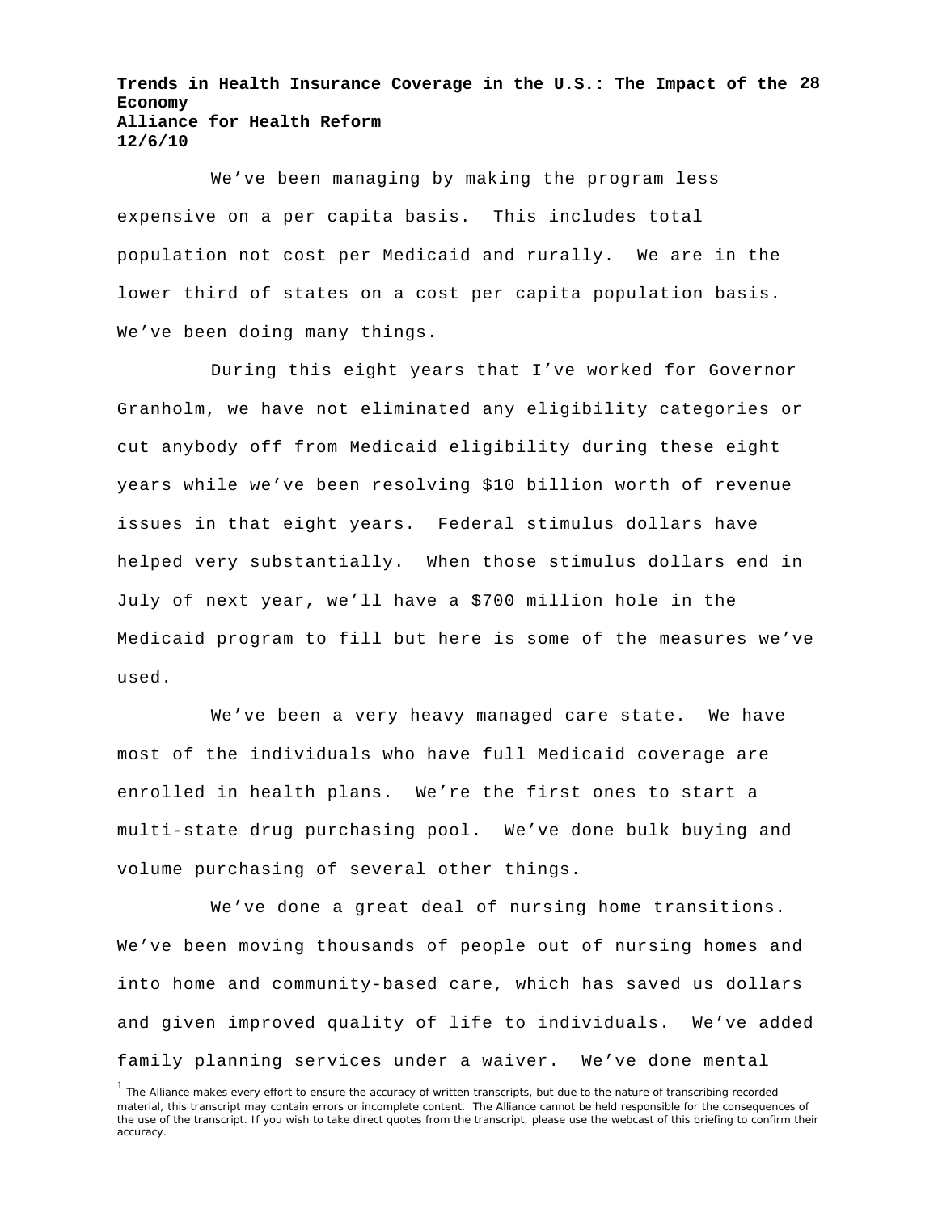We've been managing by making the program less expensive on a per capita basis. This includes total population not cost per Medicaid and rurally. We are in the lower third of states on a cost per capita population basis. We've been doing many things.

During this eight years that I've worked for Governor Granholm, we have not eliminated any eligibility categories or cut anybody off from Medicaid eligibility during these eight years while we've been resolving $10 billion worth of revenue issues in that eight years. Federal stimulus dollars have helped very substantially. When those stimulus dollars end in July of next year, we'll have a $700 million hole in the Medicaid program to fill but here is some of the measures we've used.

We've been a very heavy managed care state. We have most of the individuals who have full Medicaid coverage are enrolled in health plans. We're the first ones to start a multi-state drug purchasing pool. We've done bulk buying and volume purchasing of several other things.

We've done a great deal of nursing home transitions. We've been moving thousands of people out of nursing homes and into home and community-based care, which has saved us dollars and given improved quality of life to individuals. We've added family planning services under a waiver. We've done mental

[1] The Alliance makes every effort to ensure the accuracy of written transcripts, but due to the nature of transcribing recorded material, this transcript may contain errors or incomplete content. The Alliance cannot be held responsible for the consequences of the use of the transcript. If you wish to take direct quotes from the transcript, please use the webcast of this briefing to confirm their accuracy.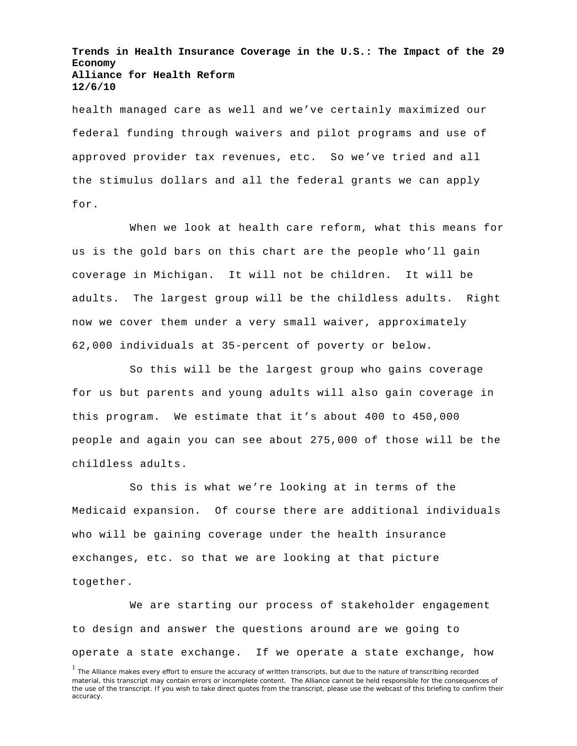health managed care as well and we've certainly maximized our federal funding through waivers and pilot programs and use of approved provider tax revenues, etc. So we've tried and all the stimulus dollars and all the federal grants we can apply for.

When we look at health care reform, what this means for us is the gold bars on this chart are the people who'll gain coverage in Michigan. It will not be children. It will be adults. The largest group will be the childless adults. Right now we cover them under a very small waiver, approximately 62,000 individuals at 35-percent of poverty or below.

So this will be the largest group who gains coverage for us but parents and young adults will also gain coverage in this program. We estimate that it's about 400 to 450,000 people and again you can see about 275,000 of those will be the childless adults.

So this is what we're looking at in terms of the Medicaid expansion. Of course there are additional individuals who will be gaining coverage under the health insurance exchanges, etc. so that we are looking at that picture together.

We are starting our process of stakeholder engagement to design and answer the questions around are we going to operate a state exchange. If we operate a state exchange, how

[1] The Alliance makes every effort to ensure the accuracy of written transcripts, but due to the nature of transcribing recorded material, this transcript may contain errors or incomplete content. The Alliance cannot be held responsible for the consequences of the use of the transcript. If you wish to take direct quotes from the transcript, please use the webcast of this briefing to confirm their accuracy.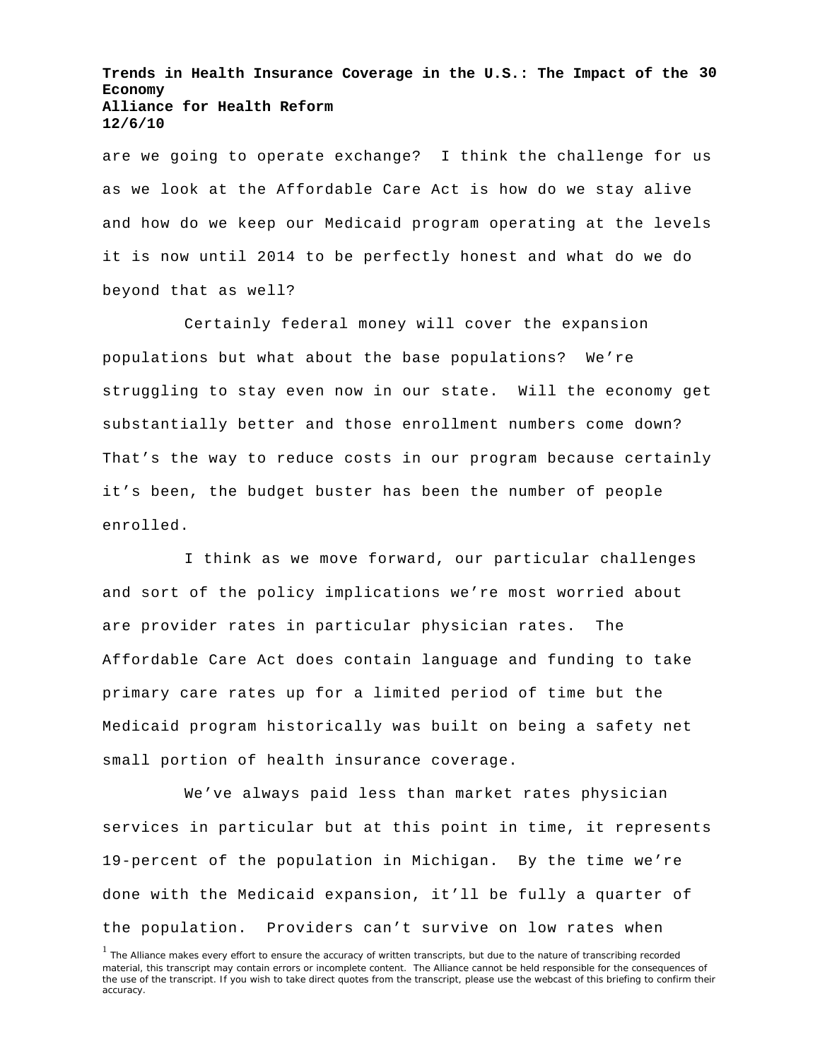are we going to operate exchange? I think the challenge for us as we look at the Affordable Care Act is how do we stay alive and how do we keep our Medicaid program operating at the levels it is now until 2014 to be perfectly honest and what do we do beyond that as well?

Certainly federal money will cover the expansion populations but what about the base populations? We're struggling to stay even now in our state. Will the economy get substantially better and those enrollment numbers come down? That's the way to reduce costs in our program because certainly it's been, the budget buster has been the number of people enrolled.

I think as we move forward, our particular challenges and sort of the policy implications we're most worried about are provider rates in particular physician rates. The Affordable Care Act does contain language and funding to take primary care rates up for a limited period of time but the Medicaid program historically was built on being a safety net small portion of health insurance coverage.

We've always paid less than market rates physician services in particular but at this point in time, it represents 19-percent of the population in Michigan. By the time we're done with the Medicaid expansion, it'll be fully a quarter of the population. Providers can't survive on low rates when

[1] The Alliance makes every effort to ensure the accuracy of written transcripts, but due to the nature of transcribing recorded material, this transcript may contain errors or incomplete content. The Alliance cannot be held responsible for the consequences of the use of the transcript. If you wish to take direct quotes from the transcript, please use the webcast of this briefing to confirm their accuracy.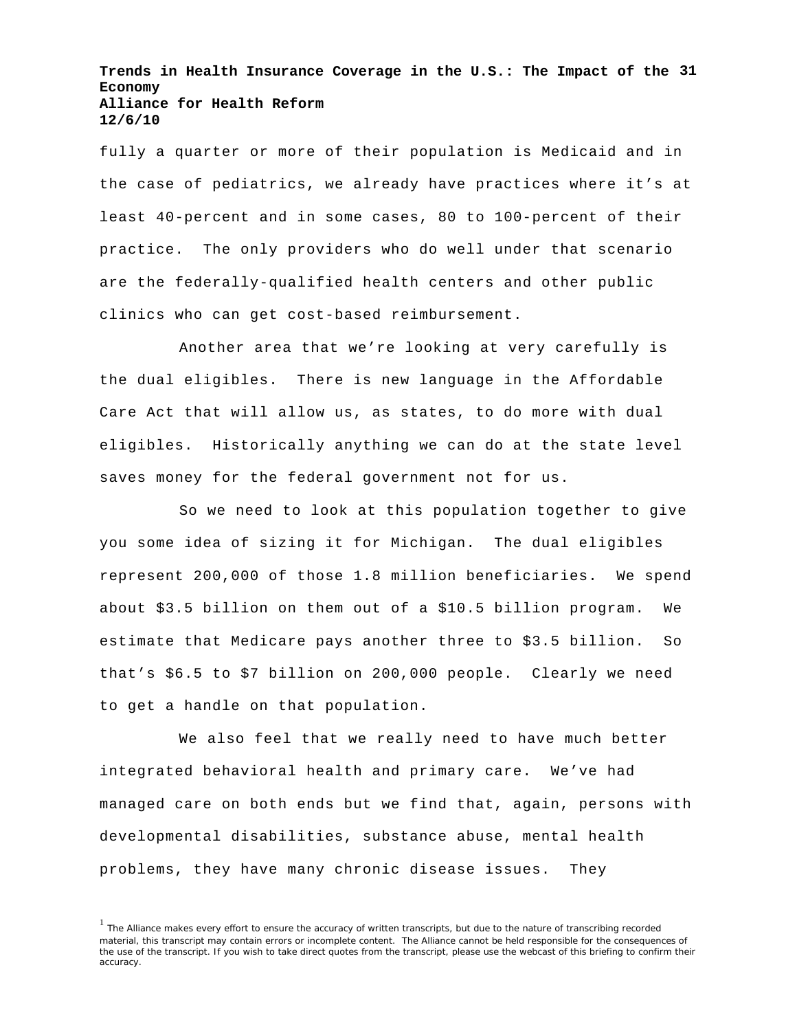fully a quarter or more of their population is Medicaid and in the case of pediatrics, we already have practices where it's at least 40-percent and in some cases, 80 to 100-percent of their practice. The only providers who do well under that scenario are the federally-qualified health centers and other public clinics who can get cost-based reimbursement.

Another area that we're looking at very carefully is the dual eligibles. There is new language in the Affordable Care Act that will allow us, as states, to do more with dual eligibles. Historically anything we can do at the state level saves money for the federal government not for us.

So we need to look at this population together to give you some idea of sizing it for Michigan. The dual eligibles represent 200,000 of those 1.8 million beneficiaries. We spend about $3.5 billion on them out of a $10.5 billion program. We estimate that Medicare pays another three to $3.5 billion. So that's $6.5 to $7 billion on 200,000 people. Clearly we need to get a handle on that population.

We also feel that we really need to have much better integrated behavioral health and primary care. We've had managed care on both ends but we find that, again, persons with developmental disabilities, substance abuse, mental health problems, they have many chronic disease issues. They

[1] The Alliance makes every effort to ensure the accuracy of written transcripts, but due to the nature of transcribing recorded material, this transcript may contain errors or incomplete content. The Alliance cannot be held responsible for the consequences of the use of the transcript. If you wish to take direct quotes from the transcript, please use the webcast of this briefing to confirm their accuracy.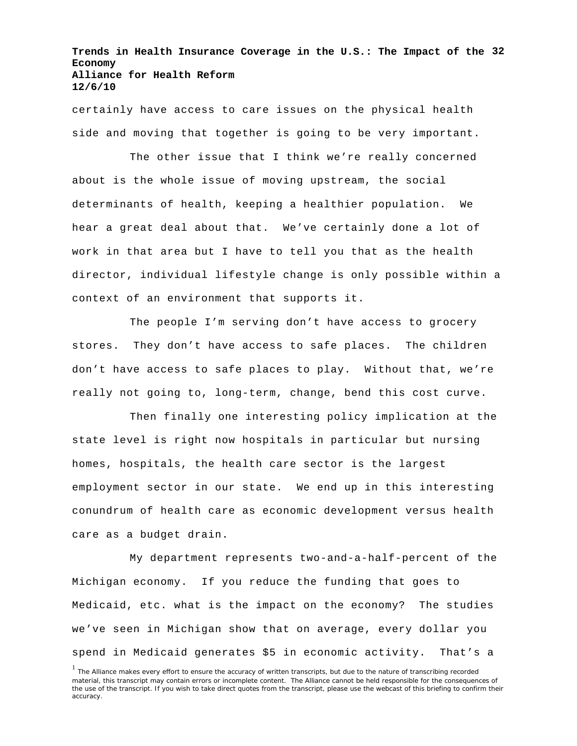certainly have access to care issues on the physical health side and moving that together is going to be very important.

The other issue that I think we're really concerned about is the whole issue of moving upstream, the social determinants of health, keeping a healthier population. We hear a great deal about that. We've certainly done a lot of work in that area but I have to tell you that as the health director, individual lifestyle change is only possible within a context of an environment that supports it.

The people I'm serving don't have access to grocery stores. They don't have access to safe places. The children don't have access to safe places to play. Without that, we're really not going to, long-term, change, bend this cost curve.

Then finally one interesting policy implication at the state level is right now hospitals in particular but nursing homes, hospitals, the health care sector is the largest employment sector in our state. We end up in this interesting conundrum of health care as economic development versus health care as a budget drain.

My department represents two-and-a-half-percent of the Michigan economy. If you reduce the funding that goes to Medicaid, etc. what is the impact on the economy? The studies we've seen in Michigan show that on average, every dollar you spend in Medicaid generates $5 in economic activity. That's a

[1] The Alliance makes every effort to ensure the accuracy of written transcripts, but due to the nature of transcribing recorded material, this transcript may contain errors or incomplete content. The Alliance cannot be held responsible for the consequences of the use of the transcript. If you wish to take direct quotes from the transcript, please use the webcast of this briefing to confirm their accuracy.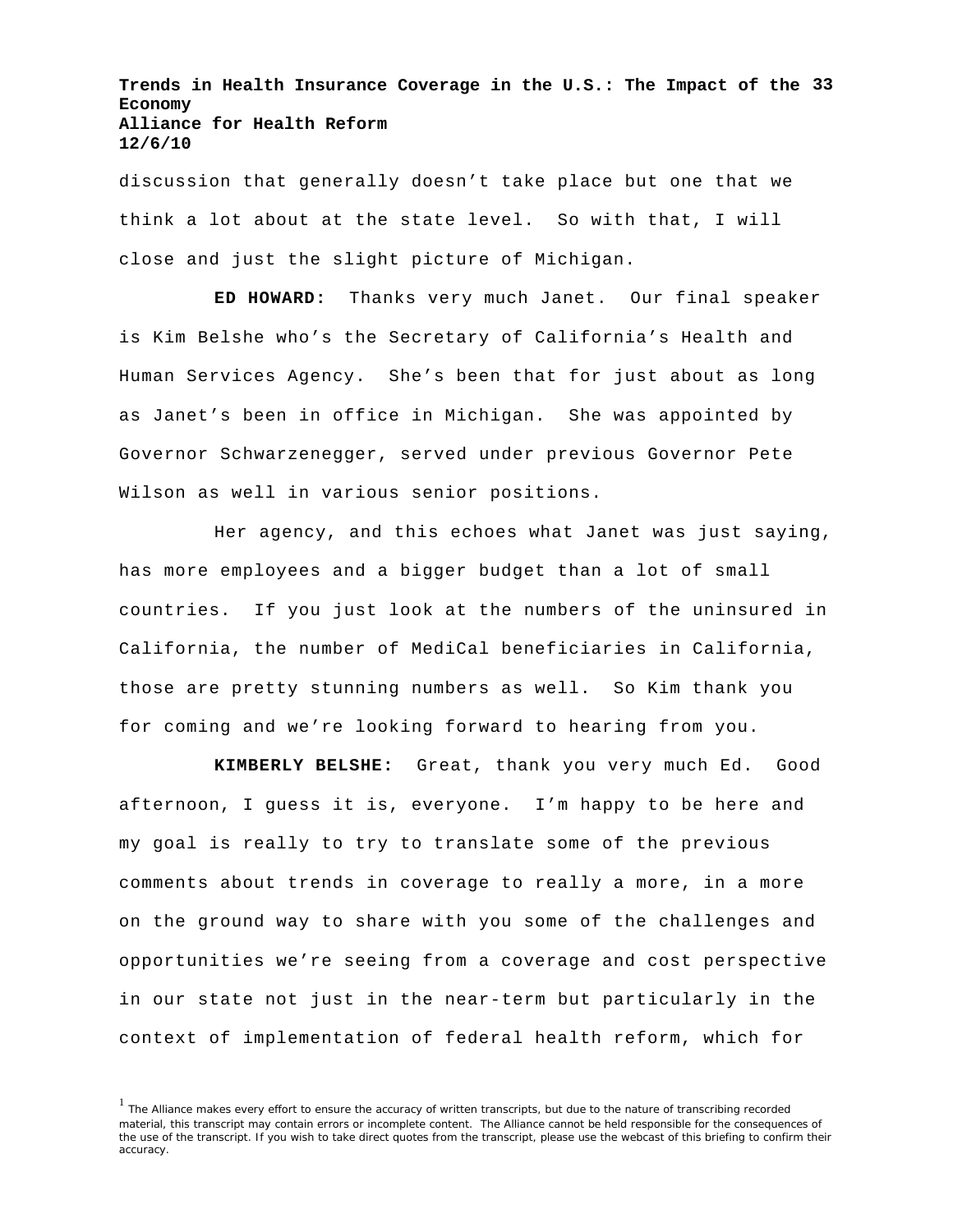discussion that generally doesn't take place but one that we think a lot about at the state level. So with that, I will close and just the slight picture of Michigan.

**ED HOWARD:** Thanks very much Janet. Our final speaker is Kim Belshe who's the Secretary of California's Health and Human Services Agency. She's been that for just about as long as Janet's been in office in Michigan. She was appointed by Governor Schwarzenegger, served under previous Governor Pete Wilson as well in various senior positions.

Her agency, and this echoes what Janet was just saying, has more employees and a bigger budget than a lot of small countries. If you just look at the numbers of the uninsured in California, the number of MediCal beneficiaries in California, those are pretty stunning numbers as well. So Kim thank you for coming and we're looking forward to hearing from you.

**KIMBERLY BELSHE:** Great, thank you very much Ed. Good afternoon, I guess it is, everyone. I'm happy to be here and my goal is really to try to translate some of the previous comments about trends in coverage to really a more, in a more on the ground way to share with you some of the challenges and opportunities we're seeing from a coverage and cost perspective in our state not just in the near-term but particularly in the context of implementation of federal health reform, which for

[1] The Alliance makes every effort to ensure the accuracy of written transcripts, but due to the nature of transcribing recorded material, this transcript may contain errors or incomplete content. The Alliance cannot be held responsible for the consequences of the use of the transcript. If you wish to take direct quotes from the transcript, please use the webcast of this briefing to confirm their accuracy.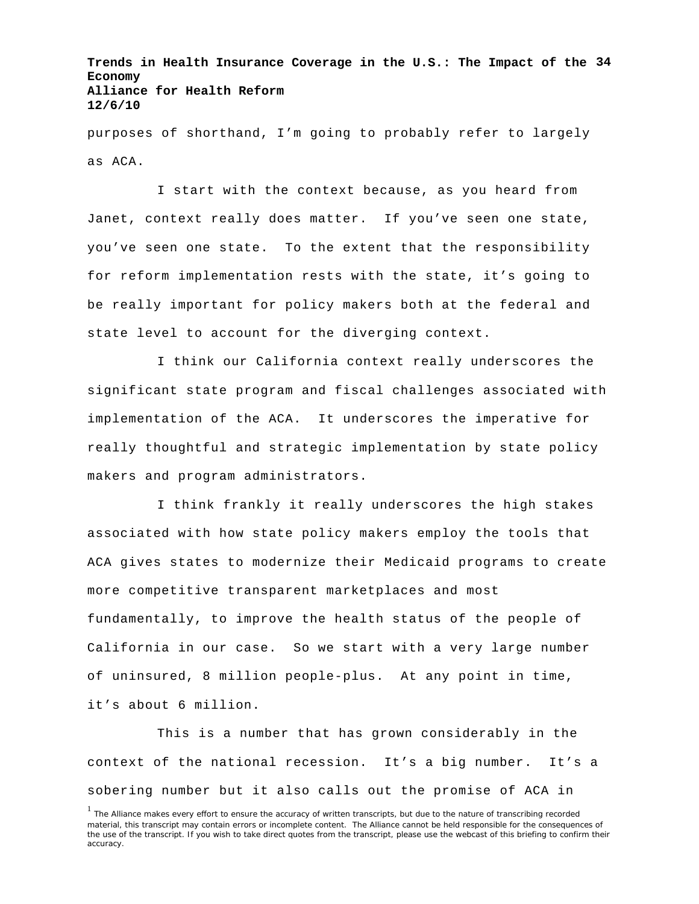purposes of shorthand, I'm going to probably refer to largely as ACA.

I start with the context because, as you heard from Janet, context really does matter. If you've seen one state, you've seen one state. To the extent that the responsibility for reform implementation rests with the state, it's going to be really important for policy makers both at the federal and state level to account for the diverging context.

I think our California context really underscores the significant state program and fiscal challenges associated with implementation of the ACA. It underscores the imperative for really thoughtful and strategic implementation by state policy makers and program administrators.

I think frankly it really underscores the high stakes associated with how state policy makers employ the tools that ACA gives states to modernize their Medicaid programs to create more competitive transparent marketplaces and most fundamentally, to improve the health status of the people of California in our case. So we start with a very large number of uninsured, 8 million people-plus. At any point in time, it's about 6 million.

This is a number that has grown considerably in the context of the national recession. It's a big number. It's a sobering number but it also calls out the promise of ACA in

[1] The Alliance makes every effort to ensure the accuracy of written transcripts, but due to the nature of transcribing recorded material, this transcript may contain errors or incomplete content. The Alliance cannot be held responsible for the consequences of the use of the transcript. If you wish to take direct quotes from the transcript, please use the webcast of this briefing to confirm their accuracy.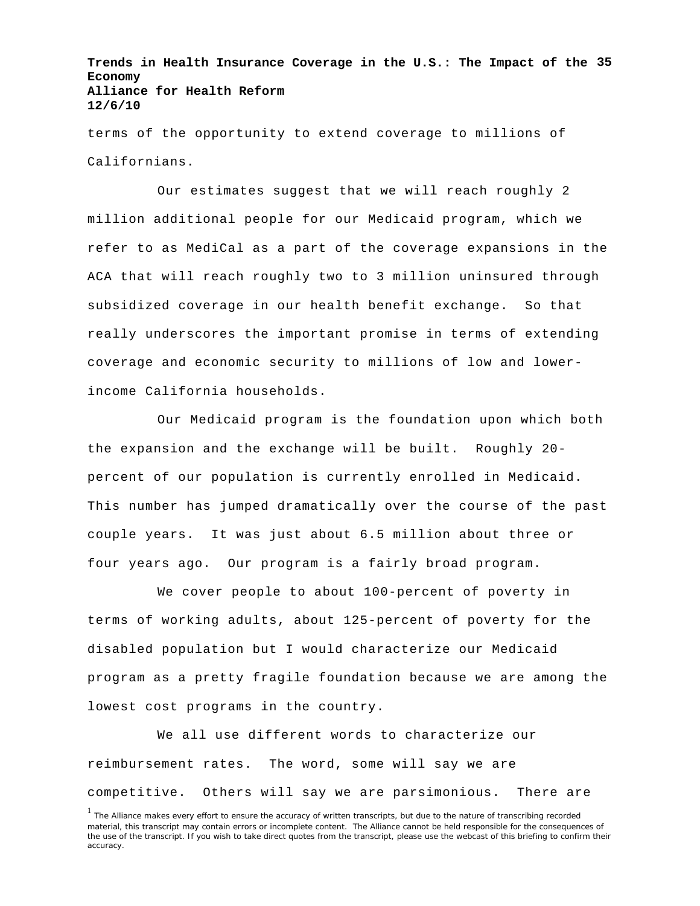terms of the opportunity to extend coverage to millions of Californians.

Our estimates suggest that we will reach roughly 2 million additional people for our Medicaid program, which we refer to as MediCal as a part of the coverage expansions in the ACA that will reach roughly two to 3 million uninsured through subsidized coverage in our health benefit exchange. So that really underscores the important promise in terms of extending coverage and economic security to millions of low and lower-income California households.

Our Medicaid program is the foundation upon which both the expansion and the exchange will be built. Roughly 20-percent of our population is currently enrolled in Medicaid. This number has jumped dramatically over the course of the past couple years. It was just about 6.5 million about three or four years ago. Our program is a fairly broad program.

We cover people to about 100-percent of poverty in terms of working adults, about 125-percent of poverty for the disabled population but I would characterize our Medicaid program as a pretty fragile foundation because we are among the lowest cost programs in the country.

We all use different words to characterize our reimbursement rates. The word, some will say we are competitive. Others will say we are parsimonious. There are

[1] The Alliance makes every effort to ensure the accuracy of written transcripts, but due to the nature of transcribing recorded material, this transcript may contain errors or incomplete content. The Alliance cannot be held responsible for the consequences of the use of the transcript. If you wish to take direct quotes from the transcript, please use the webcast of this briefing to confirm their accuracy.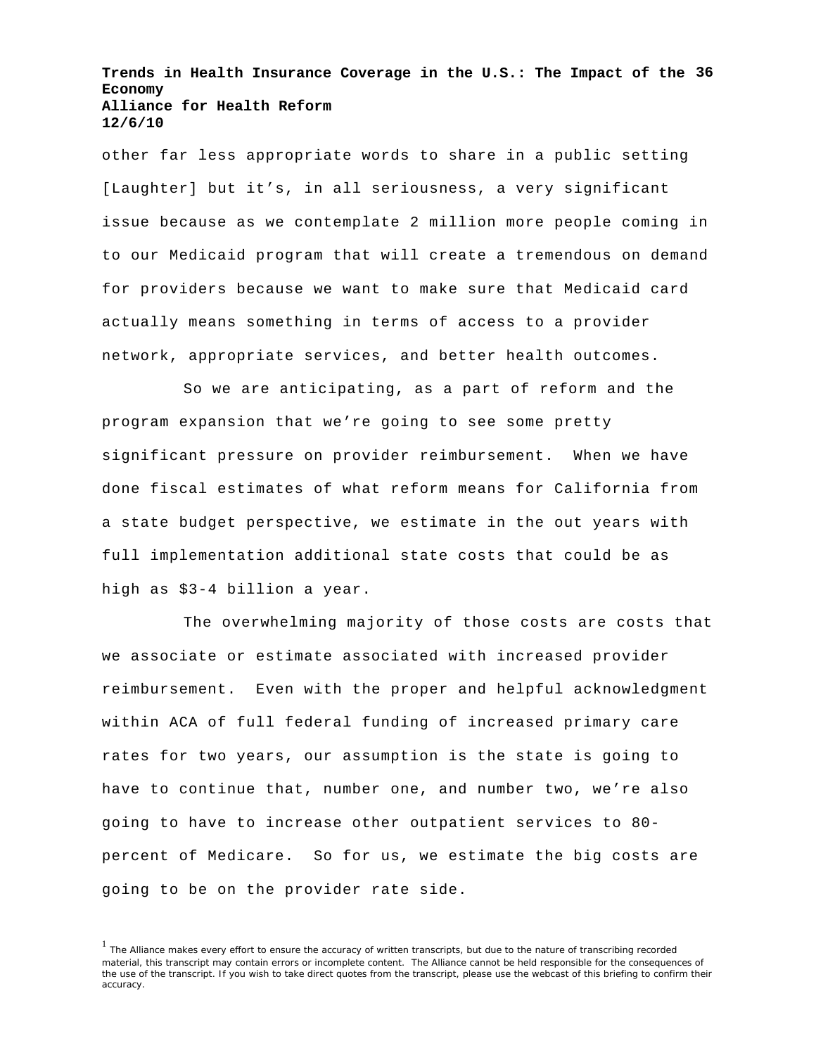other far less appropriate words to share in a public setting [Laughter] but it’s, in all seriousness, a very significant issue because as we contemplate 2 million more people coming in to our Medicaid program that will create a tremendous on demand for providers because we want to make sure that Medicaid card actually means something in terms of access to a provider network, appropriate services, and better health outcomes.

So we are anticipating, as a part of reform and the program expansion that we’re going to see some pretty significant pressure on provider reimbursement. When we have done fiscal estimates of what reform means for California from a state budget perspective, we estimate in the out years with full implementation additional state costs that could be as high as $3-4 billion a year.

The overwhelming majority of those costs are costs that we associate or estimate associated with increased provider reimbursement. Even with the proper and helpful acknowledgment within ACA of full federal funding of increased primary care rates for two years, our assumption is the state is going to have to continue that, number one, and number two, we’re also going to have to increase other outpatient services to 80-percent of Medicare. So for us, we estimate the big costs are going to be on the provider rate side.

[1] The Alliance makes every effort to ensure the accuracy of written transcripts, but due to the nature of transcribing recorded material, this transcript may contain errors or incomplete content. The Alliance cannot be held responsible for the consequences of the use of the transcript. If you wish to take direct quotes from the transcript, please use the webcast of this briefing to confirm their accuracy.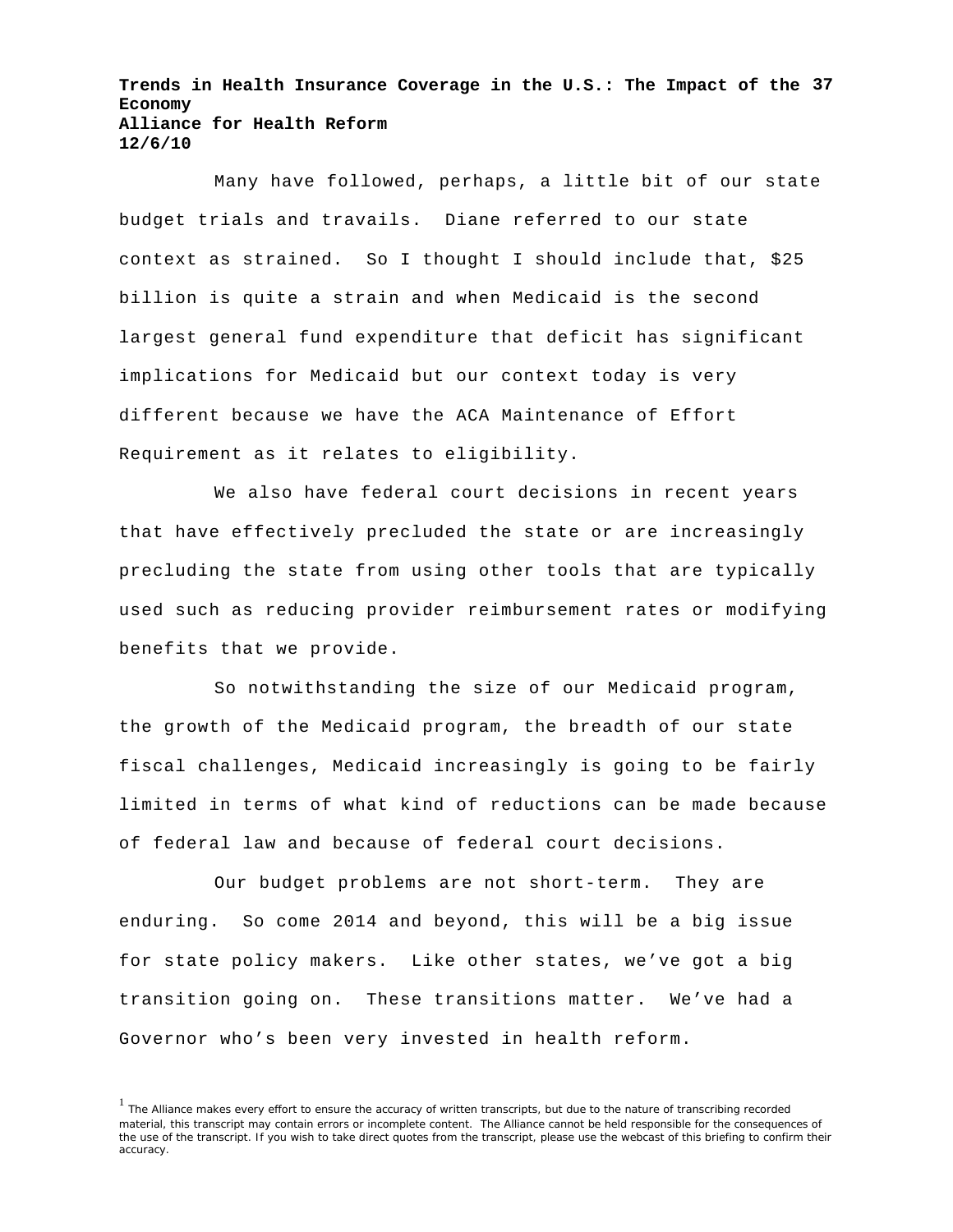Many have followed, perhaps, a little bit of our state budget trials and travails. Diane referred to our state context as strained. So I thought I should include that, $25 billion is quite a strain and when Medicaid is the second largest general fund expenditure that deficit has significant implications for Medicaid but our context today is very different because we have the ACA Maintenance of Effort Requirement as it relates to eligibility.

We also have federal court decisions in recent years that have effectively precluded the state or are increasingly precluding the state from using other tools that are typically used such as reducing provider reimbursement rates or modifying benefits that we provide.

So notwithstanding the size of our Medicaid program, the growth of the Medicaid program, the breadth of our state fiscal challenges, Medicaid increasingly is going to be fairly limited in terms of what kind of reductions can be made because of federal law and because of federal court decisions.

Our budget problems are not short-term. They are enduring. So come 2014 and beyond, this will be a big issue for state policy makers. Like other states, we've got a big transition going on. These transitions matter. We've had a Governor who's been very invested in health reform.

[1] The Alliance makes every effort to ensure the accuracy of written transcripts, but due to the nature of transcribing recorded material, this transcript may contain errors or incomplete content. The Alliance cannot be held responsible for the consequences of the use of the transcript. If you wish to take direct quotes from the transcript, please use the webcast of this briefing to confirm their accuracy.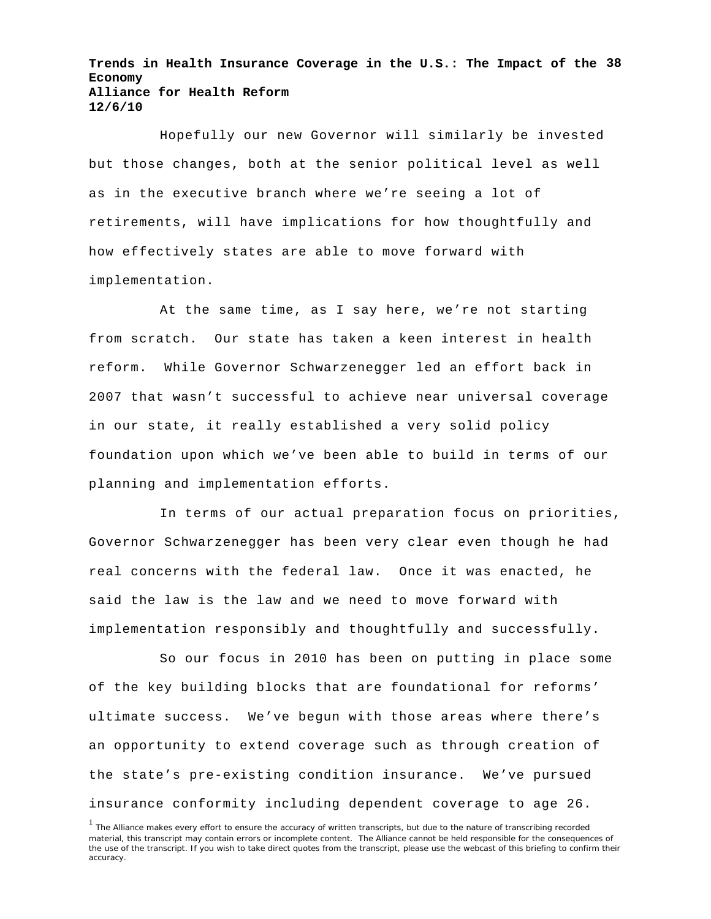Hopefully our new Governor will similarly be invested but those changes, both at the senior political level as well as in the executive branch where we're seeing a lot of retirements, will have implications for how thoughtfully and how effectively states are able to move forward with implementation.

At the same time, as I say here, we're not starting from scratch. Our state has taken a keen interest in health reform. While Governor Schwarzenegger led an effort back in 2007 that wasn't successful to achieve near universal coverage in our state, it really established a very solid policy foundation upon which we've been able to build in terms of our planning and implementation efforts.

In terms of our actual preparation focus on priorities, Governor Schwarzenegger has been very clear even though he had real concerns with the federal law. Once it was enacted, he said the law is the law and we need to move forward with implementation responsibly and thoughtfully and successfully.

So our focus in 2010 has been on putting in place some of the key building blocks that are foundational for reforms' ultimate success. We've begun with those areas where there's an opportunity to extend coverage such as through creation of the state's pre-existing condition insurance. We've pursued insurance conformity including dependent coverage to age 26.

[1] The Alliance makes every effort to ensure the accuracy of written transcripts, but due to the nature of transcribing recorded material, this transcript may contain errors or incomplete content. The Alliance cannot be held responsible for the consequences of the use of the transcript. If you wish to take direct quotes from the transcript, please use the webcast of this briefing to confirm their accuracy.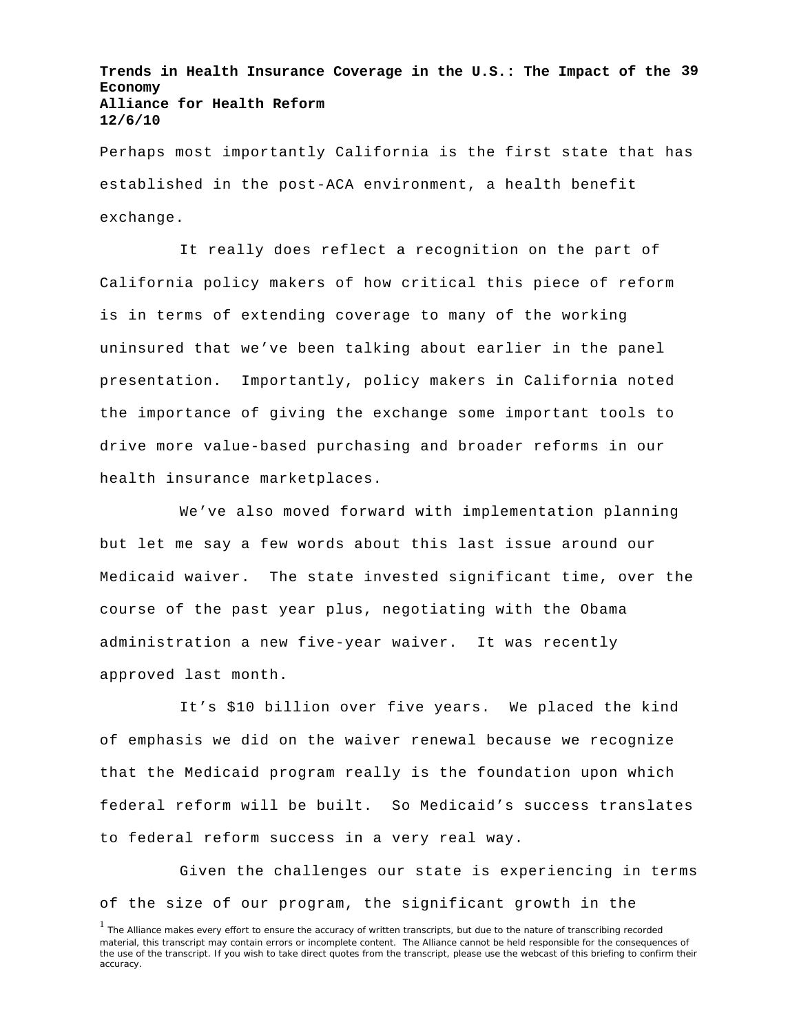Perhaps most importantly California is the first state that has established in the post-ACA environment, a health benefit exchange.

It really does reflect a recognition on the part of California policy makers of how critical this piece of reform is in terms of extending coverage to many of the working uninsured that we've been talking about earlier in the panel presentation. Importantly, policy makers in California noted the importance of giving the exchange some important tools to drive more value-based purchasing and broader reforms in our health insurance marketplaces.

We've also moved forward with implementation planning but let me say a few words about this last issue around our Medicaid waiver. The state invested significant time, over the course of the past year plus, negotiating with the Obama administration a new five-year waiver. It was recently approved last month.

It's $10 billion over five years. We placed the kind of emphasis we did on the waiver renewal because we recognize that the Medicaid program really is the foundation upon which federal reform will be built. So Medicaid's success translates to federal reform success in a very real way.

Given the challenges our state is experiencing in terms of the size of our program, the significant growth in the

[1] The Alliance makes every effort to ensure the accuracy of written transcripts, but due to the nature of transcribing recorded material, this transcript may contain errors or incomplete content. The Alliance cannot be held responsible for the consequences of the use of the transcript. If you wish to take direct quotes from the transcript, please use the webcast of this briefing to confirm their accuracy.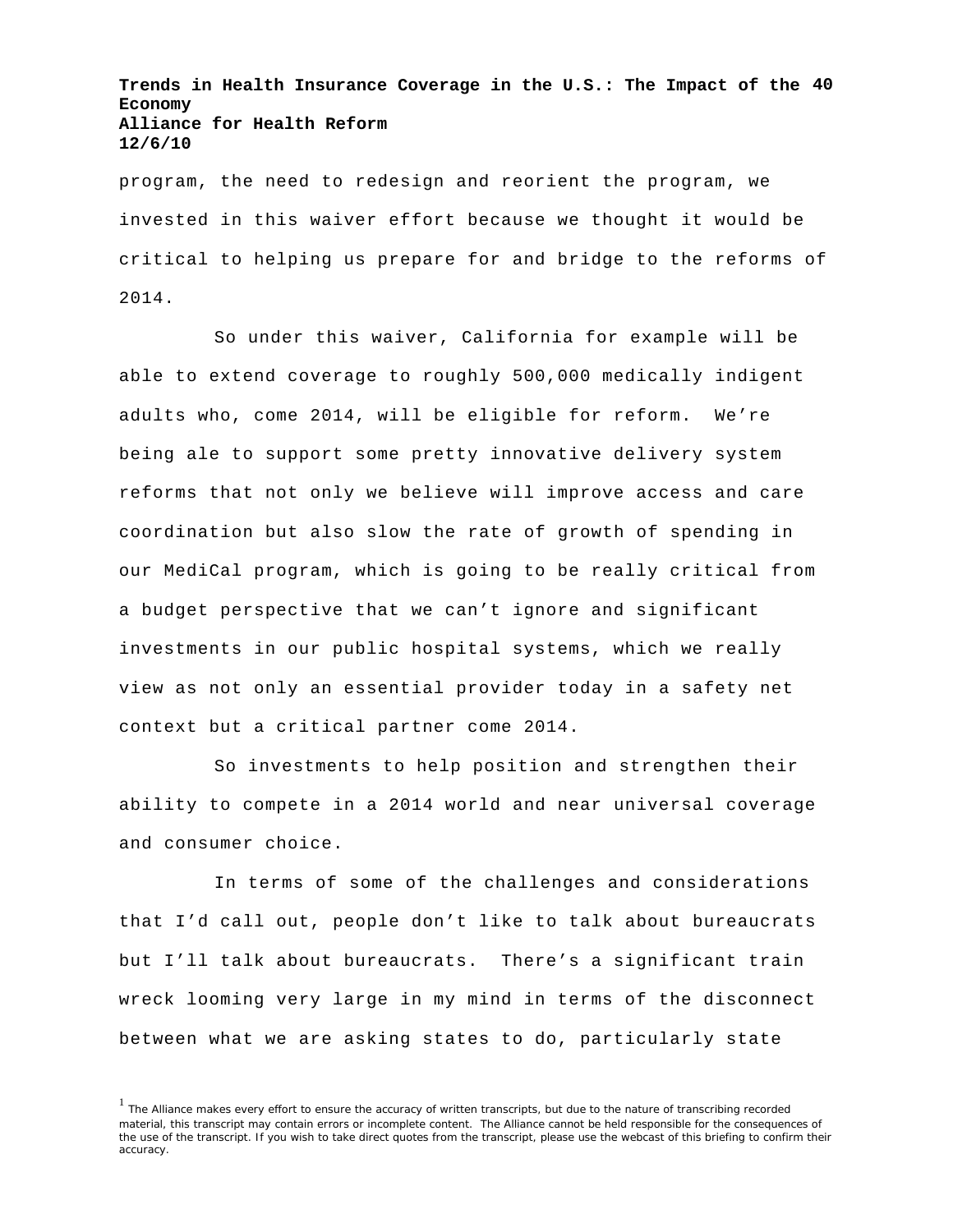program, the need to redesign and reorient the program, we invested in this waiver effort because we thought it would be critical to helping us prepare for and bridge to the reforms of 2014.

So under this waiver, California for example will be able to extend coverage to roughly 500,000 medically indigent adults who, come 2014, will be eligible for reform. We're being ale to support some pretty innovative delivery system reforms that not only we believe will improve access and care coordination but also slow the rate of growth of spending in our MediCal program, which is going to be really critical from a budget perspective that we can't ignore and significant investments in our public hospital systems, which we really view as not only an essential provider today in a safety net context but a critical partner come 2014.

So investments to help position and strengthen their ability to compete in a 2014 world and near universal coverage and consumer choice.

In terms of some of the challenges and considerations that I'd call out, people don't like to talk about bureaucrats but I'll talk about bureaucrats. There's a significant train wreck looming very large in my mind in terms of the disconnect between what we are asking states to do, particularly state

[1] The Alliance makes every effort to ensure the accuracy of written transcripts, but due to the nature of transcribing recorded material, this transcript may contain errors or incomplete content. The Alliance cannot be held responsible for the consequences of the use of the transcript. If you wish to take direct quotes from the transcript, please use the webcast of this briefing to confirm their accuracy.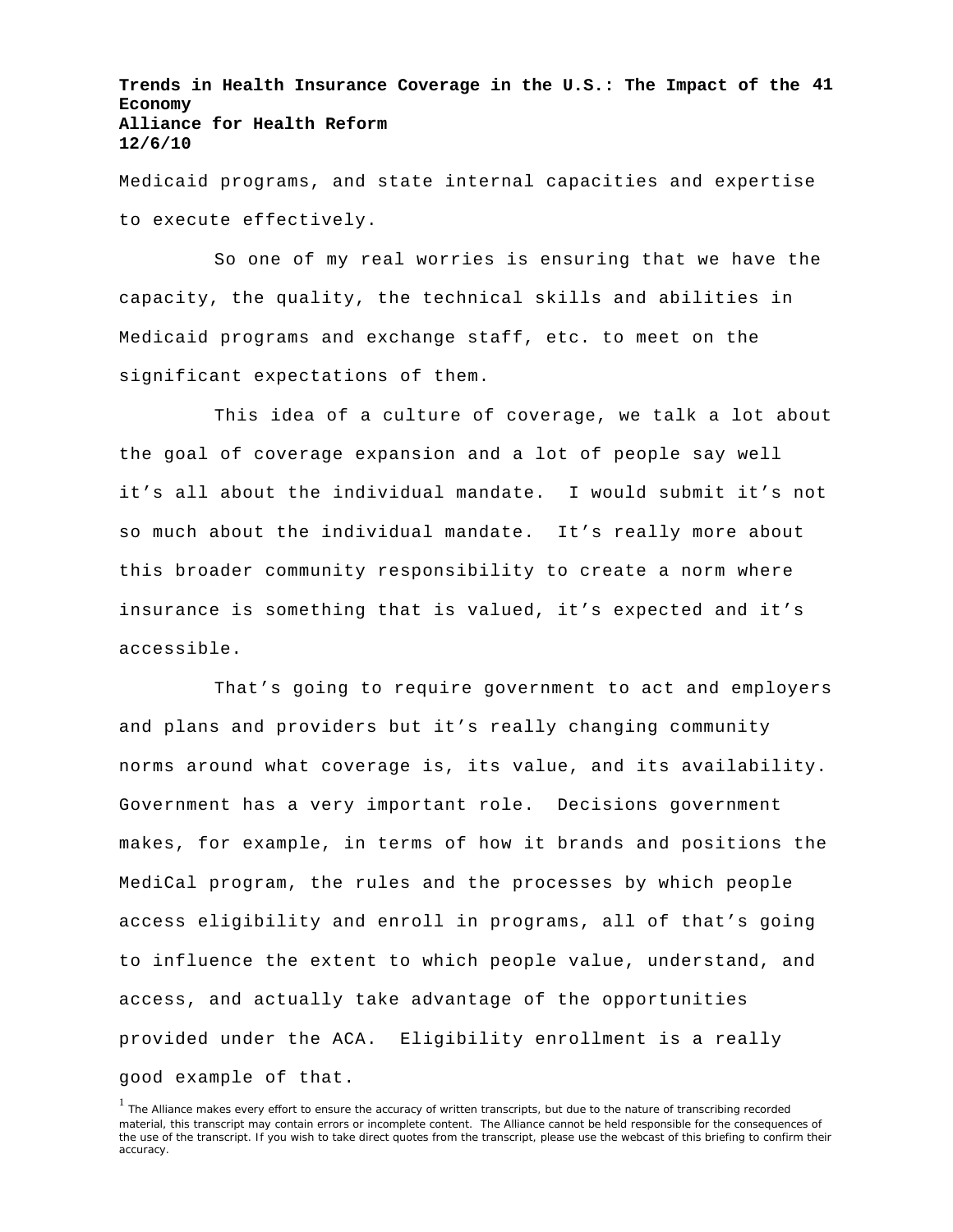Medicaid programs, and state internal capacities and expertise to execute effectively.

So one of my real worries is ensuring that we have the capacity, the quality, the technical skills and abilities in Medicaid programs and exchange staff, etc. to meet on the significant expectations of them.

This idea of a culture of coverage, we talk a lot about the goal of coverage expansion and a lot of people say well it's all about the individual mandate. I would submit it's not so much about the individual mandate. It's really more about this broader community responsibility to create a norm where insurance is something that is valued, it's expected and it's accessible.

That's going to require government to act and employers and plans and providers but it's really changing community norms around what coverage is, its value, and its availability. Government has a very important role. Decisions government makes, for example, in terms of how it brands and positions the MediCal program, the rules and the processes by which people access eligibility and enroll in programs, all of that's going to influence the extent to which people value, understand, and access, and actually take advantage of the opportunities provided under the ACA. Eligibility enrollment is a really good example of that.

[1] The Alliance makes every effort to ensure the accuracy of written transcripts, but due to the nature of transcribing recorded material, this transcript may contain errors or incomplete content. The Alliance cannot be held responsible for the consequences of the use of the transcript. If you wish to take direct quotes from the transcript, please use the webcast of this briefing to confirm their accuracy.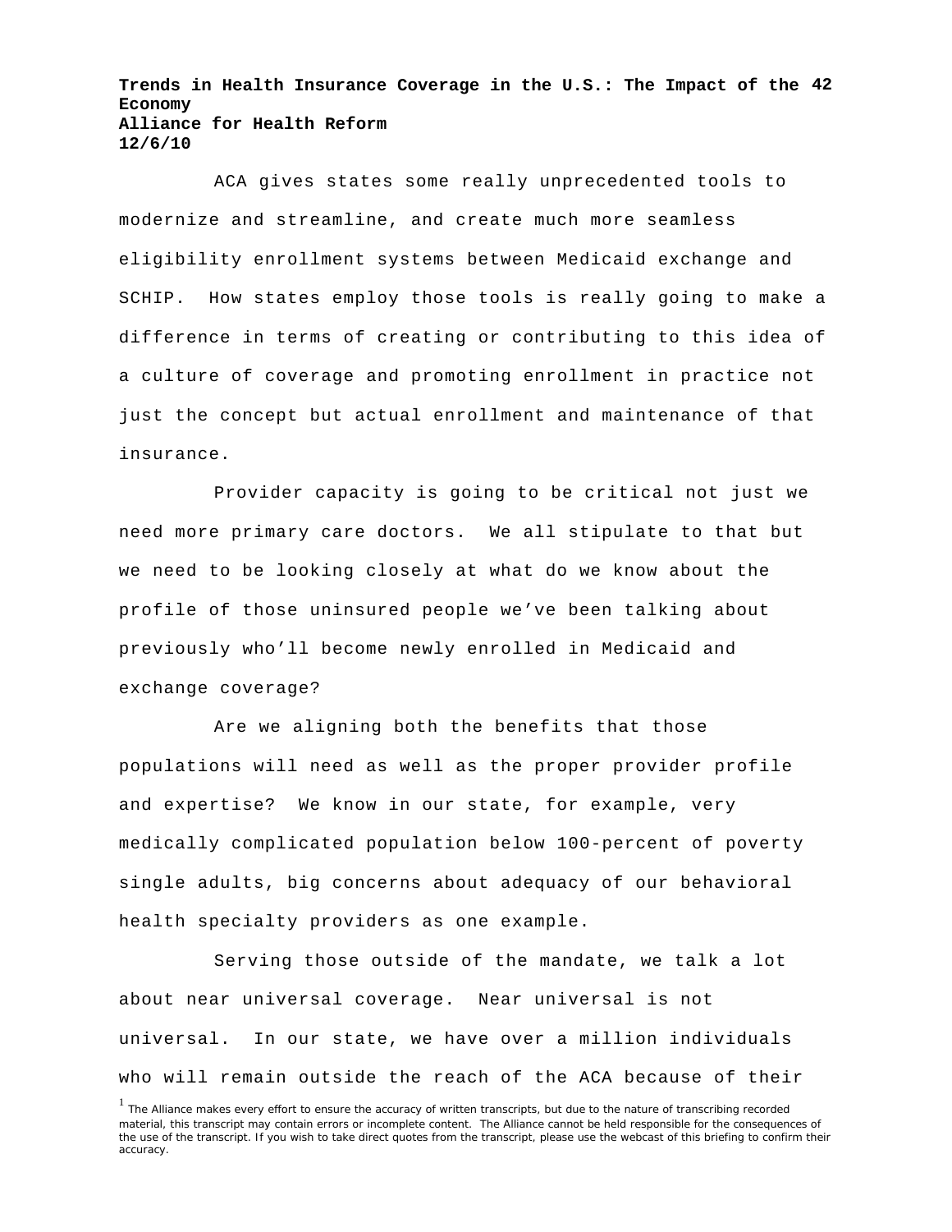ACA gives states some really unprecedented tools to modernize and streamline, and create much more seamless eligibility enrollment systems between Medicaid exchange and SCHIP. How states employ those tools is really going to make a difference in terms of creating or contributing to this idea of a culture of coverage and promoting enrollment in practice not just the concept but actual enrollment and maintenance of that insurance.

Provider capacity is going to be critical not just we need more primary care doctors. We all stipulate to that but we need to be looking closely at what do we know about the profile of those uninsured people we've been talking about previously who'll become newly enrolled in Medicaid and exchange coverage?

Are we aligning both the benefits that those populations will need as well as the proper provider profile and expertise? We know in our state, for example, very medically complicated population below 100-percent of poverty single adults, big concerns about adequacy of our behavioral health specialty providers as one example.

Serving those outside of the mandate, we talk a lot about near universal coverage. Near universal is not universal. In our state, we have over a million individuals who will remain outside the reach of the ACA because of their

[1] The Alliance makes every effort to ensure the accuracy of written transcripts, but due to the nature of transcribing recorded material, this transcript may contain errors or incomplete content. The Alliance cannot be held responsible for the consequences of the use of the transcript. If you wish to take direct quotes from the transcript, please use the webcast of this briefing to confirm their accuracy.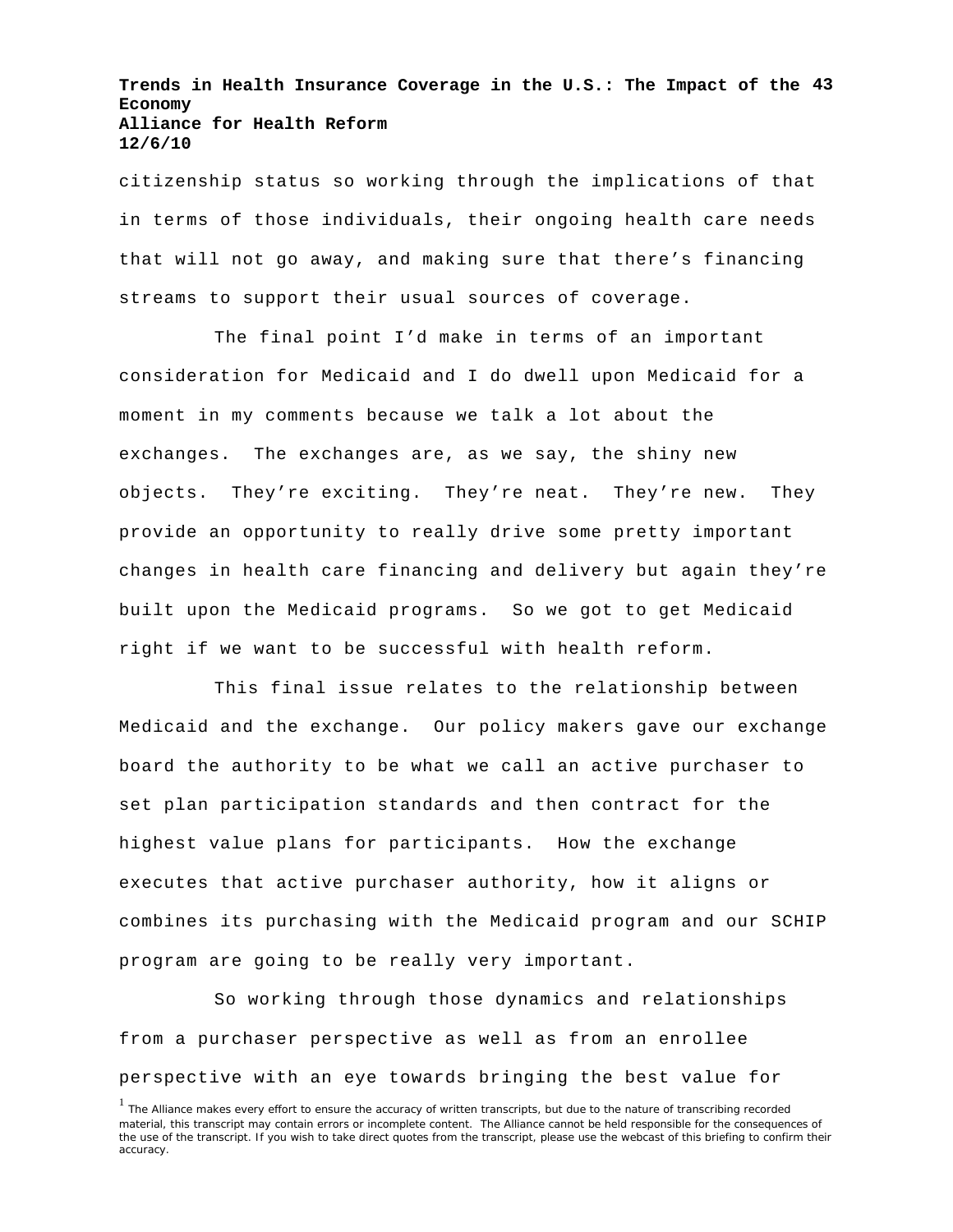citizenship status so working through the implications of that in terms of those individuals, their ongoing health care needs that will not go away, and making sure that there's financing streams to support their usual sources of coverage.

The final point I'd make in terms of an important consideration for Medicaid and I do dwell upon Medicaid for a moment in my comments because we talk a lot about the exchanges. The exchanges are, as we say, the shiny new objects. They're exciting. They're neat. They're new. They provide an opportunity to really drive some pretty important changes in health care financing and delivery but again they're built upon the Medicaid programs. So we got to get Medicaid right if we want to be successful with health reform.

This final issue relates to the relationship between Medicaid and the exchange. Our policy makers gave our exchange board the authority to be what we call an active purchaser to set plan participation standards and then contract for the highest value plans for participants. How the exchange executes that active purchaser authority, how it aligns or combines its purchasing with the Medicaid program and our SCHIP program are going to be really very important.

So working through those dynamics and relationships from a purchaser perspective as well as from an enrollee perspective with an eye towards bringing the best value for

[1] The Alliance makes every effort to ensure the accuracy of written transcripts, but due to the nature of transcribing recorded material, this transcript may contain errors or incomplete content. The Alliance cannot be held responsible for the consequences of the use of the transcript. If you wish to take direct quotes from the transcript, please use the webcast of this briefing to confirm their accuracy.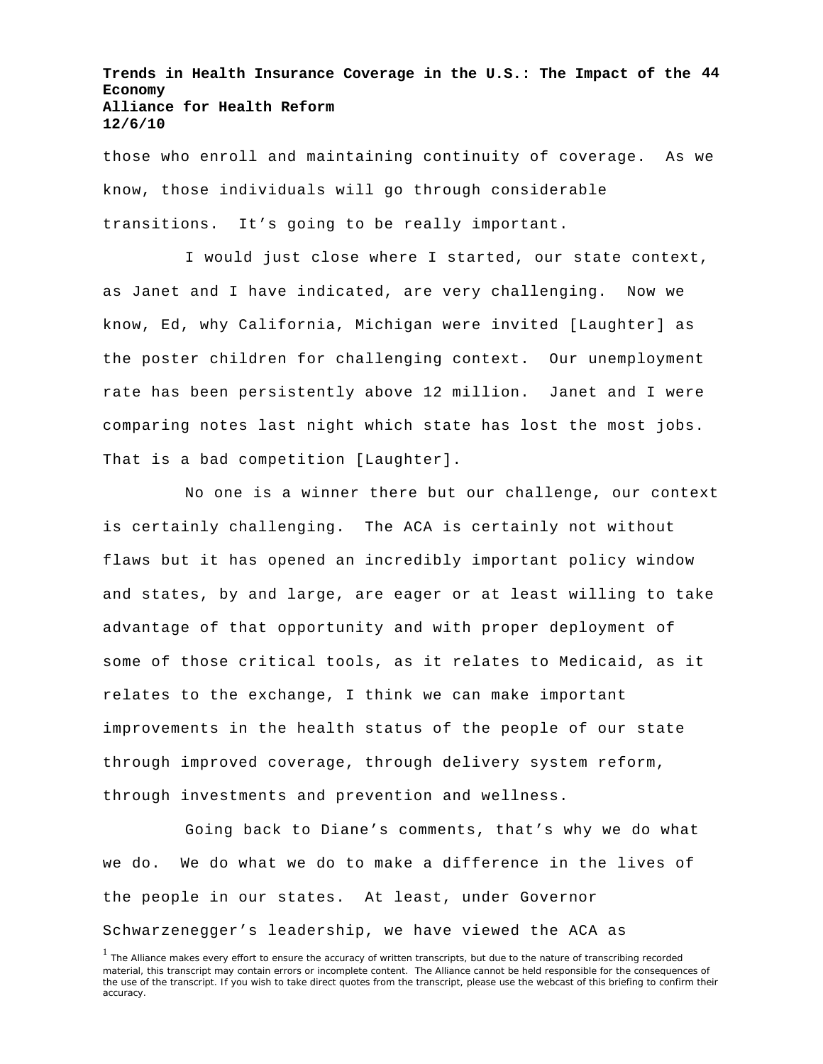those who enroll and maintaining continuity of coverage. As we know, those individuals will go through considerable transitions. It's going to be really important.

I would just close where I started, our state context, as Janet and I have indicated, are very challenging. Now we know, Ed, why California, Michigan were invited [Laughter] as the poster children for challenging context. Our unemployment rate has been persistently above 12 million. Janet and I were comparing notes last night which state has lost the most jobs. That is a bad competition [Laughter].

No one is a winner there but our challenge, our context is certainly challenging. The ACA is certainly not without flaws but it has opened an incredibly important policy window and states, by and large, are eager or at least willing to take advantage of that opportunity and with proper deployment of some of those critical tools, as it relates to Medicaid, as it relates to the exchange, I think we can make important improvements in the health status of the people of our state through improved coverage, through delivery system reform, through investments and prevention and wellness.

Going back to Diane's comments, that's why we do what we do. We do what we do to make a difference in the lives of the people in our states. At least, under Governor Schwarzenegger's leadership, we have viewed the ACA as

[1] The Alliance makes every effort to ensure the accuracy of written transcripts, but due to the nature of transcribing recorded material, this transcript may contain errors or incomplete content. The Alliance cannot be held responsible for the consequences of the use of the transcript. If you wish to take direct quotes from the transcript, please use the webcast of this briefing to confirm their accuracy.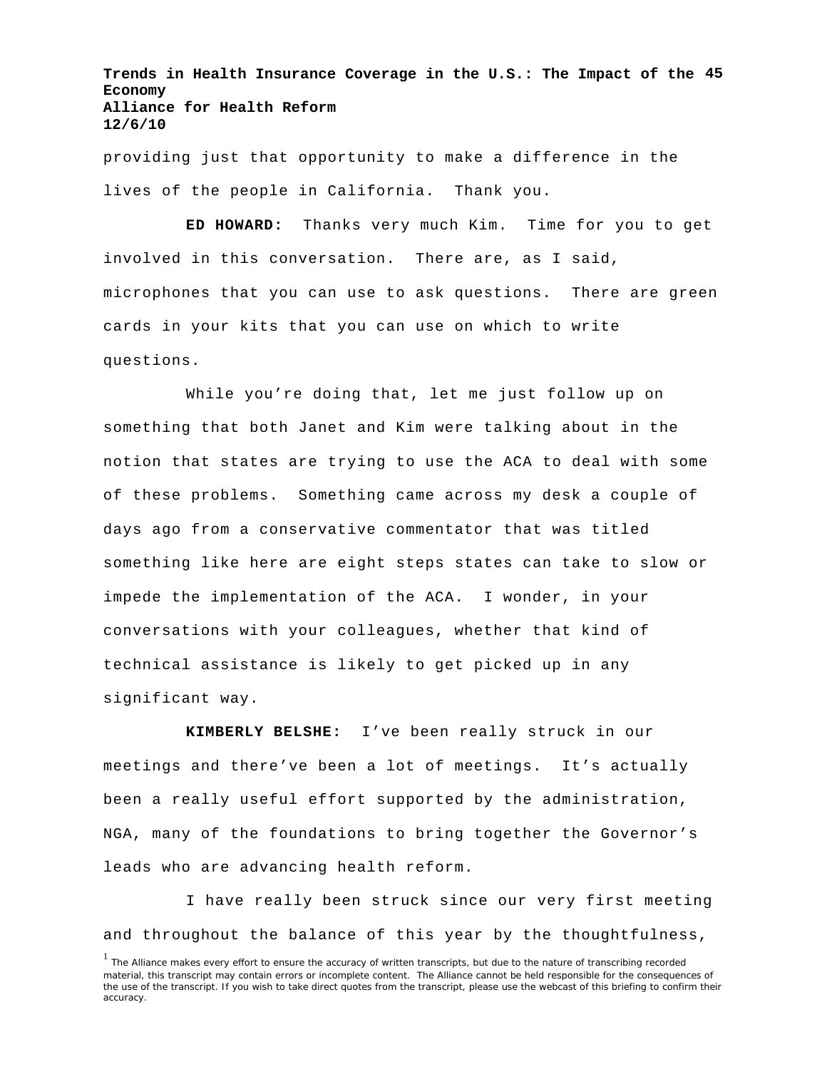providing just that opportunity to make a difference in the lives of the people in California.  Thank you.

**ED HOWARD:** Thanks very much Kim.  Time for you to get involved in this conversation.  There are, as I said, microphones that you can use to ask questions.  There are green cards in your kits that you can use on which to write questions.

While you're doing that, let me just follow up on something that both Janet and Kim were talking about in the notion that states are trying to use the ACA to deal with some of these problems.  Something came across my desk a couple of days ago from a conservative commentator that was titled something like here are eight steps states can take to slow or impede the implementation of the ACA.  I wonder, in your conversations with your colleagues, whether that kind of technical assistance is likely to get picked up in any significant way.

**KIMBERLY BELSHE:** I've been really struck in our meetings and there've been a lot of meetings.  It's actually been a really useful effort supported by the administration, NGA, many of the foundations to bring together the Governor's leads who are advancing health reform.

I have really been struck since our very first meeting and throughout the balance of this year by the thoughtfulness,

[1] The Alliance makes every effort to ensure the accuracy of written transcripts, but due to the nature of transcribing recorded material, this transcript may contain errors or incomplete content.  The Alliance cannot be held responsible for the consequences of the use of the transcript. If you wish to take direct quotes from the transcript, please use the webcast of this briefing to confirm their accuracy.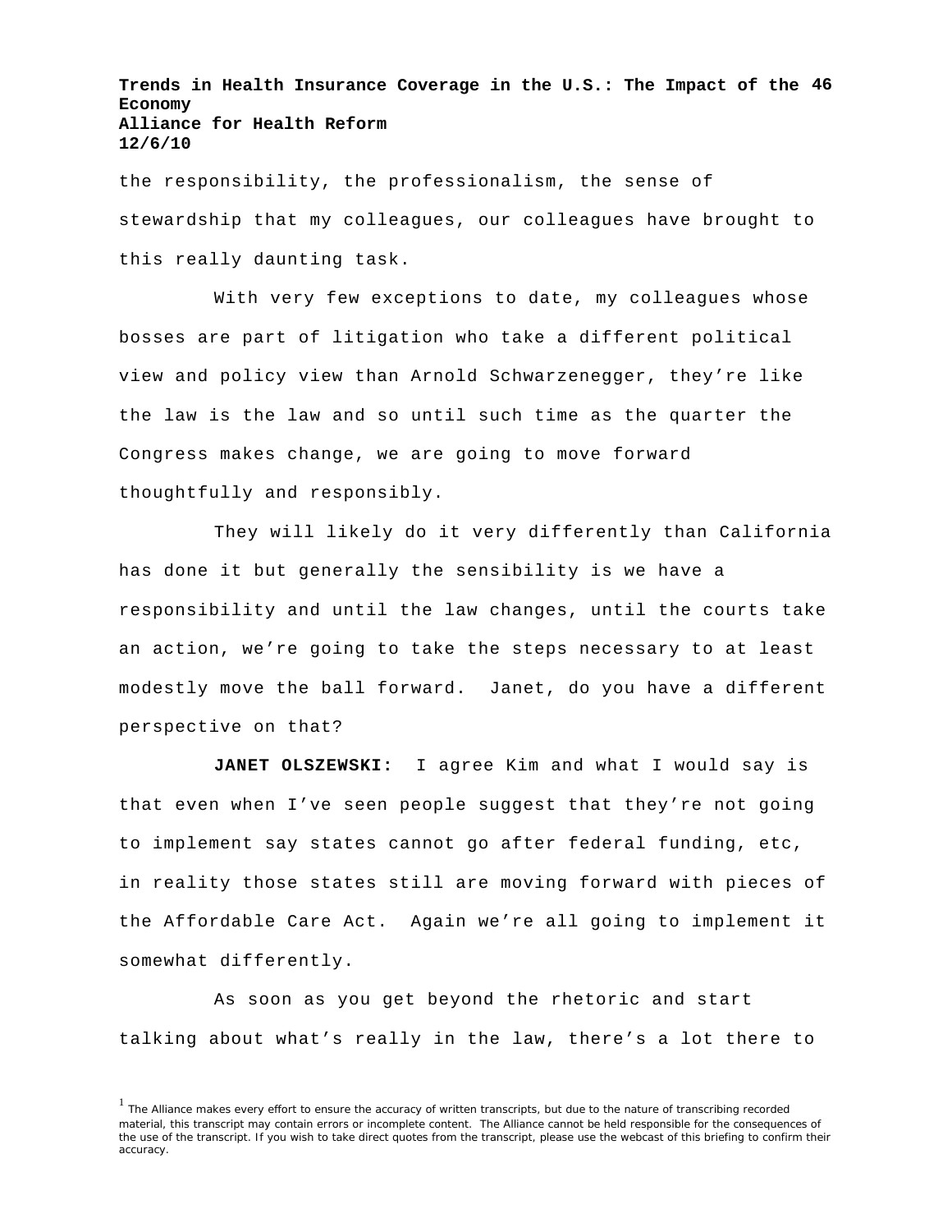the responsibility, the professionalism, the sense of stewardship that my colleagues, our colleagues have brought to this really daunting task.

With very few exceptions to date, my colleagues whose bosses are part of litigation who take a different political view and policy view than Arnold Schwarzenegger, they're like the law is the law and so until such time as the quarter the Congress makes change, we are going to move forward thoughtfully and responsibly.

They will likely do it very differently than California has done it but generally the sensibility is we have a responsibility and until the law changes, until the courts take an action, we're going to take the steps necessary to at least modestly move the ball forward. Janet, do you have a different perspective on that?

**JANET OLSZEWSKI:** I agree Kim and what I would say is that even when I've seen people suggest that they're not going to implement say states cannot go after federal funding, etc, in reality those states still are moving forward with pieces of the Affordable Care Act. Again we're all going to implement it somewhat differently.

As soon as you get beyond the rhetoric and start talking about what's really in the law, there's a lot there to

[1] The Alliance makes every effort to ensure the accuracy of written transcripts, but due to the nature of transcribing recorded material, this transcript may contain errors or incomplete content. The Alliance cannot be held responsible for the consequences of the use of the transcript. If you wish to take direct quotes from the transcript, please use the webcast of this briefing to confirm their accuracy.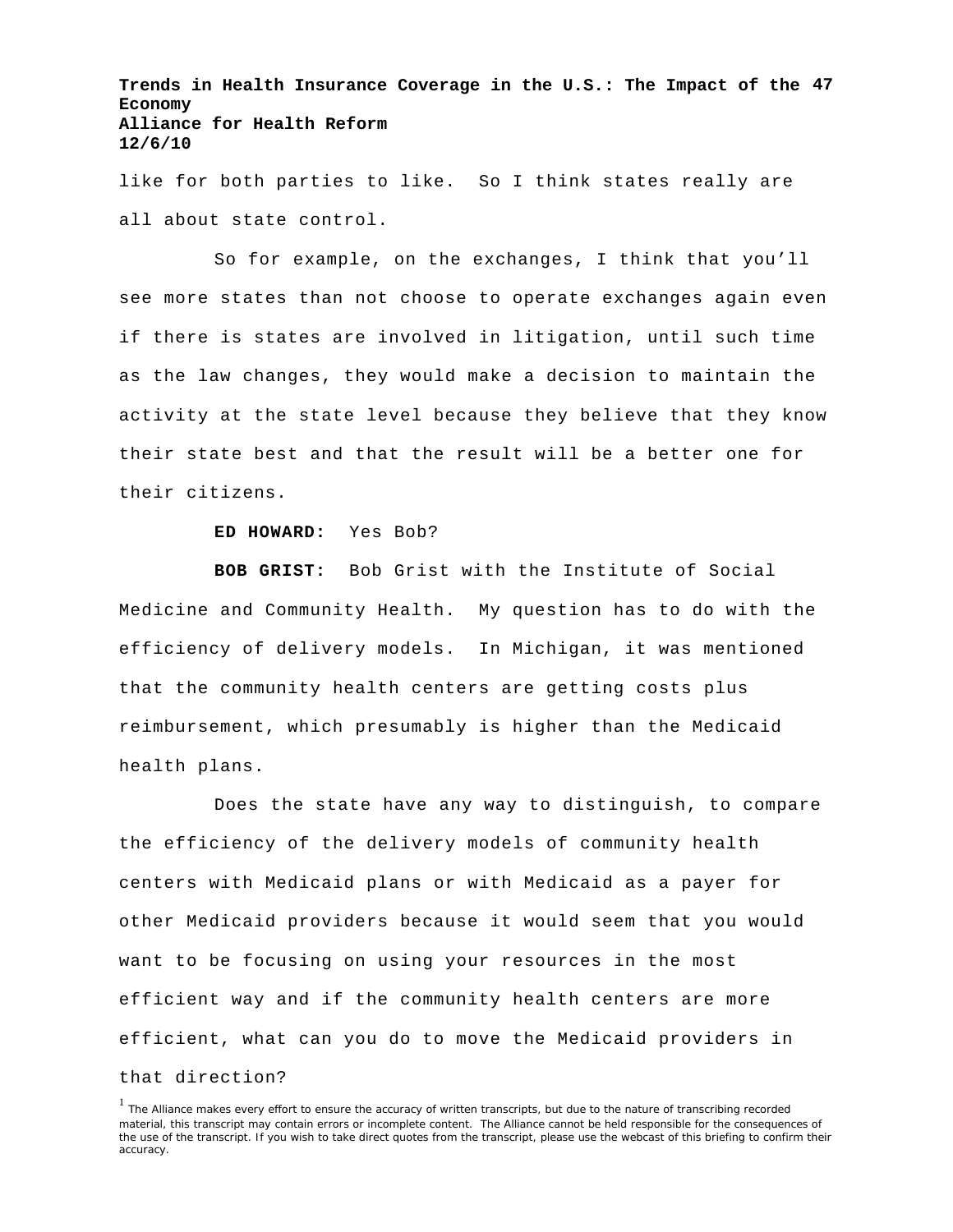like for both parties to like. So I think states really are all about state control.

So for example, on the exchanges, I think that you'll see more states than not choose to operate exchanges again even if there is states are involved in litigation, until such time as the law changes, they would make a decision to maintain the activity at the state level because they believe that they know their state best and that the result will be a better one for their citizens.

**ED HOWARD:** Yes Bob?

**BOB GRIST:** Bob Grist with the Institute of Social Medicine and Community Health. My question has to do with the efficiency of delivery models. In Michigan, it was mentioned that the community health centers are getting costs plus reimbursement, which presumably is higher than the Medicaid health plans.

Does the state have any way to distinguish, to compare the efficiency of the delivery models of community health centers with Medicaid plans or with Medicaid as a payer for other Medicaid providers because it would seem that you would want to be focusing on using your resources in the most efficient way and if the community health centers are more efficient, what can you do to move the Medicaid providers in that direction?

[1] The Alliance makes every effort to ensure the accuracy of written transcripts, but due to the nature of transcribing recorded material, this transcript may contain errors or incomplete content. The Alliance cannot be held responsible for the consequences of the use of the transcript. If you wish to take direct quotes from the transcript, please use the webcast of this briefing to confirm their accuracy.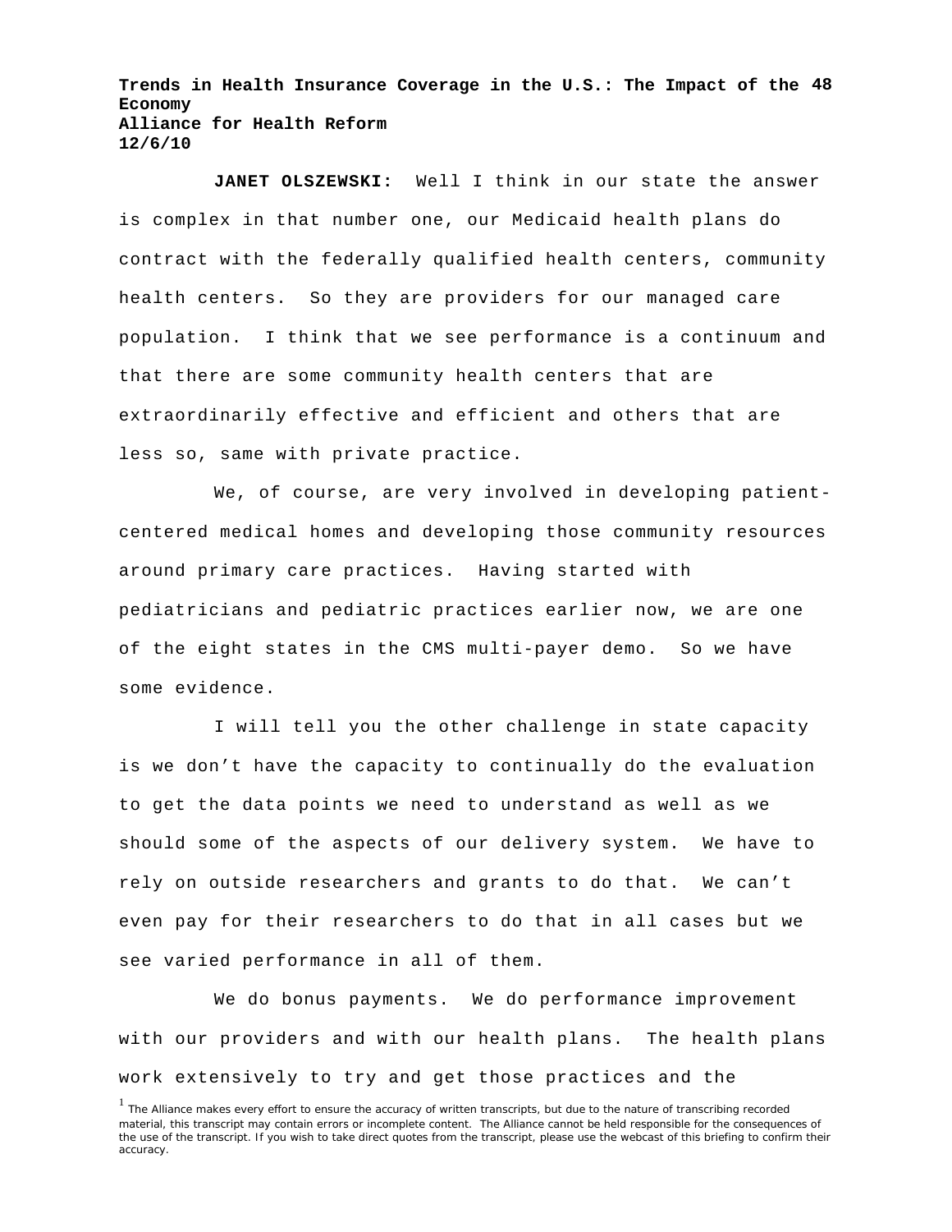**JANET OLSZEWSKI:** Well I think in our state the answer is complex in that number one, our Medicaid health plans do contract with the federally qualified health centers, community health centers. So they are providers for our managed care population. I think that we see performance is a continuum and that there are some community health centers that are extraordinarily effective and efficient and others that are less so, same with private practice.

We, of course, are very involved in developing patient-centered medical homes and developing those community resources around primary care practices. Having started with pediatricians and pediatric practices earlier now, we are one of the eight states in the CMS multi-payer demo. So we have some evidence.

I will tell you the other challenge in state capacity is we don't have the capacity to continually do the evaluation to get the data points we need to understand as well as we should some of the aspects of our delivery system. We have to rely on outside researchers and grants to do that. We can't even pay for their researchers to do that in all cases but we see varied performance in all of them.

We do bonus payments. We do performance improvement with our providers and with our health plans. The health plans work extensively to try and get those practices and the

[1] The Alliance makes every effort to ensure the accuracy of written transcripts, but due to the nature of transcribing recorded material, this transcript may contain errors or incomplete content. The Alliance cannot be held responsible for the consequences of the use of the transcript. If you wish to take direct quotes from the transcript, please use the webcast of this briefing to confirm their accuracy.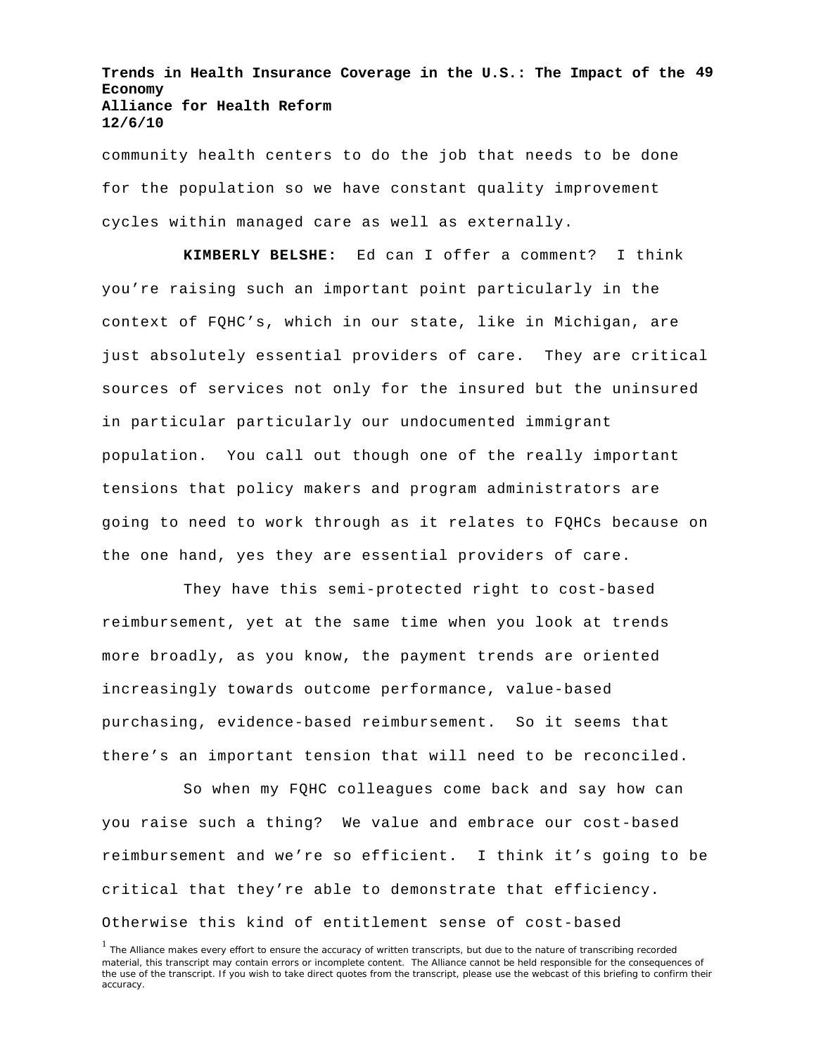community health centers to do the job that needs to be done for the population so we have constant quality improvement cycles within managed care as well as externally.

**KIMBERLY BELSHE:** Ed can I offer a comment? I think you're raising such an important point particularly in the context of FQHC's, which in our state, like in Michigan, are just absolutely essential providers of care. They are critical sources of services not only for the insured but the uninsured in particular particularly our undocumented immigrant population. You call out though one of the really important tensions that policy makers and program administrators are going to need to work through as it relates to FQHCs because on the one hand, yes they are essential providers of care.

They have this semi-protected right to cost-based reimbursement, yet at the same time when you look at trends more broadly, as you know, the payment trends are oriented increasingly towards outcome performance, value-based purchasing, evidence-based reimbursement. So it seems that there's an important tension that will need to be reconciled.

So when my FQHC colleagues come back and say how can you raise such a thing? We value and embrace our cost-based reimbursement and we're so efficient. I think it's going to be critical that they're able to demonstrate that efficiency. Otherwise this kind of entitlement sense of cost-based

[1] The Alliance makes every effort to ensure the accuracy of written transcripts, but due to the nature of transcribing recorded material, this transcript may contain errors or incomplete content. The Alliance cannot be held responsible for the consequences of the use of the transcript. If you wish to take direct quotes from the transcript, please use the webcast of this briefing to confirm their accuracy.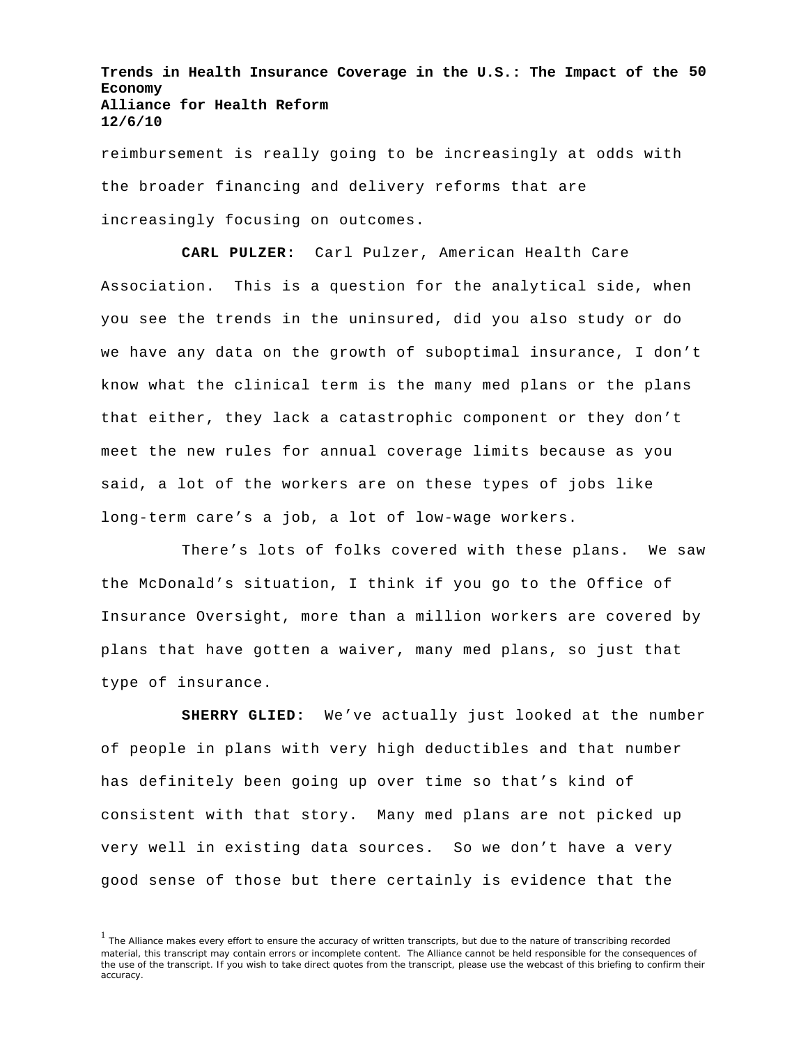reimbursement is really going to be increasingly at odds with the broader financing and delivery reforms that are increasingly focusing on outcomes.

**CARL PULZER:** Carl Pulzer, American Health Care Association. This is a question for the analytical side, when you see the trends in the uninsured, did you also study or do we have any data on the growth of suboptimal insurance, I don't know what the clinical term is the many med plans or the plans that either, they lack a catastrophic component or they don't meet the new rules for annual coverage limits because as you said, a lot of the workers are on these types of jobs like long-term care's a job, a lot of low-wage workers.

There's lots of folks covered with these plans. We saw the McDonald's situation, I think if you go to the Office of Insurance Oversight, more than a million workers are covered by plans that have gotten a waiver, many med plans, so just that type of insurance.

**SHERRY GLIED:** We've actually just looked at the number of people in plans with very high deductibles and that number has definitely been going up over time so that's kind of consistent with that story. Many med plans are not picked up very well in existing data sources. So we don't have a very good sense of those but there certainly is evidence that the

[1] The Alliance makes every effort to ensure the accuracy of written transcripts, but due to the nature of transcribing recorded material, this transcript may contain errors or incomplete content. The Alliance cannot be held responsible for the consequences of the use of the transcript. If you wish to take direct quotes from the transcript, please use the webcast of this briefing to confirm their accuracy.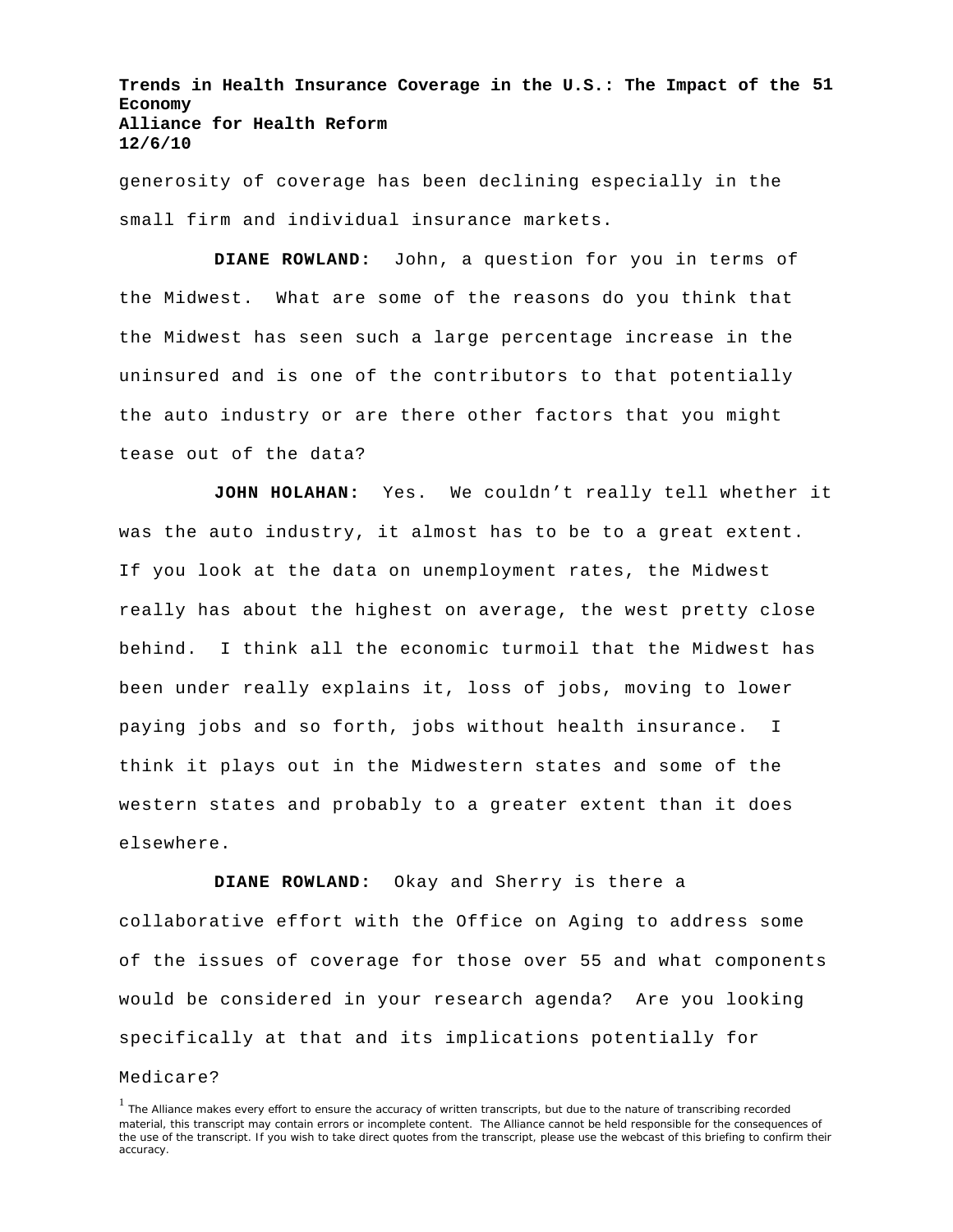generosity of coverage has been declining especially in the small firm and individual insurance markets.

**DIANE ROWLAND:** John, a question for you in terms of the Midwest. What are some of the reasons do you think that the Midwest has seen such a large percentage increase in the uninsured and is one of the contributors to that potentially the auto industry or are there other factors that you might tease out of the data?

**JOHN HOLAHAN:** Yes. We couldn't really tell whether it was the auto industry, it almost has to be to a great extent. If you look at the data on unemployment rates, the Midwest really has about the highest on average, the west pretty close behind. I think all the economic turmoil that the Midwest has been under really explains it, loss of jobs, moving to lower paying jobs and so forth, jobs without health insurance. I think it plays out in the Midwestern states and some of the western states and probably to a greater extent than it does elsewhere.

**DIANE ROWLAND:** Okay and Sherry is there a collaborative effort with the Office on Aging to address some of the issues of coverage for those over 55 and what components would be considered in your research agenda? Are you looking specifically at that and its implications potentially for Medicare?

[1] The Alliance makes every effort to ensure the accuracy of written transcripts, but due to the nature of transcribing recorded material, this transcript may contain errors or incomplete content. The Alliance cannot be held responsible for the consequences of the use of the transcript. If you wish to take direct quotes from the transcript, please use the webcast of this briefing to confirm their accuracy.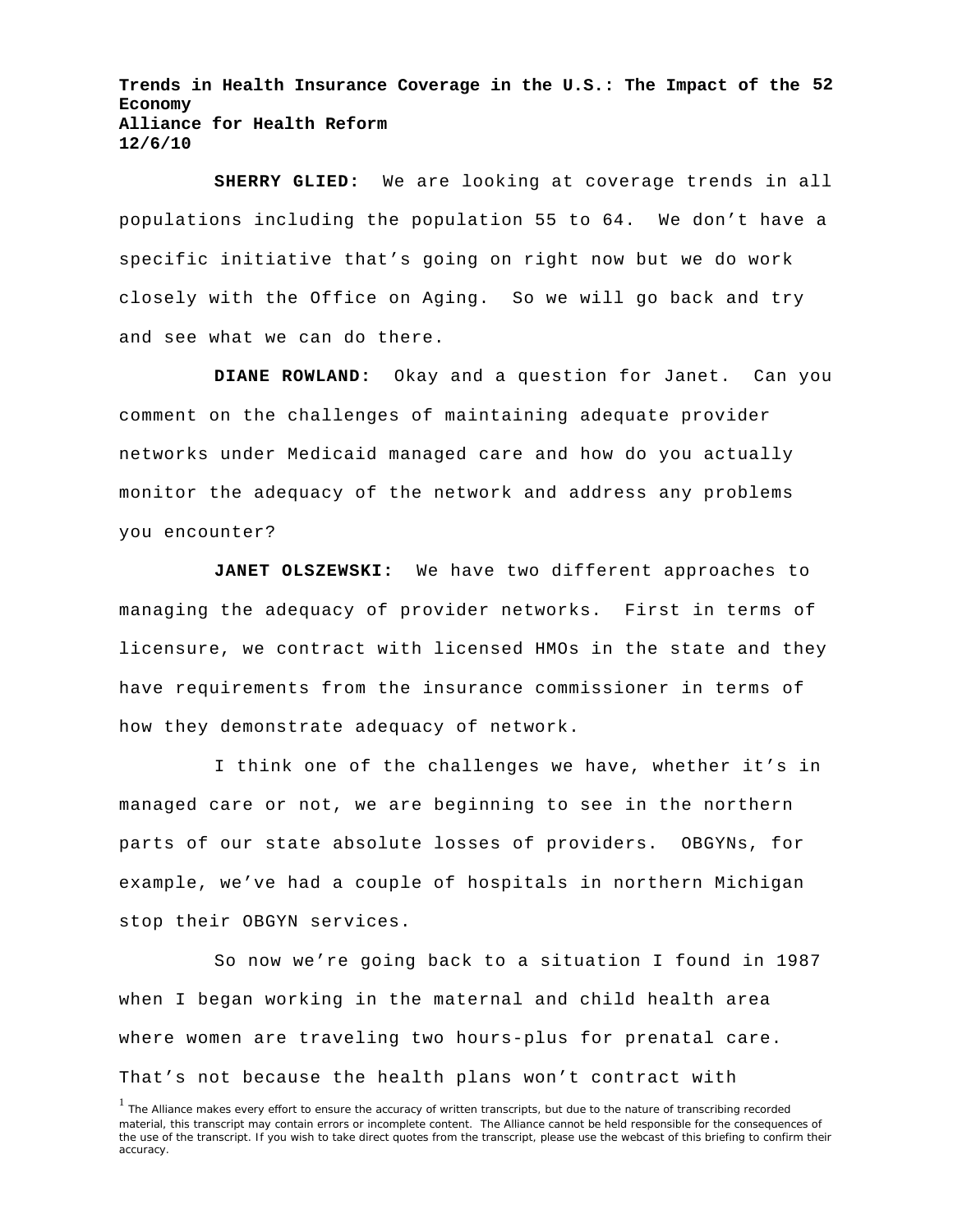**SHERRY GLIED:** We are looking at coverage trends in all populations including the population 55 to 64. We don't have a specific initiative that's going on right now but we do work closely with the Office on Aging. So we will go back and try and see what we can do there.

**DIANE ROWLAND:** Okay and a question for Janet. Can you comment on the challenges of maintaining adequate provider networks under Medicaid managed care and how do you actually monitor the adequacy of the network and address any problems you encounter?

**JANET OLSZEWSKI:** We have two different approaches to managing the adequacy of provider networks. First in terms of licensure, we contract with licensed HMOs in the state and they have requirements from the insurance commissioner in terms of how they demonstrate adequacy of network.

I think one of the challenges we have, whether it's in managed care or not, we are beginning to see in the northern parts of our state absolute losses of providers. OBGYNs, for example, we've had a couple of hospitals in northern Michigan stop their OBGYN services.

So now we're going back to a situation I found in 1987 when I began working in the maternal and child health area where women are traveling two hours-plus for prenatal care. That's not because the health plans won't contract with

[1] The Alliance makes every effort to ensure the accuracy of written transcripts, but due to the nature of transcribing recorded material, this transcript may contain errors or incomplete content. The Alliance cannot be held responsible for the consequences of the use of the transcript. If you wish to take direct quotes from the transcript, please use the webcast of this briefing to confirm their accuracy.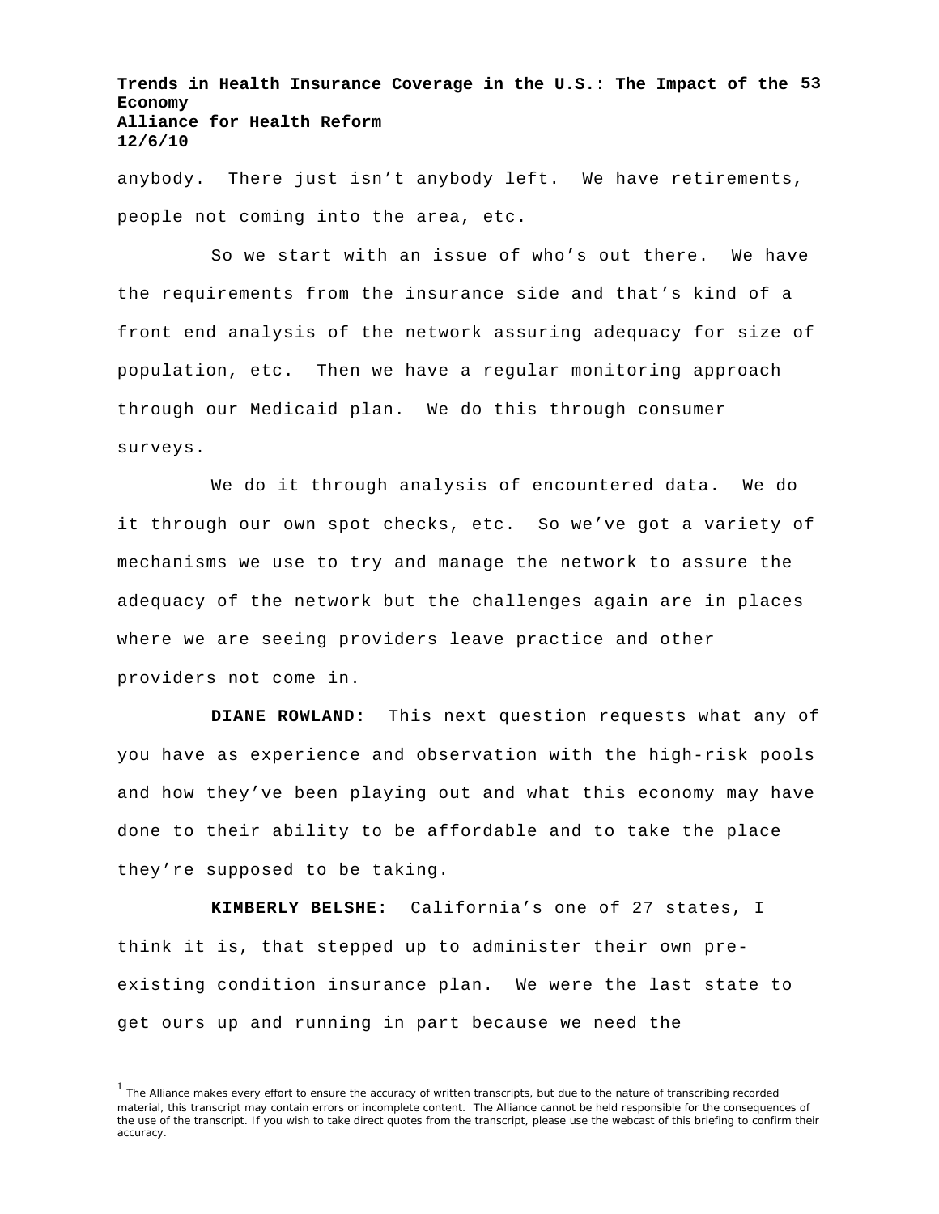anybody. There just isn't anybody left. We have retirements, people not coming into the area, etc.

So we start with an issue of who's out there. We have the requirements from the insurance side and that's kind of a front end analysis of the network assuring adequacy for size of population, etc. Then we have a regular monitoring approach through our Medicaid plan. We do this through consumer surveys.

We do it through analysis of encountered data. We do it through our own spot checks, etc. So we've got a variety of mechanisms we use to try and manage the network to assure the adequacy of the network but the challenges again are in places where we are seeing providers leave practice and other providers not come in.

**DIANE ROWLAND:** This next question requests what any of you have as experience and observation with the high-risk pools and how they've been playing out and what this economy may have done to their ability to be affordable and to take the place they're supposed to be taking.

**KIMBERLY BELSHE:** California's one of 27 states, I think it is, that stepped up to administer their own pre-existing condition insurance plan. We were the last state to get ours up and running in part because we need the

[1] The Alliance makes every effort to ensure the accuracy of written transcripts, but due to the nature of transcribing recorded material, this transcript may contain errors or incomplete content. The Alliance cannot be held responsible for the consequences of the use of the transcript. If you wish to take direct quotes from the transcript, please use the webcast of this briefing to confirm their accuracy.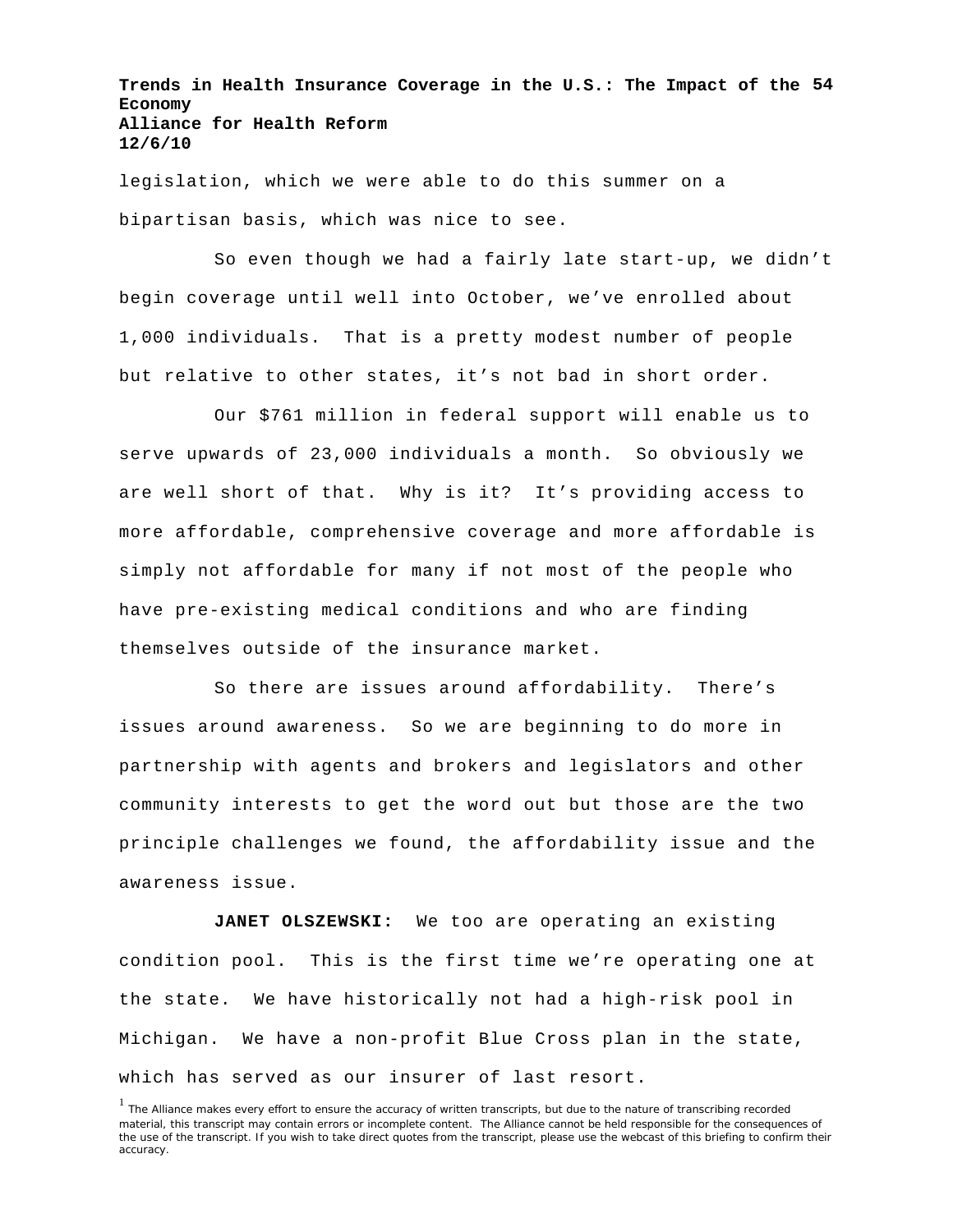legislation, which we were able to do this summer on a bipartisan basis, which was nice to see.

So even though we had a fairly late start-up, we didn't begin coverage until well into October, we've enrolled about 1,000 individuals. That is a pretty modest number of people but relative to other states, it's not bad in short order.

Our $761 million in federal support will enable us to serve upwards of 23,000 individuals a month. So obviously we are well short of that. Why is it? It's providing access to more affordable, comprehensive coverage and more affordable is simply not affordable for many if not most of the people who have pre-existing medical conditions and who are finding themselves outside of the insurance market.

So there are issues around affordability. There's issues around awareness. So we are beginning to do more in partnership with agents and brokers and legislators and other community interests to get the word out but those are the two principle challenges we found, the affordability issue and the awareness issue.

**JANET OLSZEWSKI:** We too are operating an existing condition pool. This is the first time we're operating one at the state. We have historically not had a high-risk pool in Michigan. We have a non-profit Blue Cross plan in the state, which has served as our insurer of last resort.

[1] The Alliance makes every effort to ensure the accuracy of written transcripts, but due to the nature of transcribing recorded material, this transcript may contain errors or incomplete content. The Alliance cannot be held responsible for the consequences of the use of the transcript. If you wish to take direct quotes from the transcript, please use the webcast of this briefing to confirm their accuracy.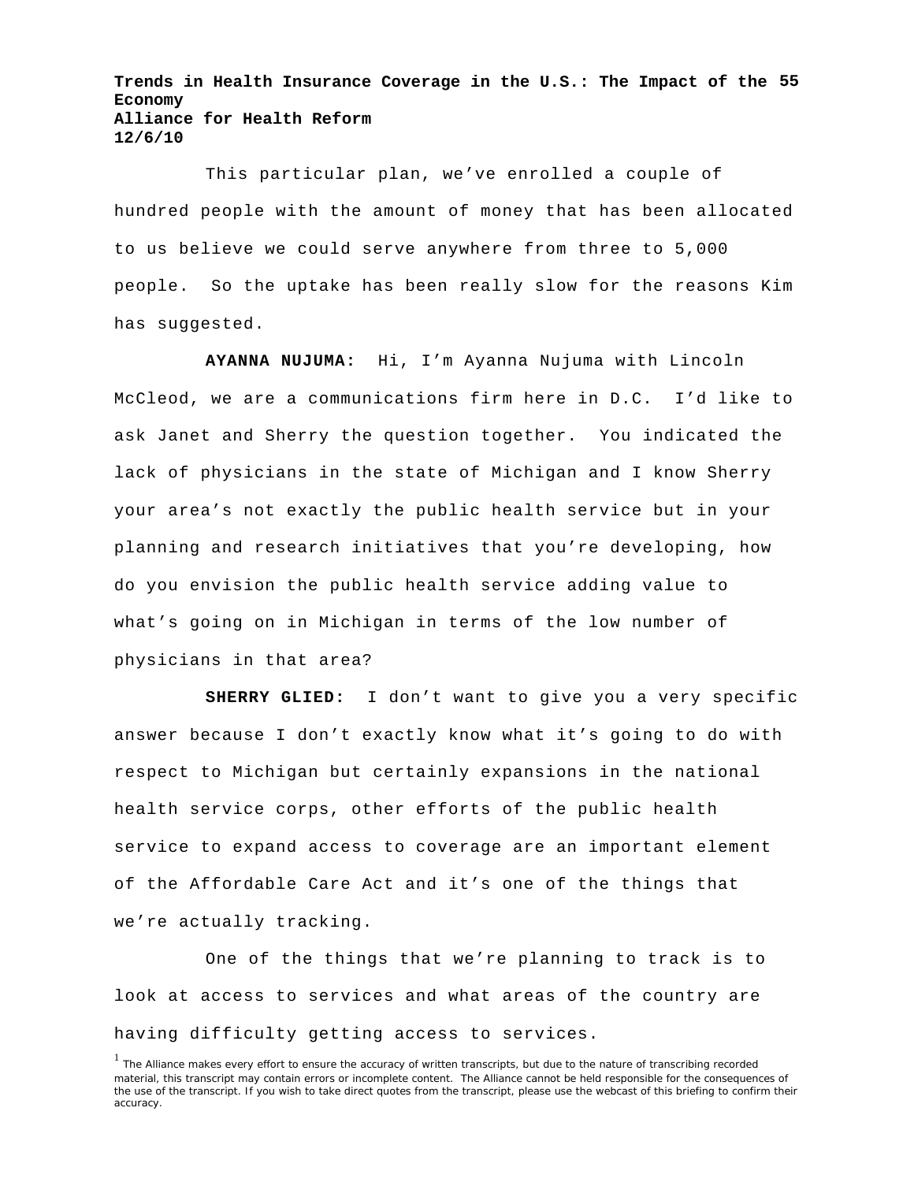This particular plan, we've enrolled a couple of hundred people with the amount of money that has been allocated to us believe we could serve anywhere from three to 5,000 people. So the uptake has been really slow for the reasons Kim has suggested.

**AYANNA NUJUMA:** Hi, I'm Ayanna Nujuma with Lincoln McCleod, we are a communications firm here in D.C. I'd like to ask Janet and Sherry the question together. You indicated the lack of physicians in the state of Michigan and I know Sherry your area's not exactly the public health service but in your planning and research initiatives that you're developing, how do you envision the public health service adding value to what's going on in Michigan in terms of the low number of physicians in that area?

**SHERRY GLIED:** I don't want to give you a very specific answer because I don't exactly know what it's going to do with respect to Michigan but certainly expansions in the national health service corps, other efforts of the public health service to expand access to coverage are an important element of the Affordable Care Act and it's one of the things that we're actually tracking.

One of the things that we're planning to track is to look at access to services and what areas of the country are having difficulty getting access to services.

[1] The Alliance makes every effort to ensure the accuracy of written transcripts, but due to the nature of transcribing recorded material, this transcript may contain errors or incomplete content. The Alliance cannot be held responsible for the consequences of the use of the transcript. If you wish to take direct quotes from the transcript, please use the webcast of this briefing to confirm their accuracy.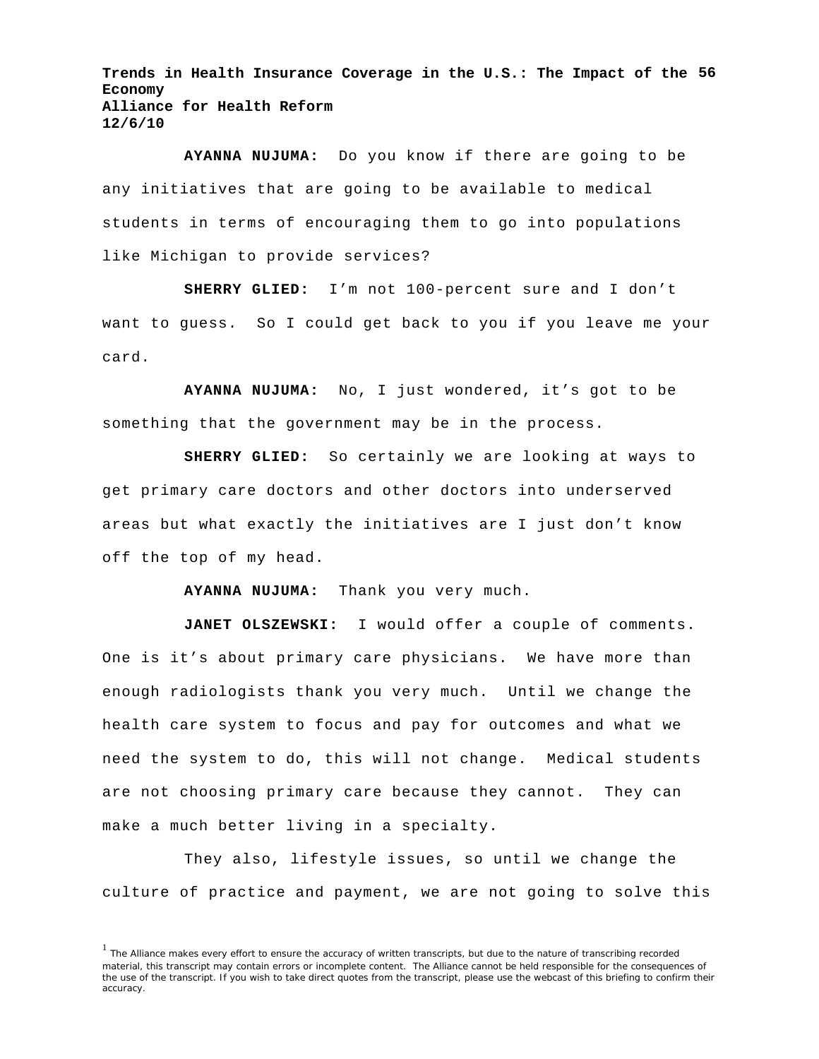**AYANNA NUJUMA:** Do you know if there are going to be any initiatives that are going to be available to medical students in terms of encouraging them to go into populations like Michigan to provide services?

**SHERRY GLIED:** I'm not 100-percent sure and I don't want to guess. So I could get back to you if you leave me your card.

**AYANNA NUJUMA:** No, I just wondered, it's got to be something that the government may be in the process.

**SHERRY GLIED:** So certainly we are looking at ways to get primary care doctors and other doctors into underserved areas but what exactly the initiatives are I just don't know off the top of my head.

**AYANNA NUJUMA:** Thank you very much.

**JANET OLSZEWSKI:** I would offer a couple of comments. One is it's about primary care physicians. We have more than enough radiologists thank you very much. Until we change the health care system to focus and pay for outcomes and what we need the system to do, this will not change. Medical students are not choosing primary care because they cannot. They can make a much better living in a specialty.

They also, lifestyle issues, so until we change the culture of practice and payment, we are not going to solve this

[1] The Alliance makes every effort to ensure the accuracy of written transcripts, but due to the nature of transcribing recorded material, this transcript may contain errors or incomplete content. The Alliance cannot be held responsible for the consequences of the use of the transcript. If you wish to take direct quotes from the transcript, please use the webcast of this briefing to confirm their accuracy.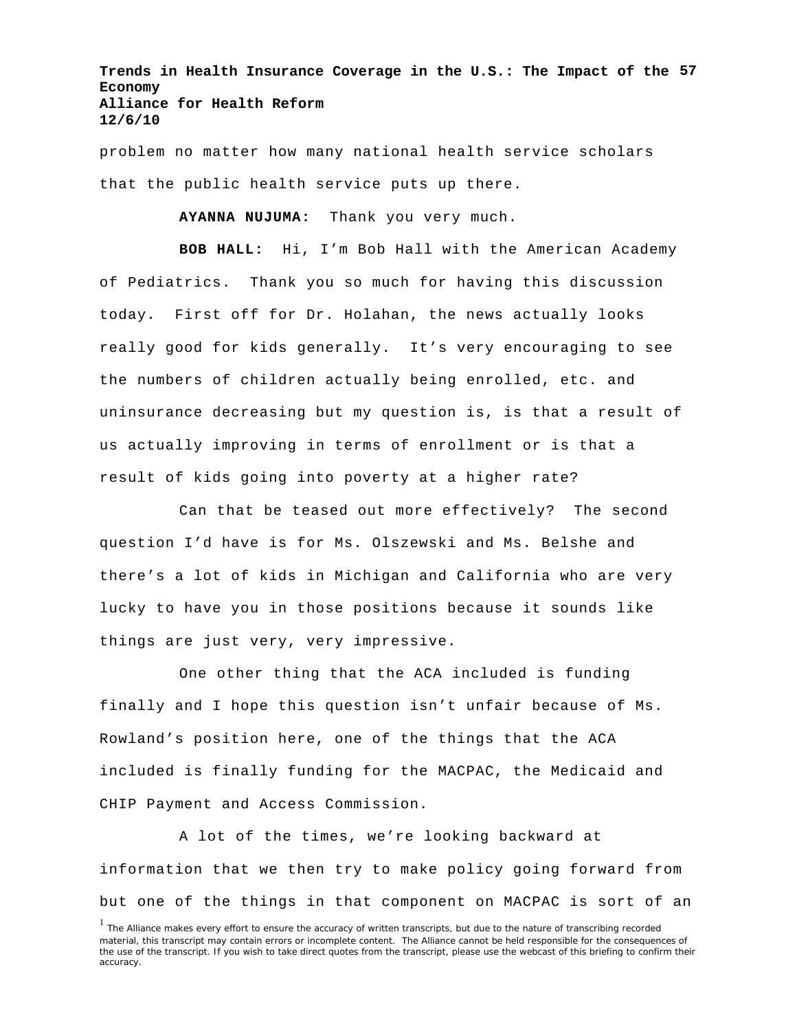problem no matter how many national health service scholars that the public health service puts up there.

**AYANNA NUJUMA:** Thank you very much.

**BOB HALL:** Hi, I'm Bob Hall with the American Academy of Pediatrics. Thank you so much for having this discussion today. First off for Dr. Holahan, the news actually looks really good for kids generally. It's very encouraging to see the numbers of children actually being enrolled, etc. and uninsurance decreasing but my question is, is that a result of us actually improving in terms of enrollment or is that a result of kids going into poverty at a higher rate?

Can that be teased out more effectively? The second question I'd have is for Ms. Olszewski and Ms. Belshe and there's a lot of kids in Michigan and California who are very lucky to have you in those positions because it sounds like things are just very, very impressive.

One other thing that the ACA included is funding finally and I hope this question isn't unfair because of Ms. Rowland's position here, one of the things that the ACA included is finally funding for the MACPAC, the Medicaid and CHIP Payment and Access Commission.

A lot of the times, we're looking backward at information that we then try to make policy going forward from but one of the things in that component on MACPAC is sort of an

[1] The Alliance makes every effort to ensure the accuracy of written transcripts, but due to the nature of transcribing recorded material, this transcript may contain errors or incomplete content. The Alliance cannot be held responsible for the consequences of the use of the transcript. If you wish to take direct quotes from the transcript, please use the webcast of this briefing to confirm their accuracy.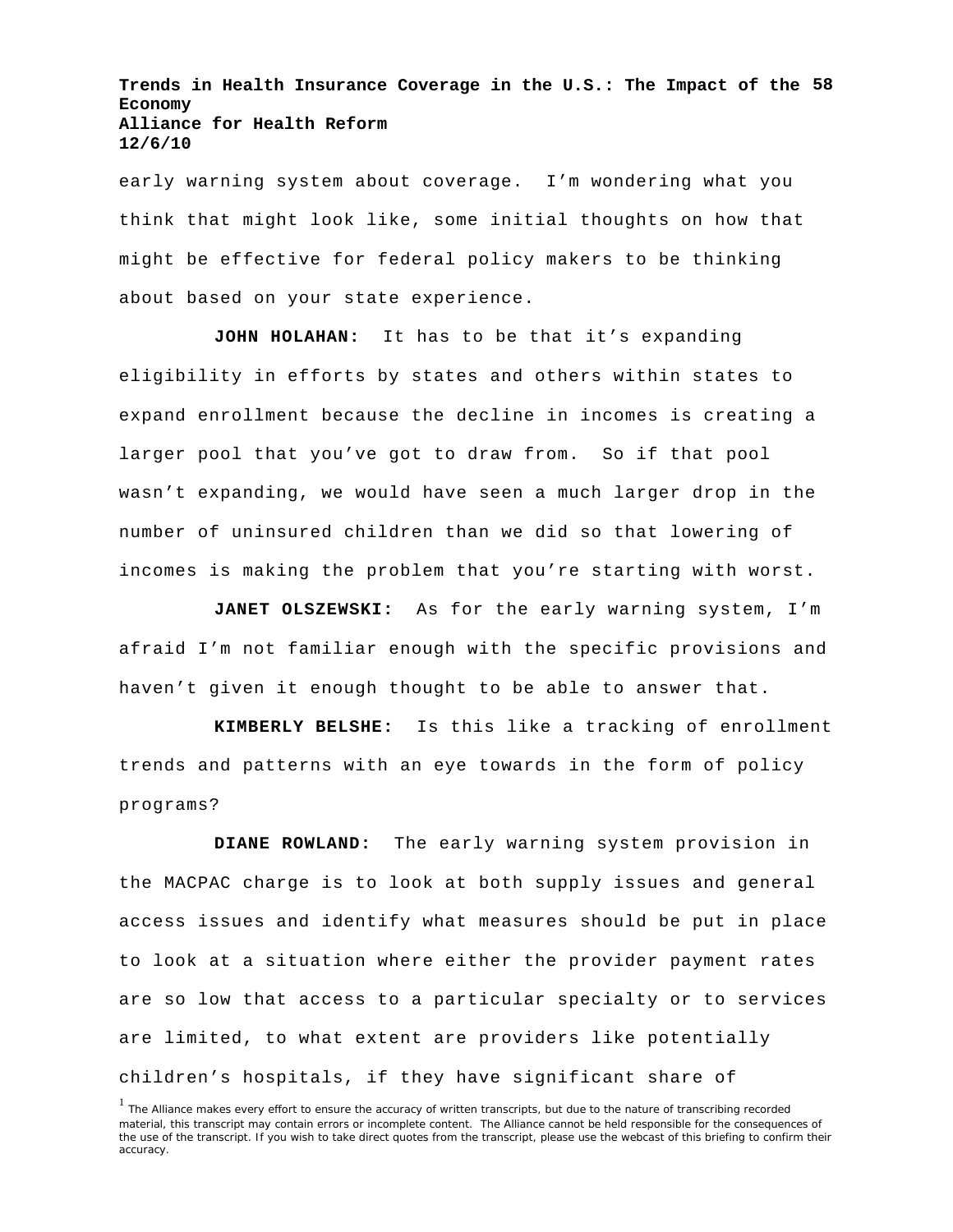early warning system about coverage. I'm wondering what you think that might look like, some initial thoughts on how that might be effective for federal policy makers to be thinking about based on your state experience.

**JOHN HOLAHAN:** It has to be that it's expanding eligibility in efforts by states and others within states to expand enrollment because the decline in incomes is creating a larger pool that you've got to draw from. So if that pool wasn't expanding, we would have seen a much larger drop in the number of uninsured children than we did so that lowering of incomes is making the problem that you're starting with worst.

**JANET OLSZEWSKI:** As for the early warning system, I'm afraid I'm not familiar enough with the specific provisions and haven't given it enough thought to be able to answer that.

**KIMBERLY BELSHE:** Is this like a tracking of enrollment trends and patterns with an eye towards in the form of policy programs?

**DIANE ROWLAND:** The early warning system provision in the MACPAC charge is to look at both supply issues and general access issues and identify what measures should be put in place to look at a situation where either the provider payment rates are so low that access to a particular specialty or to services are limited, to what extent are providers like potentially children's hospitals, if they have significant share of

[1] The Alliance makes every effort to ensure the accuracy of written transcripts, but due to the nature of transcribing recorded material, this transcript may contain errors or incomplete content. The Alliance cannot be held responsible for the consequences of the use of the transcript. If you wish to take direct quotes from the transcript, please use the webcast of this briefing to confirm their accuracy.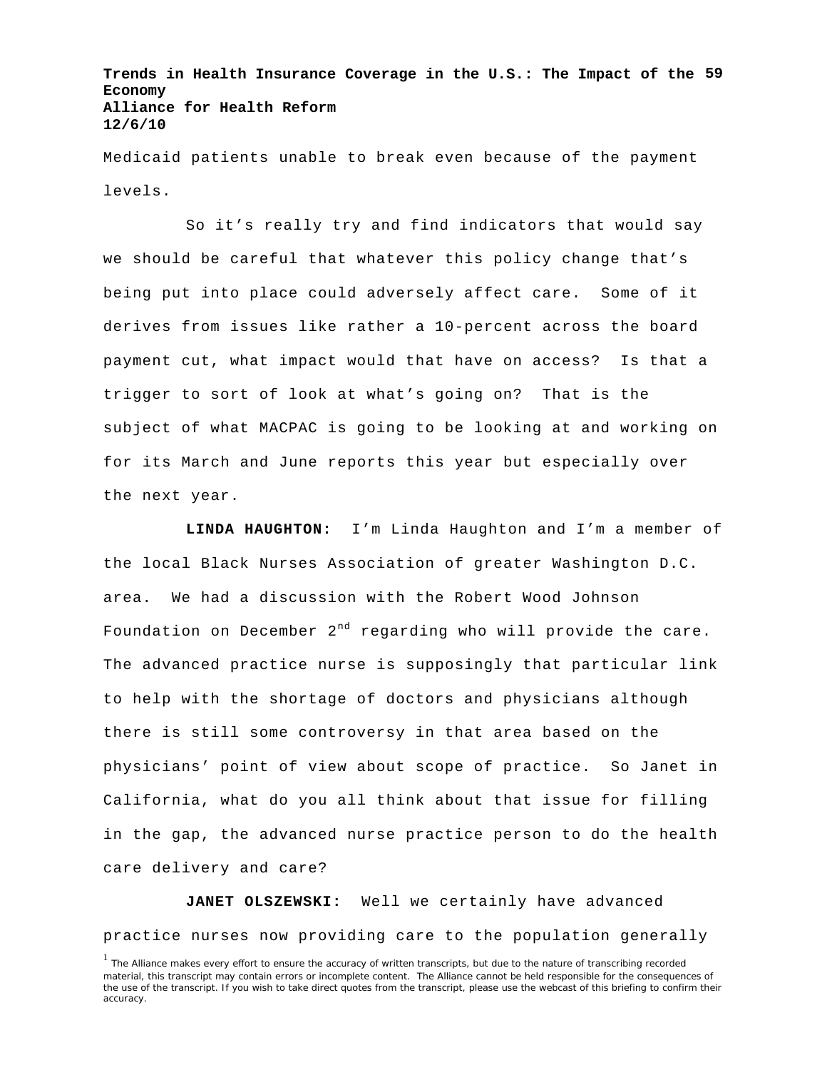Medicaid patients unable to break even because of the payment levels.

So it's really try and find indicators that would say we should be careful that whatever this policy change that's being put into place could adversely affect care. Some of it derives from issues like rather a 10-percent across the board payment cut, what impact would that have on access? Is that a trigger to sort of look at what's going on? That is the subject of what MACPAC is going to be looking at and working on for its March and June reports this year but especially over the next year.

**LINDA HAUGHTON:** I'm Linda Haughton and I'm a member of the local Black Nurses Association of greater Washington D.C. area. We had a discussion with the Robert Wood Johnson Foundation on December 2nd regarding who will provide the care. The advanced practice nurse is supposingly that particular link to help with the shortage of doctors and physicians although there is still some controversy in that area based on the physicians' point of view about scope of practice. So Janet in California, what do you all think about that issue for filling in the gap, the advanced nurse practice person to do the health care delivery and care?

**JANET OLSZEWSKI:** Well we certainly have advanced practice nurses now providing care to the population generally

[1] The Alliance makes every effort to ensure the accuracy of written transcripts, but due to the nature of transcribing recorded material, this transcript may contain errors or incomplete content. The Alliance cannot be held responsible for the consequences of the use of the transcript. If you wish to take direct quotes from the transcript, please use the webcast of this briefing to confirm their accuracy.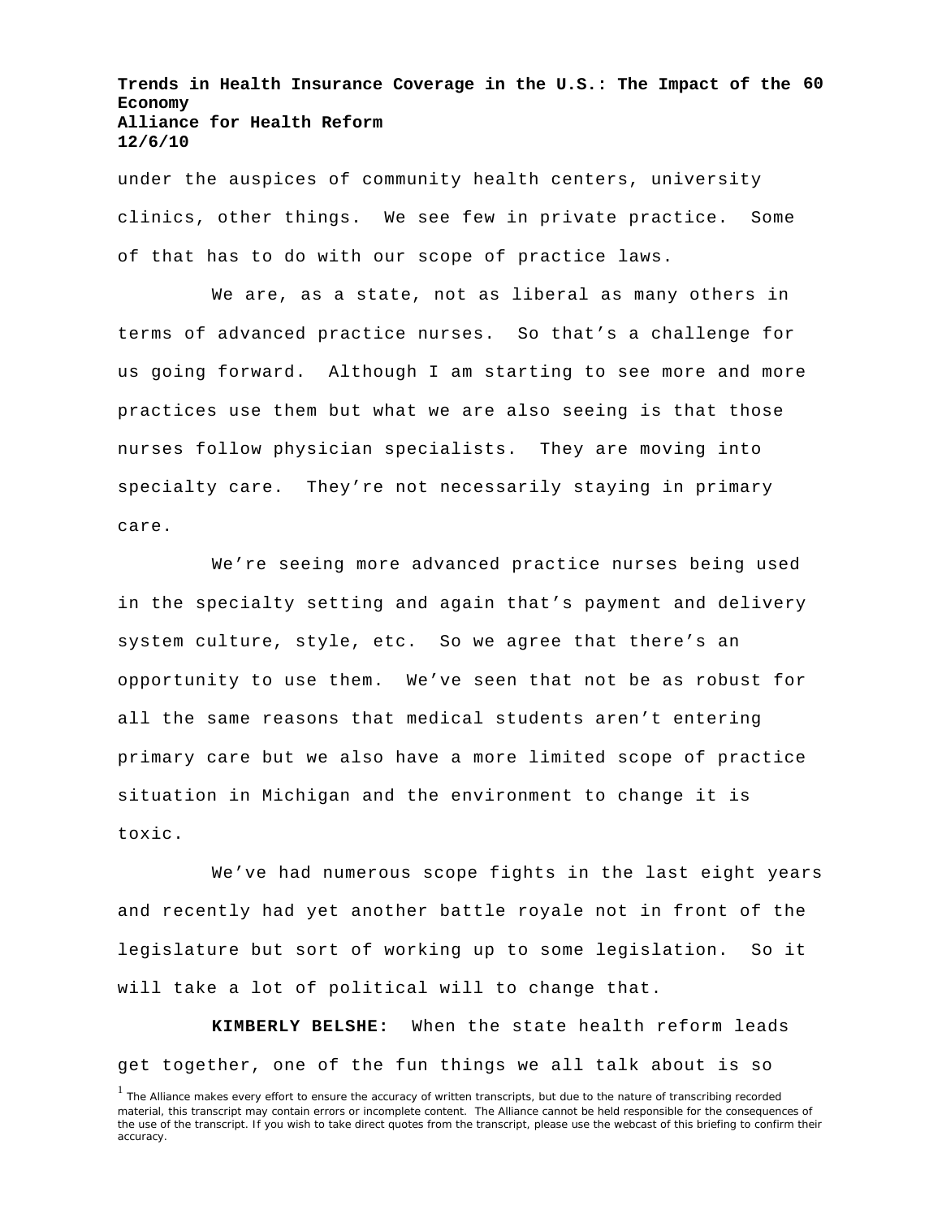under the auspices of community health centers, university clinics, other things. We see few in private practice. Some of that has to do with our scope of practice laws.

We are, as a state, not as liberal as many others in terms of advanced practice nurses. So that's a challenge for us going forward. Although I am starting to see more and more practices use them but what we are also seeing is that those nurses follow physician specialists. They are moving into specialty care. They're not necessarily staying in primary care.

We're seeing more advanced practice nurses being used in the specialty setting and again that's payment and delivery system culture, style, etc. So we agree that there's an opportunity to use them. We've seen that not be as robust for all the same reasons that medical students aren't entering primary care but we also have a more limited scope of practice situation in Michigan and the environment to change it is toxic.

We've had numerous scope fights in the last eight years and recently had yet another battle royale not in front of the legislature but sort of working up to some legislation. So it will take a lot of political will to change that.

**KIMBERLY BELSHE:** When the state health reform leads get together, one of the fun things we all talk about is so

[1] The Alliance makes every effort to ensure the accuracy of written transcripts, but due to the nature of transcribing recorded material, this transcript may contain errors or incomplete content. The Alliance cannot be held responsible for the consequences of the use of the transcript. If you wish to take direct quotes from the transcript, please use the webcast of this briefing to confirm their accuracy.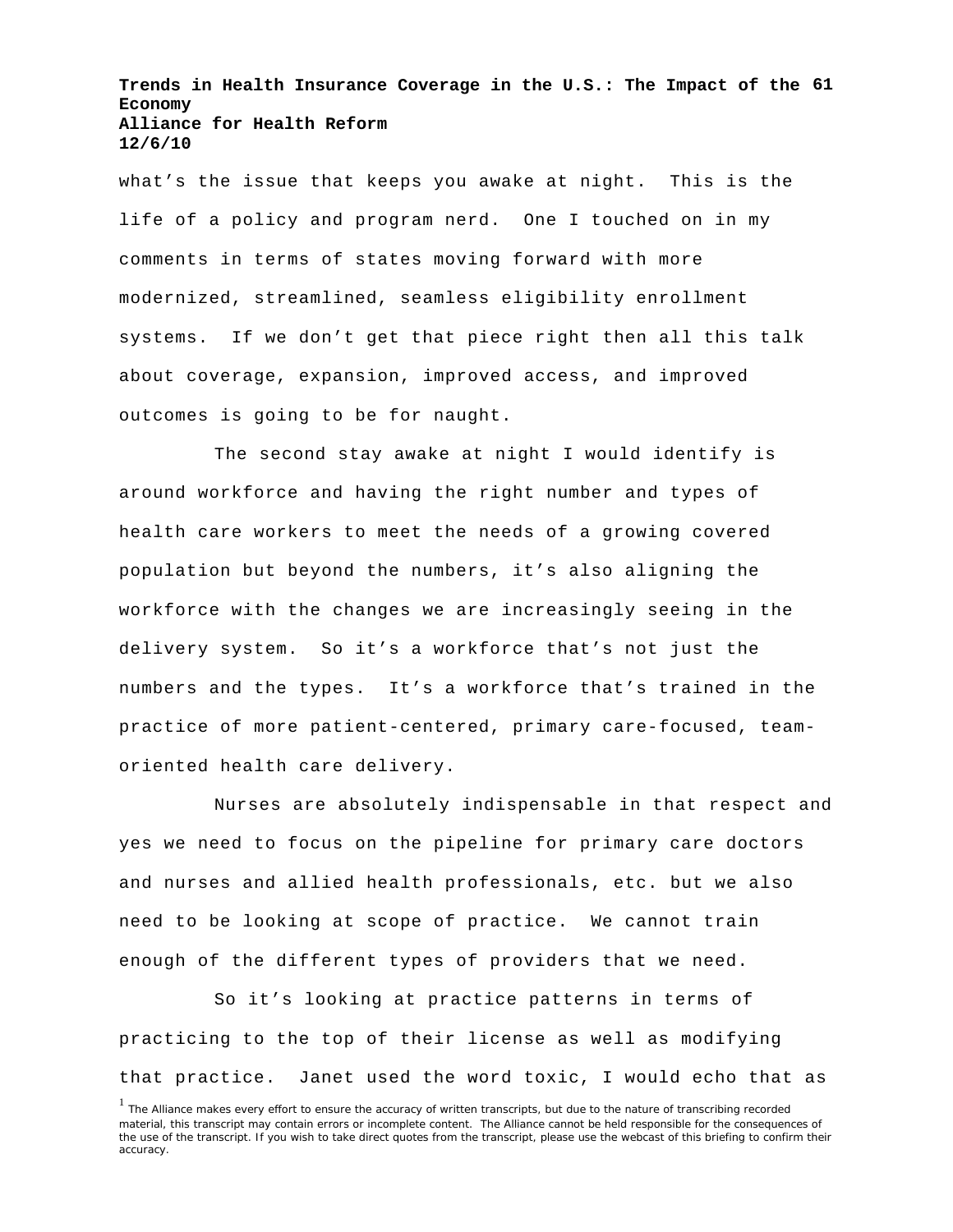what's the issue that keeps you awake at night. This is the life of a policy and program nerd. One I touched on in my comments in terms of states moving forward with more modernized, streamlined, seamless eligibility enrollment systems. If we don't get that piece right then all this talk about coverage, expansion, improved access, and improved outcomes is going to be for naught.

The second stay awake at night I would identify is around workforce and having the right number and types of health care workers to meet the needs of a growing covered population but beyond the numbers, it's also aligning the workforce with the changes we are increasingly seeing in the delivery system. So it's a workforce that's not just the numbers and the types. It's a workforce that's trained in the practice of more patient-centered, primary care-focused, team-oriented health care delivery.

Nurses are absolutely indispensable in that respect and yes we need to focus on the pipeline for primary care doctors and nurses and allied health professionals, etc. but we also need to be looking at scope of practice. We cannot train enough of the different types of providers that we need.

So it's looking at practice patterns in terms of practicing to the top of their license as well as modifying that practice. Janet used the word toxic, I would echo that as

[1] The Alliance makes every effort to ensure the accuracy of written transcripts, but due to the nature of transcribing recorded material, this transcript may contain errors or incomplete content. The Alliance cannot be held responsible for the consequences of the use of the transcript. If you wish to take direct quotes from the transcript, please use the webcast of this briefing to confirm their accuracy.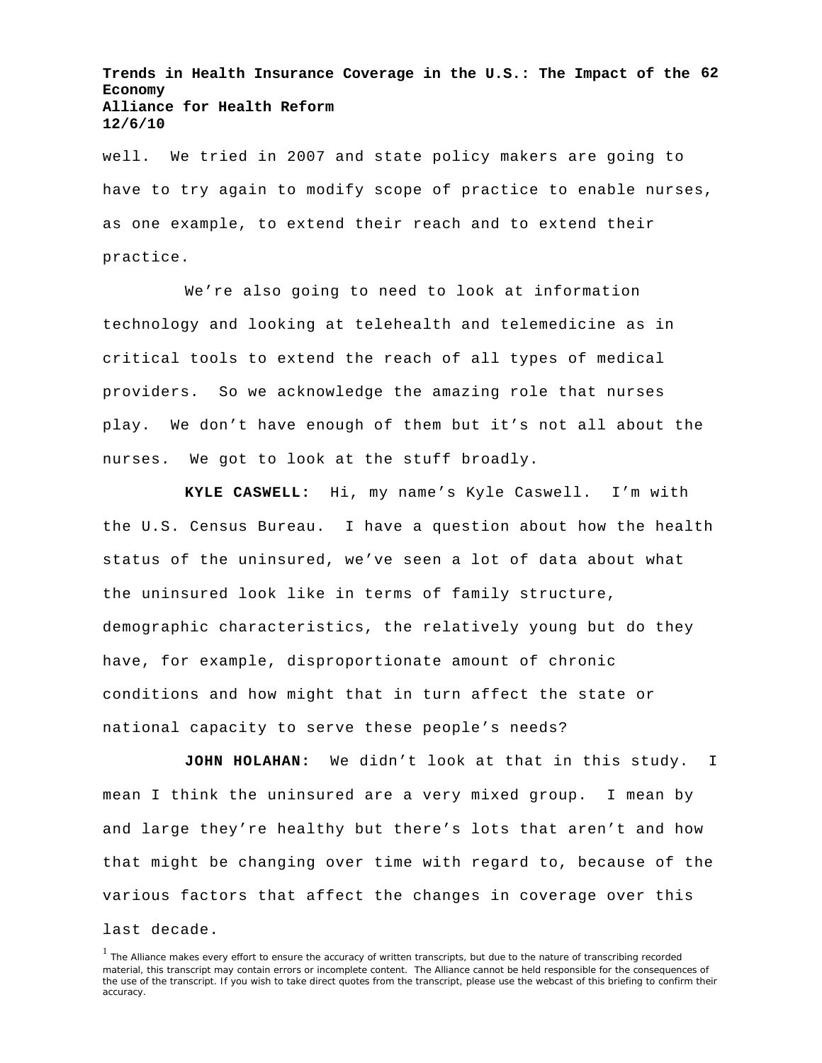well. We tried in 2007 and state policy makers are going to have to try again to modify scope of practice to enable nurses, as one example, to extend their reach and to extend their practice.

We're also going to need to look at information technology and looking at telehealth and telemedicine as in critical tools to extend the reach of all types of medical providers. So we acknowledge the amazing role that nurses play. We don't have enough of them but it's not all about the nurses. We got to look at the stuff broadly.

**KYLE CASWELL:** Hi, my name's Kyle Caswell. I'm with the U.S. Census Bureau. I have a question about how the health status of the uninsured, we've seen a lot of data about what the uninsured look like in terms of family structure, demographic characteristics, the relatively young but do they have, for example, disproportionate amount of chronic conditions and how might that in turn affect the state or national capacity to serve these people's needs?

**JOHN HOLAHAN:** We didn't look at that in this study. I mean I think the uninsured are a very mixed group. I mean by and large they're healthy but there's lots that aren't and how that might be changing over time with regard to, because of the various factors that affect the changes in coverage over this last decade.

[1] The Alliance makes every effort to ensure the accuracy of written transcripts, but due to the nature of transcribing recorded material, this transcript may contain errors or incomplete content. The Alliance cannot be held responsible for the consequences of the use of the transcript. If you wish to take direct quotes from the transcript, please use the webcast of this briefing to confirm their accuracy.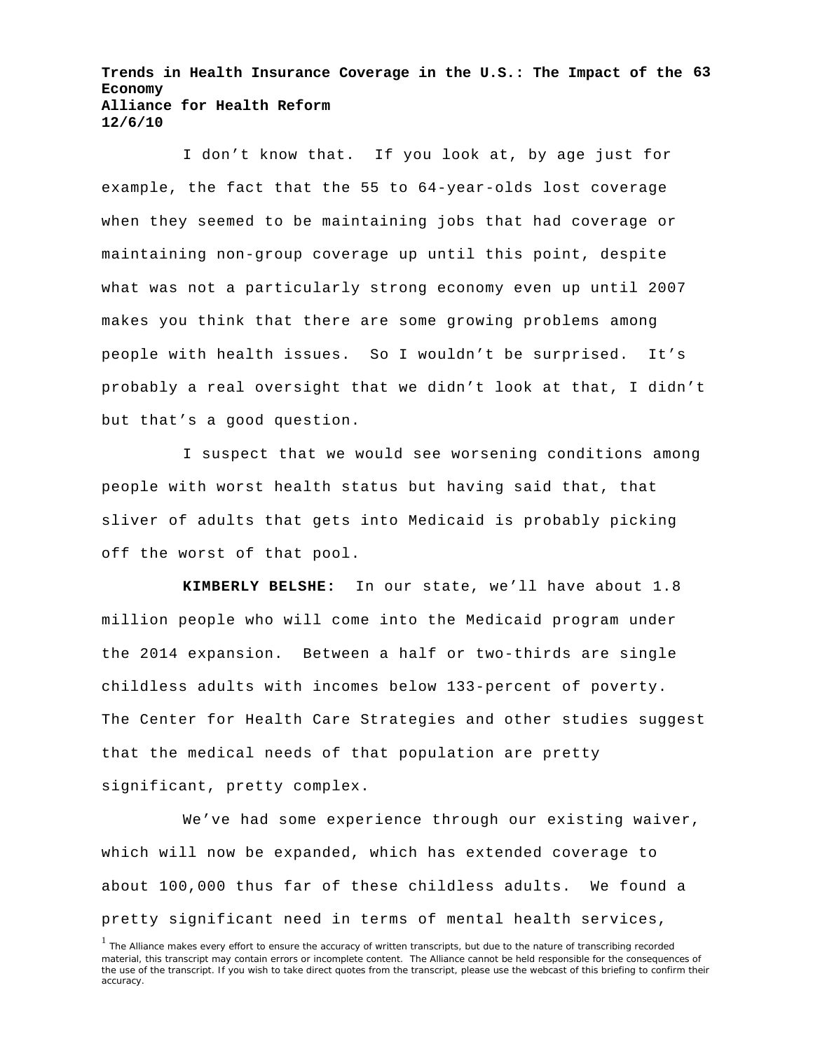I don't know that. If you look at, by age just for example, the fact that the 55 to 64-year-olds lost coverage when they seemed to be maintaining jobs that had coverage or maintaining non-group coverage up until this point, despite what was not a particularly strong economy even up until 2007 makes you think that there are some growing problems among people with health issues. So I wouldn't be surprised. It's probably a real oversight that we didn't look at that, I didn't but that's a good question.

I suspect that we would see worsening conditions among people with worst health status but having said that, that sliver of adults that gets into Medicaid is probably picking off the worst of that pool.

**KIMBERLY BELSHE:** In our state, we'll have about 1.8 million people who will come into the Medicaid program under the 2014 expansion. Between a half or two-thirds are single childless adults with incomes below 133-percent of poverty. The Center for Health Care Strategies and other studies suggest that the medical needs of that population are pretty significant, pretty complex.

We've had some experience through our existing waiver, which will now be expanded, which has extended coverage to about 100,000 thus far of these childless adults. We found a pretty significant need in terms of mental health services,

[1] The Alliance makes every effort to ensure the accuracy of written transcripts, but due to the nature of transcribing recorded material, this transcript may contain errors or incomplete content. The Alliance cannot be held responsible for the consequences of the use of the transcript. If you wish to take direct quotes from the transcript, please use the webcast of this briefing to confirm their accuracy.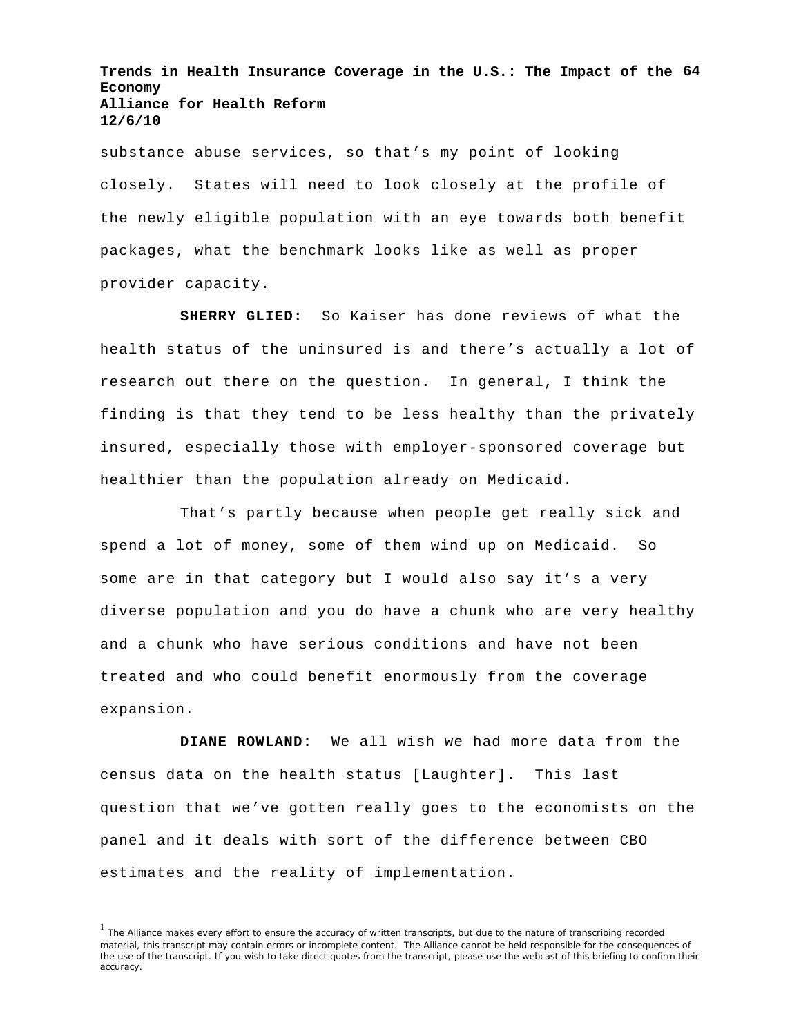substance abuse services, so that's my point of looking closely. States will need to look closely at the profile of the newly eligible population with an eye towards both benefit packages, what the benchmark looks like as well as proper provider capacity.

**SHERRY GLIED:** So Kaiser has done reviews of what the health status of the uninsured is and there's actually a lot of research out there on the question. In general, I think the finding is that they tend to be less healthy than the privately insured, especially those with employer-sponsored coverage but healthier than the population already on Medicaid.

That's partly because when people get really sick and spend a lot of money, some of them wind up on Medicaid. So some are in that category but I would also say it's a very diverse population and you do have a chunk who are very healthy and a chunk who have serious conditions and have not been treated and who could benefit enormously from the coverage expansion.

**DIANE ROWLAND:** We all wish we had more data from the census data on the health status [Laughter]. This last question that we've gotten really goes to the economists on the panel and it deals with sort of the difference between CBO estimates and the reality of implementation.

[1] The Alliance makes every effort to ensure the accuracy of written transcripts, but due to the nature of transcribing recorded material, this transcript may contain errors or incomplete content. The Alliance cannot be held responsible for the consequences of the use of the transcript. If you wish to take direct quotes from the transcript, please use the webcast of this briefing to confirm their accuracy.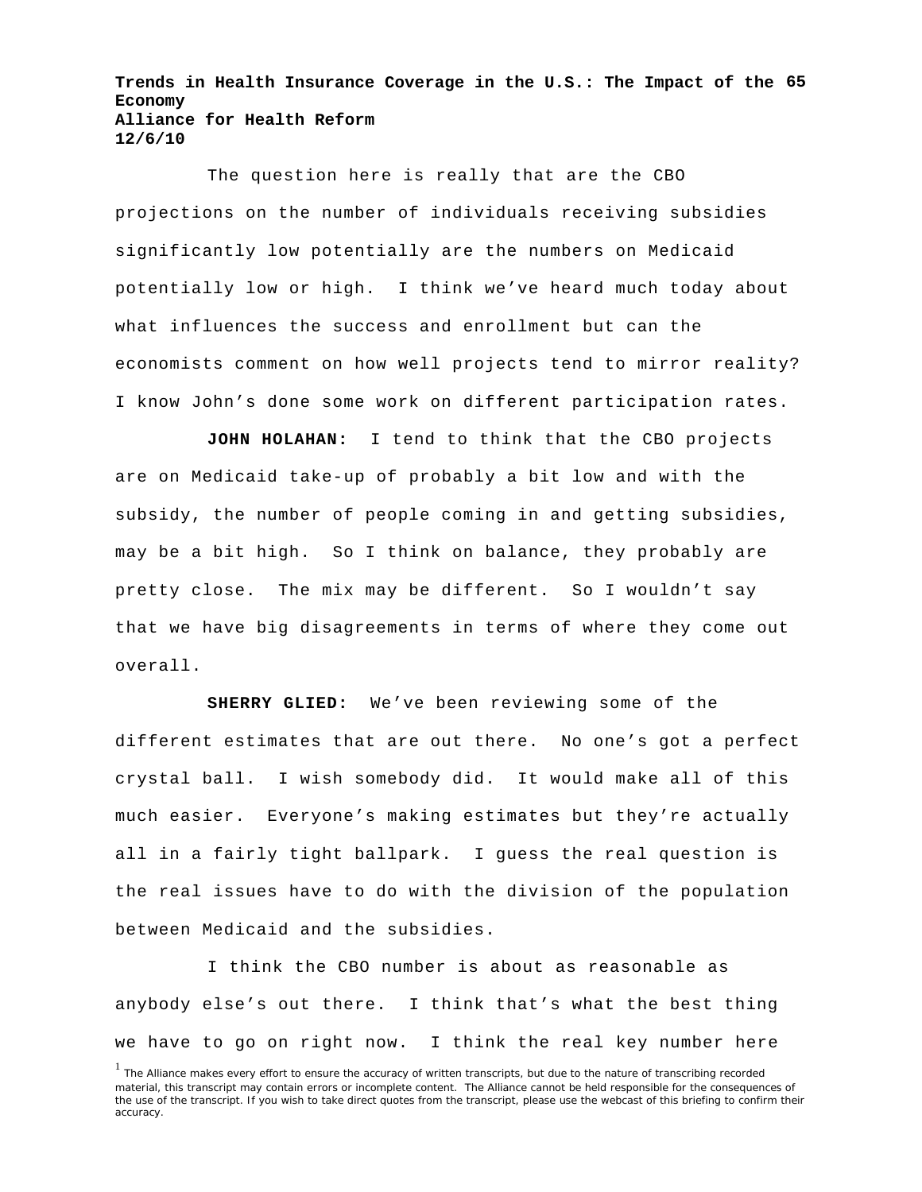The question here is really that are the CBO projections on the number of individuals receiving subsidies significantly low potentially are the numbers on Medicaid potentially low or high. I think we've heard much today about what influences the success and enrollment but can the economists comment on how well projects tend to mirror reality? I know John's done some work on different participation rates.

**JOHN HOLAHAN:** I tend to think that the CBO projects are on Medicaid take-up of probably a bit low and with the subsidy, the number of people coming in and getting subsidies, may be a bit high. So I think on balance, they probably are pretty close. The mix may be different. So I wouldn't say that we have big disagreements in terms of where they come out overall.

**SHERRY GLIED:** We've been reviewing some of the different estimates that are out there. No one's got a perfect crystal ball. I wish somebody did. It would make all of this much easier. Everyone's making estimates but they're actually all in a fairly tight ballpark. I guess the real question is the real issues have to do with the division of the population between Medicaid and the subsidies.

I think the CBO number is about as reasonable as anybody else's out there. I think that's what the best thing we have to go on right now. I think the real key number here

[1] The Alliance makes every effort to ensure the accuracy of written transcripts, but due to the nature of transcribing recorded material, this transcript may contain errors or incomplete content. The Alliance cannot be held responsible for the consequences of the use of the transcript. If you wish to take direct quotes from the transcript, please use the webcast of this briefing to confirm their accuracy.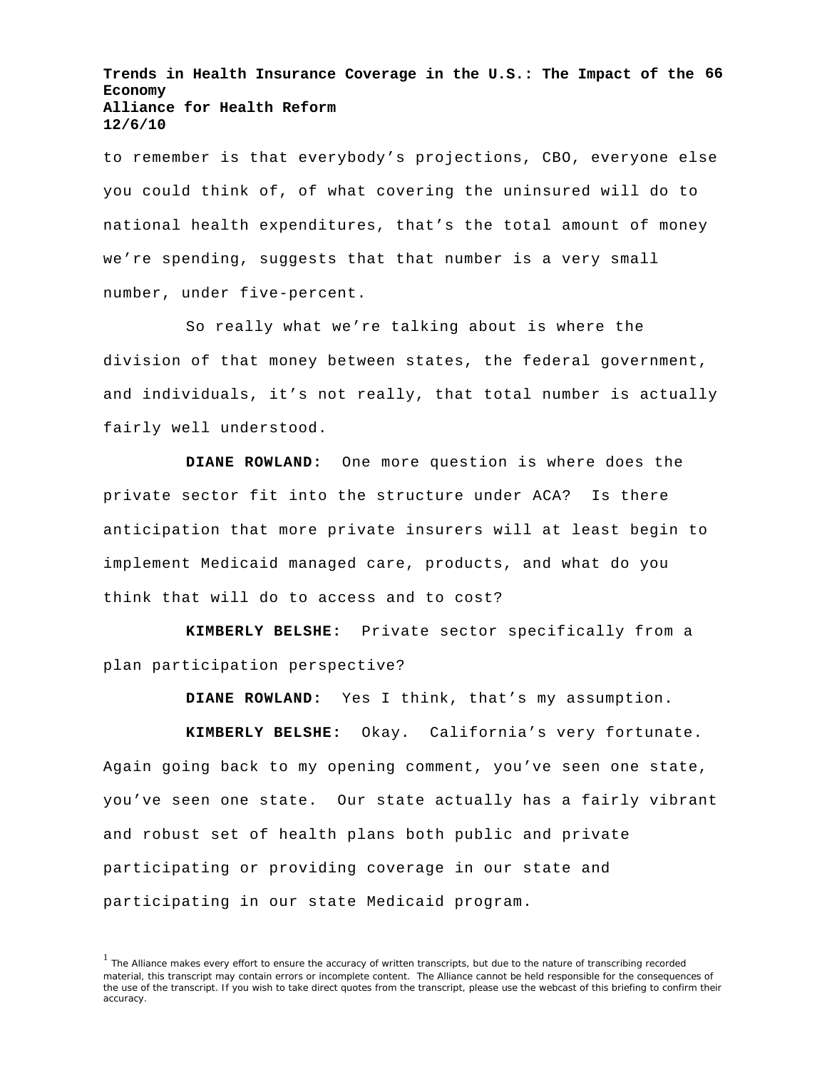to remember is that everybody's projections, CBO, everyone else you could think of, of what covering the uninsured will do to national health expenditures, that's the total amount of money we're spending, suggests that that number is a very small number, under five-percent.

So really what we're talking about is where the division of that money between states, the federal government, and individuals, it's not really, that total number is actually fairly well understood.

**DIANE ROWLAND:** One more question is where does the private sector fit into the structure under ACA? Is there anticipation that more private insurers will at least begin to implement Medicaid managed care, products, and what do you think that will do to access and to cost?

**KIMBERLY BELSHE:** Private sector specifically from a plan participation perspective?

**DIANE ROWLAND:** Yes I think, that's my assumption.

**KIMBERLY BELSHE:** Okay. California's very fortunate. Again going back to my opening comment, you've seen one state, you've seen one state. Our state actually has a fairly vibrant and robust set of health plans both public and private participating or providing coverage in our state and participating in our state Medicaid program.

[1] The Alliance makes every effort to ensure the accuracy of written transcripts, but due to the nature of transcribing recorded material, this transcript may contain errors or incomplete content. The Alliance cannot be held responsible for the consequences of the use of the transcript. If you wish to take direct quotes from the transcript, please use the webcast of this briefing to confirm their accuracy.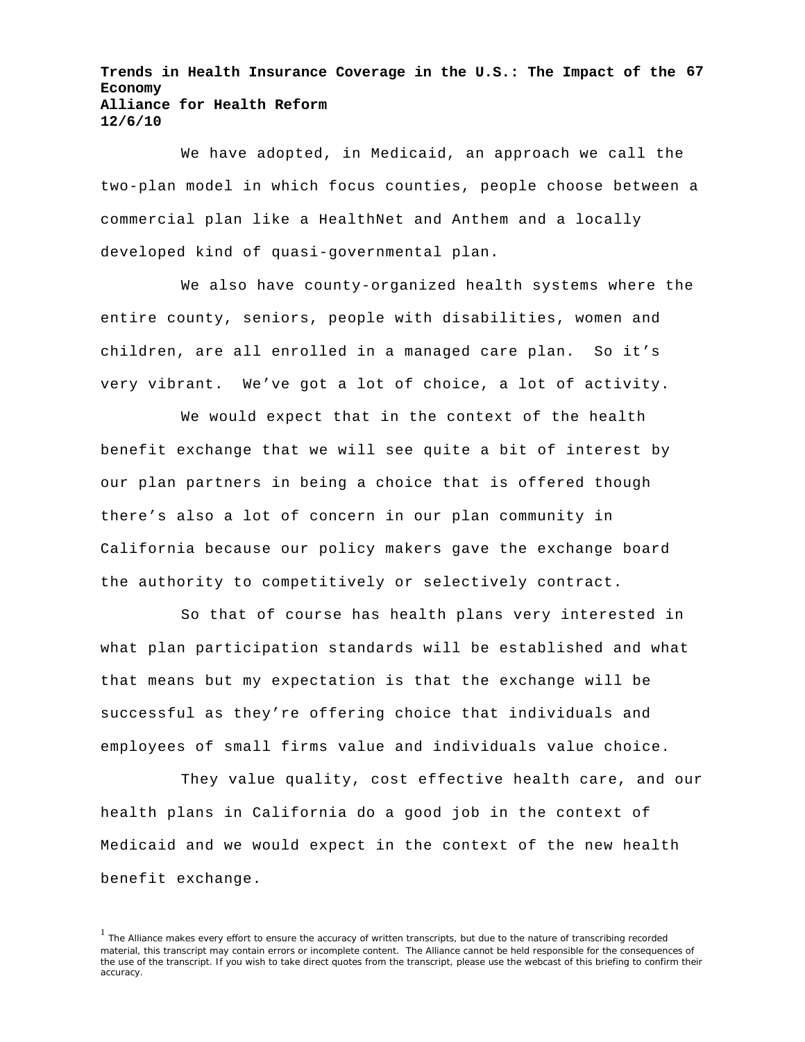We have adopted, in Medicaid, an approach we call the two-plan model in which focus counties, people choose between a commercial plan like a HealthNet and Anthem and a locally developed kind of quasi-governmental plan.

We also have county-organized health systems where the entire county, seniors, people with disabilities, women and children, are all enrolled in a managed care plan. So it's very vibrant. We've got a lot of choice, a lot of activity.

We would expect that in the context of the health benefit exchange that we will see quite a bit of interest by our plan partners in being a choice that is offered though there's also a lot of concern in our plan community in California because our policy makers gave the exchange board the authority to competitively or selectively contract.

So that of course has health plans very interested in what plan participation standards will be established and what that means but my expectation is that the exchange will be successful as they're offering choice that individuals and employees of small firms value and individuals value choice.

They value quality, cost effective health care, and our health plans in California do a good job in the context of Medicaid and we would expect in the context of the new health benefit exchange.

[1] The Alliance makes every effort to ensure the accuracy of written transcripts, but due to the nature of transcribing recorded material, this transcript may contain errors or incomplete content. The Alliance cannot be held responsible for the consequences of the use of the transcript. If you wish to take direct quotes from the transcript, please use the webcast of this briefing to confirm their accuracy.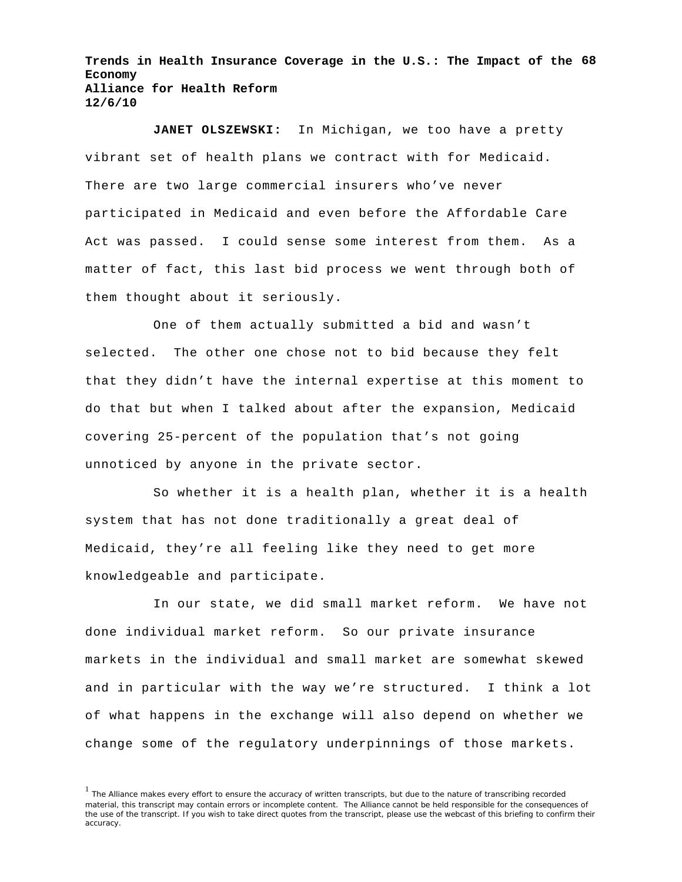**JANET OLSZEWSKI:** In Michigan, we too have a pretty vibrant set of health plans we contract with for Medicaid. There are two large commercial insurers who've never participated in Medicaid and even before the Affordable Care Act was passed. I could sense some interest from them. As a matter of fact, this last bid process we went through both of them thought about it seriously.

One of them actually submitted a bid and wasn't selected. The other one chose not to bid because they felt that they didn't have the internal expertise at this moment to do that but when I talked about after the expansion, Medicaid covering 25-percent of the population that's not going unnoticed by anyone in the private sector.

So whether it is a health plan, whether it is a health system that has not done traditionally a great deal of Medicaid, they're all feeling like they need to get more knowledgeable and participate.

In our state, we did small market reform. We have not done individual market reform. So our private insurance markets in the individual and small market are somewhat skewed and in particular with the way we're structured. I think a lot of what happens in the exchange will also depend on whether we change some of the regulatory underpinnings of those markets.

[1] The Alliance makes every effort to ensure the accuracy of written transcripts, but due to the nature of transcribing recorded material, this transcript may contain errors or incomplete content. The Alliance cannot be held responsible for the consequences of the use of the transcript. If you wish to take direct quotes from the transcript, please use the webcast of this briefing to confirm their accuracy.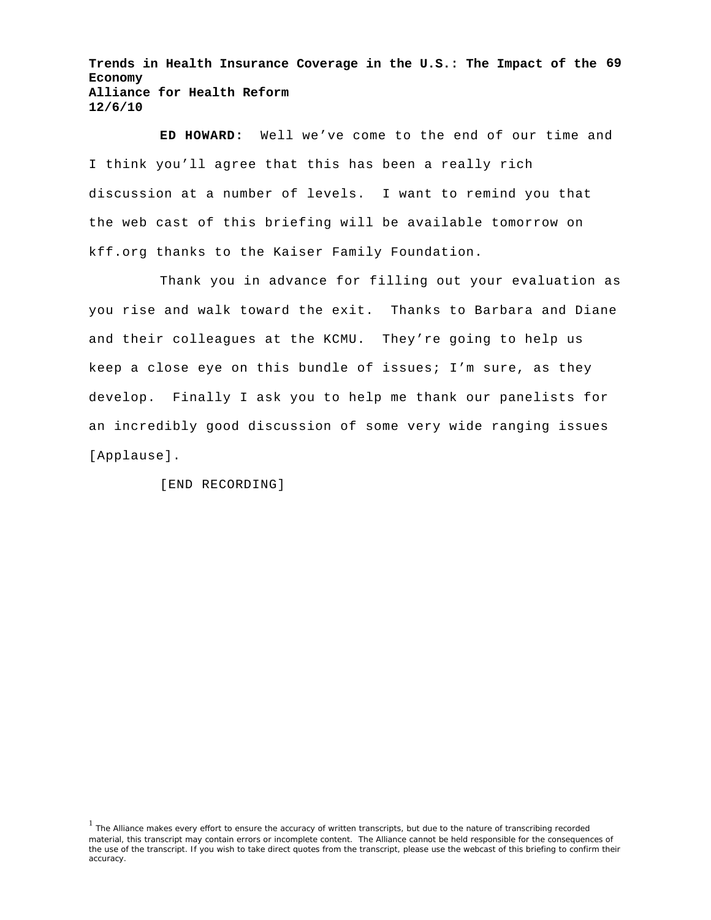**ED HOWARD:** Well we've come to the end of our time and I think you'll agree that this has been a really rich discussion at a number of levels. I want to remind you that the web cast of this briefing will be available tomorrow on kff.org thanks to the Kaiser Family Foundation.

Thank you in advance for filling out your evaluation as you rise and walk toward the exit. Thanks to Barbara and Diane and their colleagues at the KCMU. They're going to help us keep a close eye on this bundle of issues; I'm sure, as they develop. Finally I ask you to help me thank our panelists for an incredibly good discussion of some very wide ranging issues [Applause].

[END RECORDING]

[1] The Alliance makes every effort to ensure the accuracy of written transcripts, but due to the nature of transcribing recorded material, this transcript may contain errors or incomplete content. The Alliance cannot be held responsible for the consequences of the use of the transcript. If you wish to take direct quotes from the transcript, please use the webcast of this briefing to confirm their accuracy.